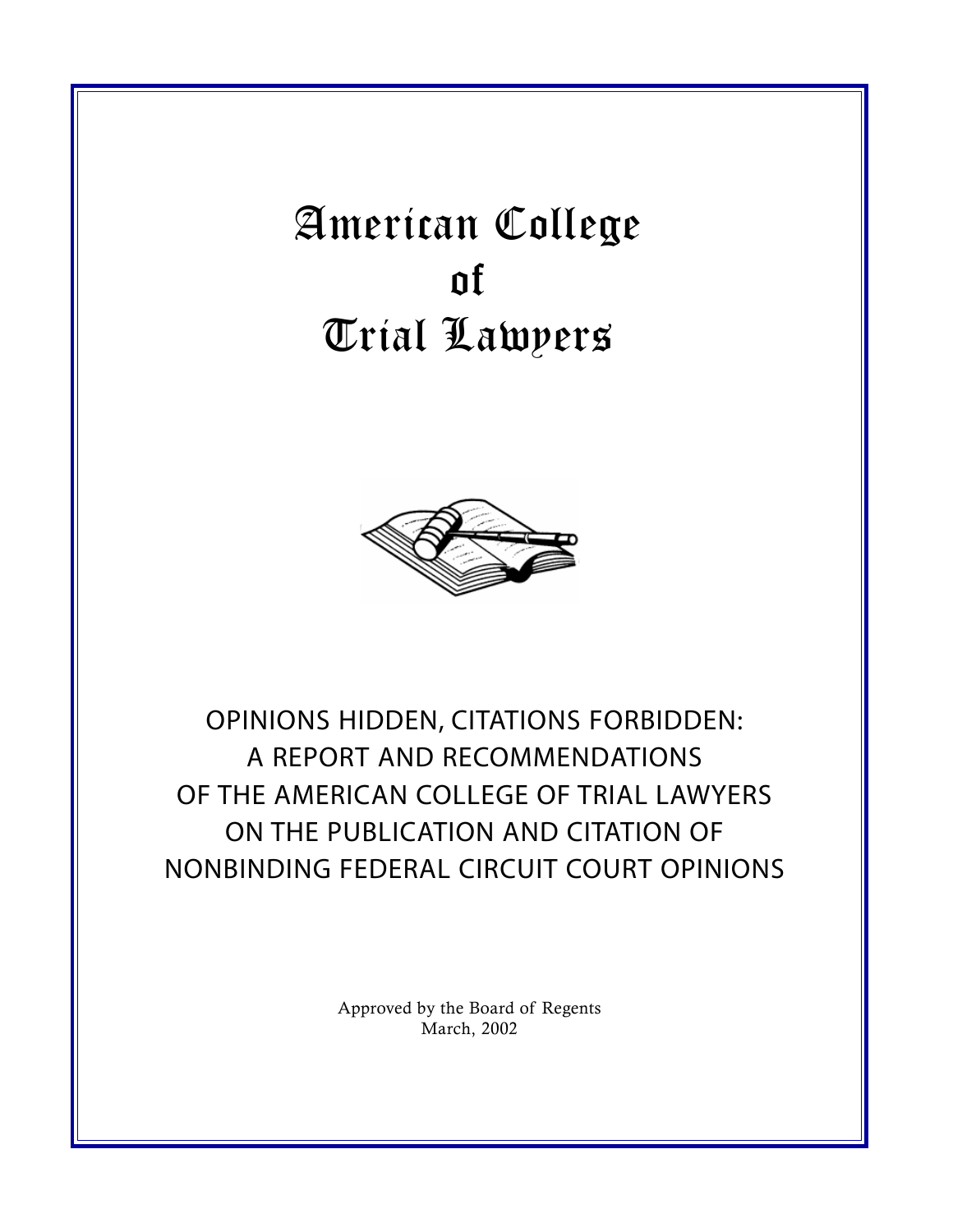# American College of Trial Lawyers

## OPINIONS HIDDEN, CITATIONS FORBIDDEN: A REPORT AND RECOMMENDATIONS OF THE AMERICAN COLLEGE OF TRIAL LAWYERS ON THE PUBLICATION AND CITATION OF NONBINDING FEDERAL CIRCUIT COURT OPINIONS

Approved by the Board of Regents
March, 2002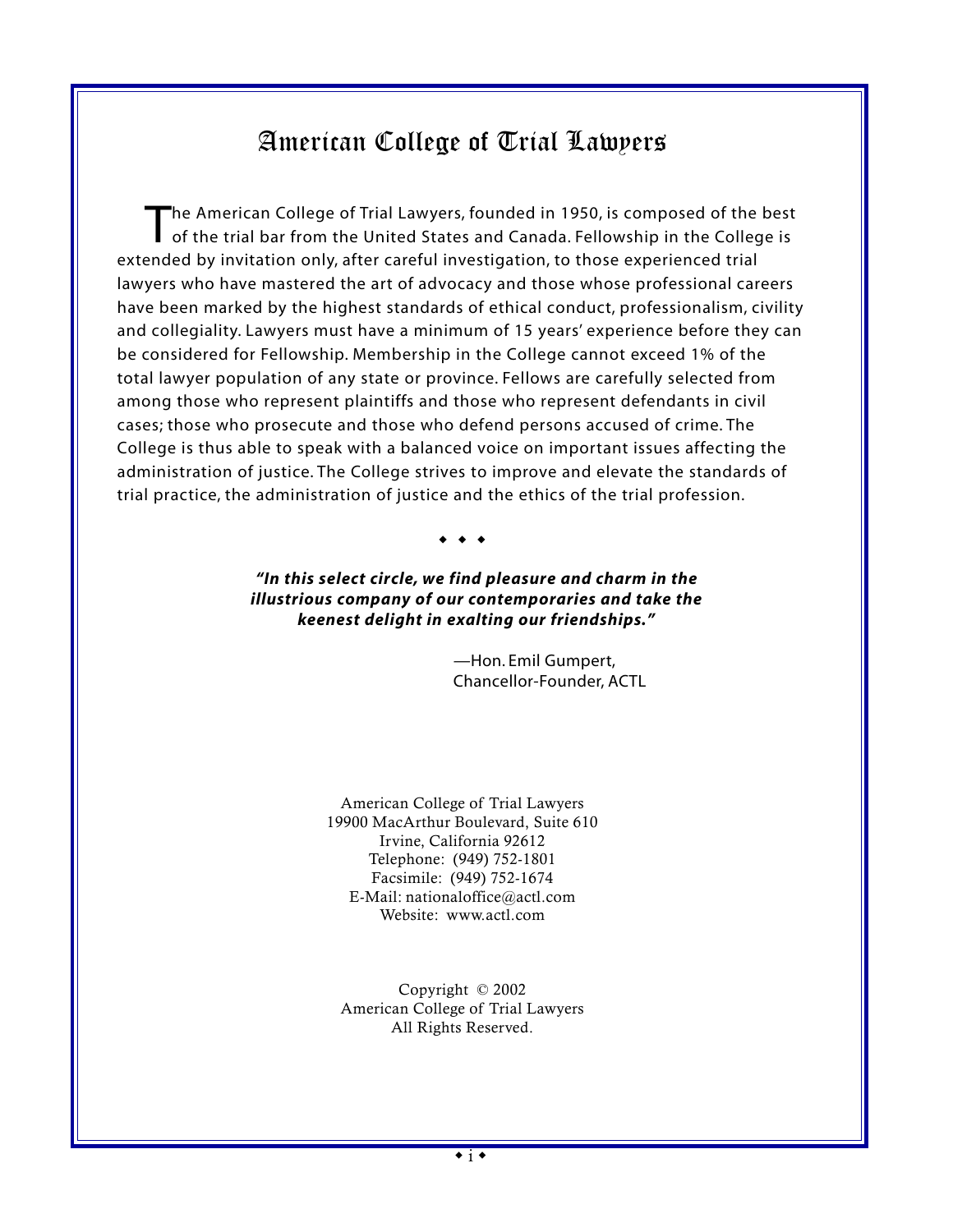# American College of Trial Lawyers

The American College of Trial Lawyers, founded in 1950, is composed of the best of the trial bar from the United States and Canada. Fellowship in the College is extended by invitation only, after careful investigation, to those experienced trial lawyers who have mastered the art of advocacy and those whose professional careers have been marked by the highest standards of ethical conduct, professionalism, civility and collegiality. Lawyers must have a minimum of 15 years' experience before they can be considered for Fellowship. Membership in the College cannot exceed 1% of the total lawyer population of any state or province. Fellows are carefully selected from among those who represent plaintiffs and those who represent defendants in civil cases; those who prosecute and those who defend persons accused of crime. The College is thus able to speak with a balanced voice on important issues affecting the administration of justice. The College strives to improve and elevate the standards of trial practice, the administration of justice and the ethics of the trial profession.

◆ ◆ ◆

***"In this select circle, we find pleasure and charm in the illustrious company of our contemporaries and take the keenest delight in exalting our friendships."***

—Hon. Emil Gumpert,
Chancellor-Founder, ACTL

American College of Trial Lawyers
19900 MacArthur Boulevard, Suite 610
Irvine, California 92612
Telephone: (949) 752-1801
Facsimile: (949) 752-1674
E-Mail: nationaloffice@actl.com
Website: www.actl.com

Copyright © 2002
American College of Trial Lawyers
All Rights Reserved.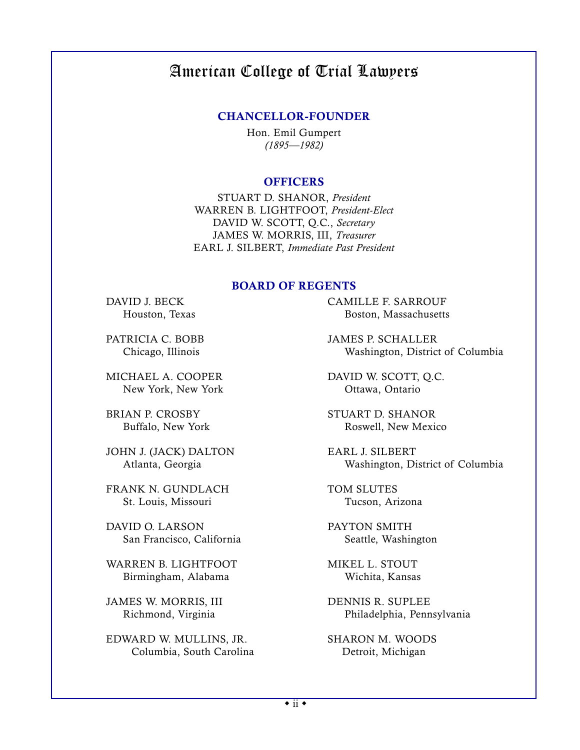# American College of Trial Lawyers

## CHANCELLOR-FOUNDER

Hon. Emil Gumpert
*(1895—1982)*

## OFFICERS

STUART D. SHANOR, *President*
WARREN B. LIGHTFOOT, *President-Elect*
DAVID W. SCOTT, Q.C., *Secretary*
JAMES W. MORRIS, III, *Treasurer*
EARL J. SILBERT, *Immediate Past President*

## BOARD OF REGENTS

DAVID J. BECK
Houston, Texas

PATRICIA C. BOBB
Chicago, Illinois

MICHAEL A. COOPER
New York, New York

BRIAN P. CROSBY
Buffalo, New York

JOHN J. (JACK) DALTON
Atlanta, Georgia

FRANK N. GUNDLACH
St. Louis, Missouri

DAVID O. LARSON
San Francisco, California

WARREN B. LIGHTFOOT
Birmingham, Alabama

JAMES W. MORRIS, III
Richmond, Virginia

EDWARD W. MULLINS, JR.
Columbia, South Carolina

CAMILLE F. SARROUF
Boston, Massachusetts

JAMES P. SCHALLER
Washington, District of Columbia

DAVID W. SCOTT, Q.C.
Ottawa, Ontario

STUART D. SHANOR
Roswell, New Mexico

EARL J. SILBERT
Washington, District of Columbia

TOM SLUTES
Tucson, Arizona

PAYTON SMITH
Seattle, Washington

MIKEL L. STOUT
Wichita, Kansas

DENNIS R. SUPLEE
Philadelphia, Pennsylvania

SHARON M. WOODS
Detroit, Michigan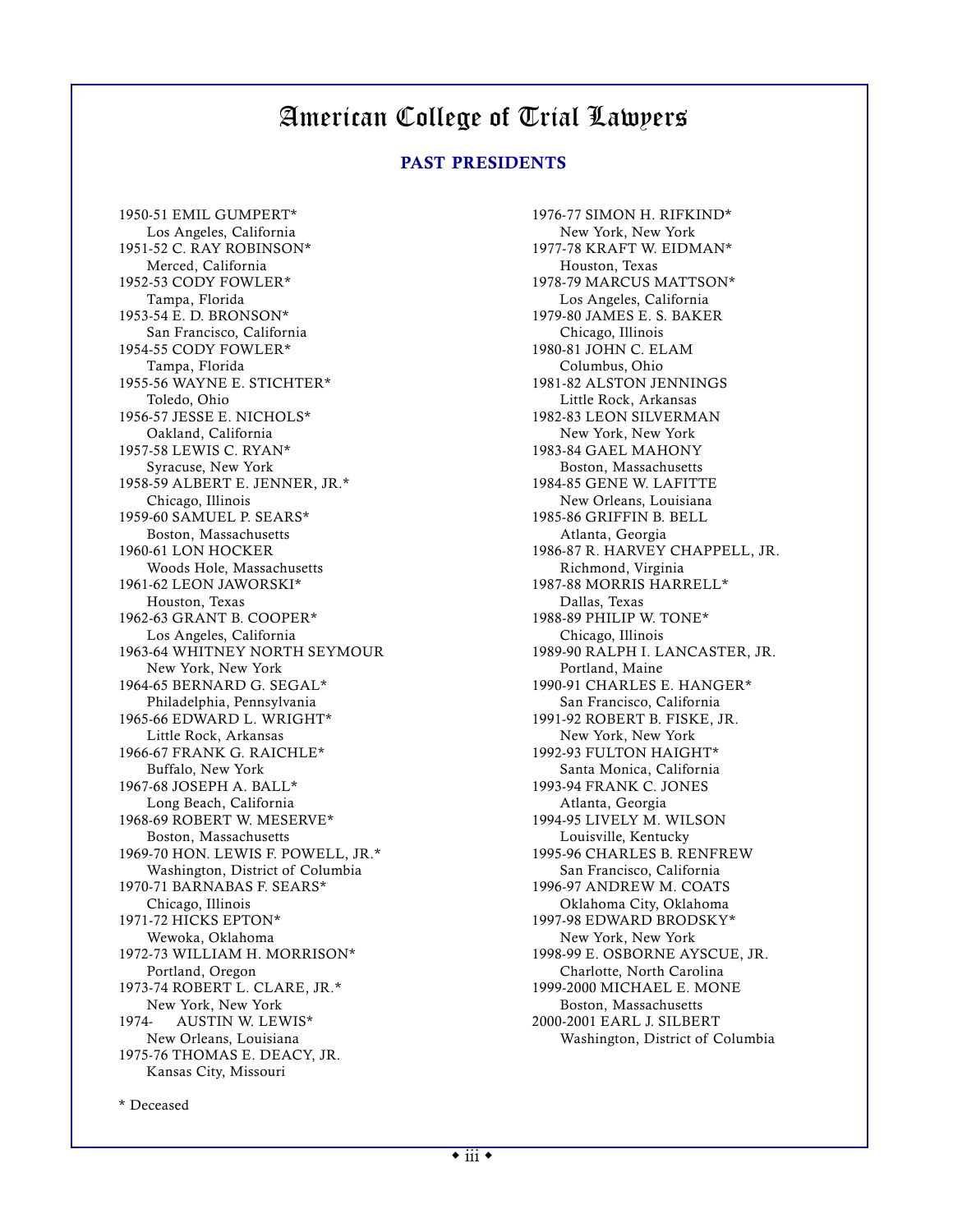# American College of Trial Lawyers

## PAST PRESIDENTS

1950-51 EMIL GUMPERT*
Los Angeles, California

1951-52 C. RAY ROBINSON*
Merced, California

1952-53 CODY FOWLER*
Tampa, Florida

1953-54 E. D. BRONSON*
San Francisco, California

1954-55 CODY FOWLER*
Tampa, Florida

1955-56 WAYNE E. STICHTER*
Toledo, Ohio

1956-57 JESSE E. NICHOLS*
Oakland, California

1957-58 LEWIS C. RYAN*
Syracuse, New York

1958-59 ALBERT E. JENNER, JR.*
Chicago, Illinois

1959-60 SAMUEL P. SEARS*
Boston, Massachusetts

1960-61 LON HOCKER
Woods Hole, Massachusetts

1961-62 LEON JAWORSKI*
Houston, Texas

1962-63 GRANT B. COOPER*
Los Angeles, California

1963-64 WHITNEY NORTH SEYMOUR
New York, New York

1964-65 BERNARD G. SEGAL*
Philadelphia, Pennsylvania

1965-66 EDWARD L. WRIGHT*
Little Rock, Arkansas

1966-67 FRANK G. RAICHLE*
Buffalo, New York

1967-68 JOSEPH A. BALL*
Long Beach, California

1968-69 ROBERT W. MESERVE*
Boston, Massachusetts

1969-70 HON. LEWIS F. POWELL, JR.*
Washington, District of Columbia

1970-71 BARNABAS F. SEARS*
Chicago, Illinois

1971-72 HICKS EPTON*
Wewoka, Oklahoma

1972-73 WILLIAM H. MORRISON*
Portland, Oregon

1973-74 ROBERT L. CLARE, JR.*
New York, New York

1974- AUSTIN W. LEWIS*
New Orleans, Louisiana

1975-76 THOMAS E. DEACY, JR.
Kansas City, Missouri

1976-77 SIMON H. RIFKIND*
New York, New York

1977-78 KRAFT W. EIDMAN*
Houston, Texas

1978-79 MARCUS MATTSON*
Los Angeles, California

1979-80 JAMES E. S. BAKER
Chicago, Illinois

1980-81 JOHN C. ELAM
Columbus, Ohio

1981-82 ALSTON JENNINGS
Little Rock, Arkansas

1982-83 LEON SILVERMAN
New York, New York

1983-84 GAEL MAHONY
Boston, Massachusetts

1984-85 GENE W. LAFITTE
New Orleans, Louisiana

1985-86 GRIFFIN B. BELL
Atlanta, Georgia

1986-87 R. HARVEY CHAPPELL, JR.
Richmond, Virginia

1987-88 MORRIS HARRELL*
Dallas, Texas

1988-89 PHILIP W. TONE*
Chicago, Illinois

1989-90 RALPH I. LANCASTER, JR.
Portland, Maine

1990-91 CHARLES E. HANGER*
San Francisco, California

1991-92 ROBERT B. FISKE, JR.
New York, New York

1992-93 FULTON HAIGHT*
Santa Monica, California

1993-94 FRANK C. JONES
Atlanta, Georgia

1994-95 LIVELY M. WILSON
Louisville, Kentucky

1995-96 CHARLES B. RENFREW
San Francisco, California

1996-97 ANDREW M. COATS
Oklahoma City, Oklahoma

1997-98 EDWARD BRODSKY*
New York, New York

1998-99 E. OSBORNE AYSCUE, JR.
Charlotte, North Carolina

1999-2000 MICHAEL E. MONE
Boston, Massachusetts

2000-2001 EARL J. SILBERT
Washington, District of Columbia

* Deceased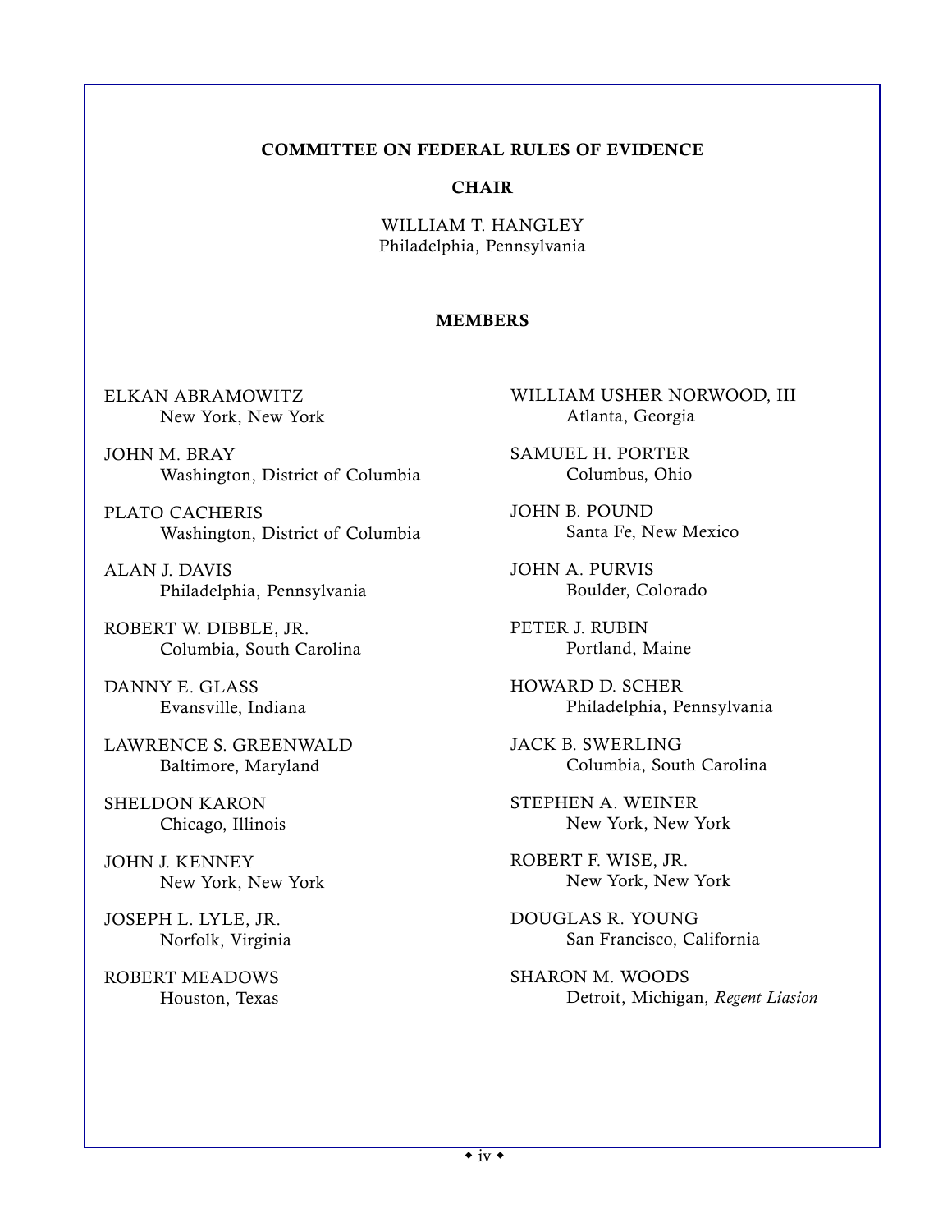## COMMITTEE ON FEDERAL RULES OF EVIDENCE

### CHAIR

WILLIAM T. HANGLEY
Philadelphia, Pennsylvania

### MEMBERS

ELKAN ABRAMOWITZ
New York, New York

JOHN M. BRAY
Washington, District of Columbia

PLATO CACHERIS
Washington, District of Columbia

ALAN J. DAVIS
Philadelphia, Pennsylvania

ROBERT W. DIBBLE, JR.
Columbia, South Carolina

DANNY E. GLASS
Evansville, Indiana

LAWRENCE S. GREENWALD
Baltimore, Maryland

SHELDON KARON
Chicago, Illinois

JOHN J. KENNEY
New York, New York

JOSEPH L. LYLE, JR.
Norfolk, Virginia

ROBERT MEADOWS
Houston, Texas

WILLIAM USHER NORWOOD, III
Atlanta, Georgia

SAMUEL H. PORTER
Columbus, Ohio

JOHN B. POUND
Santa Fe, New Mexico

JOHN A. PURVIS
Boulder, Colorado

PETER J. RUBIN
Portland, Maine

HOWARD D. SCHER
Philadelphia, Pennsylvania

JACK B. SWERLING
Columbia, South Carolina

STEPHEN A. WEINER
New York, New York

ROBERT F. WISE, JR.
New York, New York

DOUGLAS R. YOUNG
San Francisco, California

SHARON M. WOODS
Detroit, Michigan, *Regent Liasion*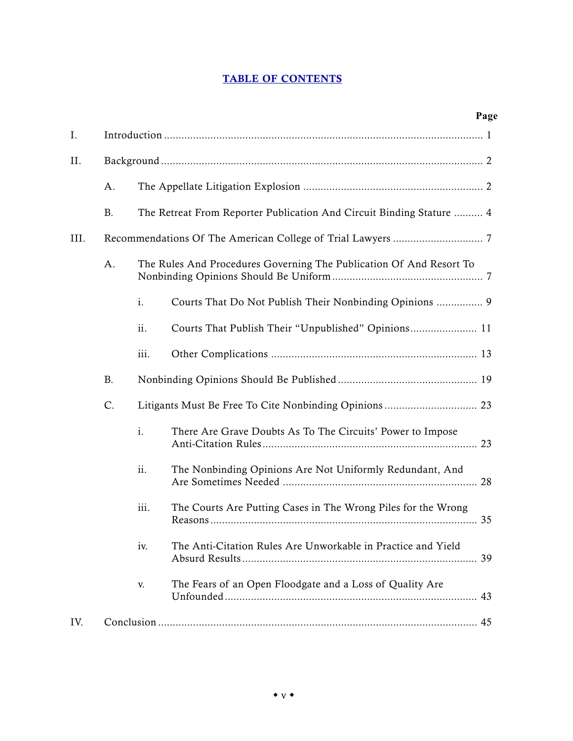# TABLE OF CONTENTS

| | | | | Page |
|---|---|---|---|---|
| I. | Introduction | | | 1 |
| II. | Background | | | 2 |
| | A. | The Appellate Litigation Explosion | | 2 |
| | B. | The Retreat From Reporter Publication And Circuit Binding Stature | | 4 |
| III. | Recommendations Of The American College of Trial Lawyers | | | 7 |
| | A. | The Rules And Procedures Governing The Publication Of And Resort To Nonbinding Opinions Should Be Uniform | | 7 |
| | | i. | Courts That Do Not Publish Their Nonbinding Opinions | 9 |
| | | ii. | Courts That Publish Their "Unpublished" Opinions | 11 |
| | | iii. | Other Complications | 13 |
| | B. | Nonbinding Opinions Should Be Published | | 19 |
| | C. | Litigants Must Be Free To Cite Nonbinding Opinions | | 23 |
| | | i. | There Are Grave Doubts As To The Circuits' Power to Impose Anti-Citation Rules | 23 |
| | | ii. | The Nonbinding Opinions Are Not Uniformly Redundant, And Are Sometimes Needed | 28 |
| | | iii. | The Courts Are Putting Cases in The Wrong Piles for the Wrong Reasons | 35 |
| | | iv. | The Anti-Citation Rules Are Unworkable in Practice and Yield Absurd Results | 39 |
| | | v. | The Fears of an Open Floodgate and a Loss of Quality Are Unfounded | 43 |
| IV. | Conclusion | | | 45 |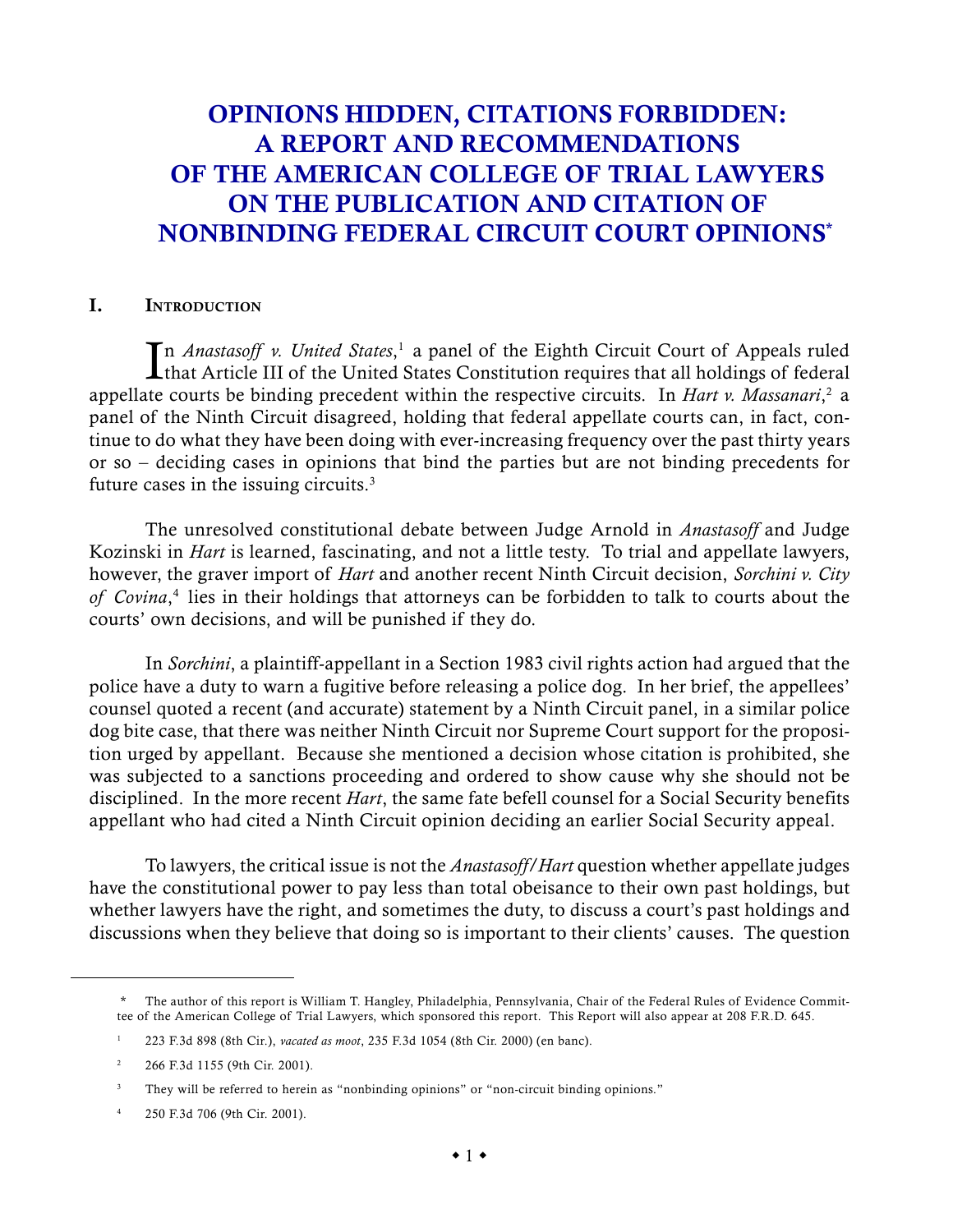# OPINIONS HIDDEN, CITATIONS FORBIDDEN: A REPORT AND RECOMMENDATIONS OF THE AMERICAN COLLEGE OF TRIAL LAWYERS ON THE PUBLICATION AND CITATION OF NONBINDING FEDERAL CIRCUIT COURT OPINIONS*

## I. Introduction

In *Anastasoff v. United States*,[1] a panel of the Eighth Circuit Court of Appeals ruled that Article III of the United States Constitution requires that all holdings of federal appellate courts be binding precedent within the respective circuits. In *Hart v. Massanari*,[2] a panel of the Ninth Circuit disagreed, holding that federal appellate courts can, in fact, continue to do what they have been doing with ever-increasing frequency over the past thirty years or so – deciding cases in opinions that bind the parties but are not binding precedents for future cases in the issuing circuits.[3]

The unresolved constitutional debate between Judge Arnold in *Anastasoff* and Judge Kozinski in *Hart* is learned, fascinating, and not a little testy. To trial and appellate lawyers, however, the graver import of *Hart* and another recent Ninth Circuit decision, *Sorchini v. City of Covina*,[4] lies in their holdings that attorneys can be forbidden to talk to courts about the courts' own decisions, and will be punished if they do.

In *Sorchini*, a plaintiff-appellant in a Section 1983 civil rights action had argued that the police have a duty to warn a fugitive before releasing a police dog. In her brief, the appellees' counsel quoted a recent (and accurate) statement by a Ninth Circuit panel, in a similar police dog bite case, that there was neither Ninth Circuit nor Supreme Court support for the proposition urged by appellant. Because she mentioned a decision whose citation is prohibited, she was subjected to a sanctions proceeding and ordered to show cause why she should not be disciplined. In the more recent *Hart*, the same fate befell counsel for a Social Security benefits appellant who had cited a Ninth Circuit opinion deciding an earlier Social Security appeal.

To lawyers, the critical issue is not the *Anastasoff/Hart* question whether appellate judges have the constitutional power to pay less than total obeisance to their own past holdings, but whether lawyers have the right, and sometimes the duty, to discuss a court's past holdings and discussions when they believe that doing so is important to their clients' causes. The question

---

\* The author of this report is William T. Hangley, Philadelphia, Pennsylvania, Chair of the Federal Rules of Evidence Committee of the American College of Trial Lawyers, which sponsored this report. This Report will also appear at 208 F.R.D. 645.

[1] 223 F.3d 898 (8th Cir.), *vacated as moot*, 235 F.3d 1054 (8th Cir. 2000) (en banc).

[2] 266 F.3d 1155 (9th Cir. 2001).

[3] They will be referred to herein as "nonbinding opinions" or "non-circuit binding opinions."

[4] 250 F.3d 706 (9th Cir. 2001).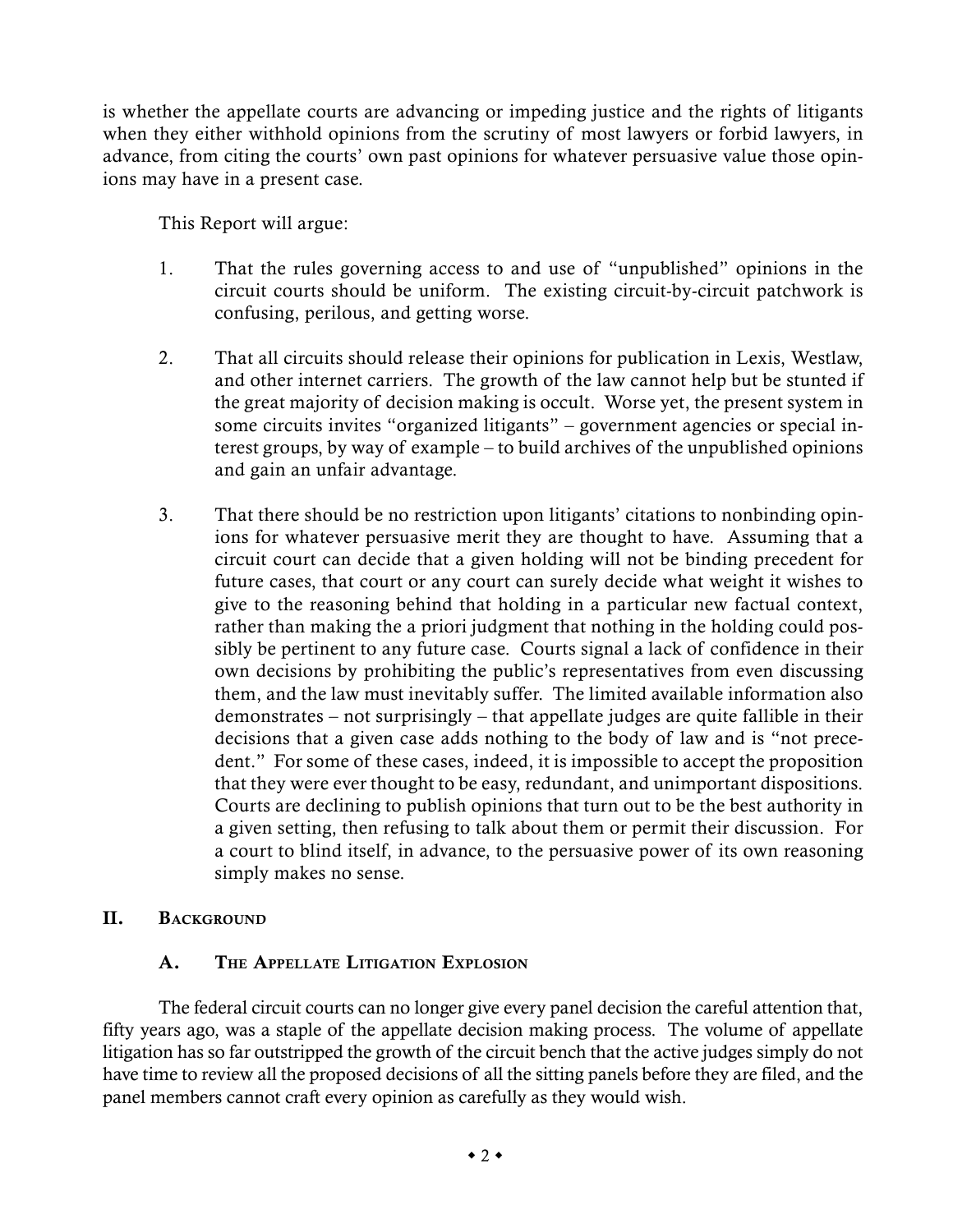is whether the appellate courts are advancing or impeding justice and the rights of litigants when they either withhold opinions from the scrutiny of most lawyers or forbid lawyers, in advance, from citing the courts' own past opinions for whatever persuasive value those opinions may have in a present case.

This Report will argue:

1. That the rules governing access to and use of "unpublished" opinions in the circuit courts should be uniform. The existing circuit-by-circuit patchwork is confusing, perilous, and getting worse.

2. That all circuits should release their opinions for publication in Lexis, Westlaw, and other internet carriers. The growth of the law cannot help but be stunted if the great majority of decision making is occult. Worse yet, the present system in some circuits invites "organized litigants" – government agencies or special interest groups, by way of example – to build archives of the unpublished opinions and gain an unfair advantage.

3. That there should be no restriction upon litigants' citations to nonbinding opinions for whatever persuasive merit they are thought to have. Assuming that a circuit court can decide that a given holding will not be binding precedent for future cases, that court or any court can surely decide what weight it wishes to give to the reasoning behind that holding in a particular new factual context, rather than making the a priori judgment that nothing in the holding could possibly be pertinent to any future case. Courts signal a lack of confidence in their own decisions by prohibiting the public's representatives from even discussing them, and the law must inevitably suffer. The limited available information also demonstrates – not surprisingly – that appellate judges are quite fallible in their decisions that a given case adds nothing to the body of law and is "not precedent." For some of these cases, indeed, it is impossible to accept the proposition that they were ever thought to be easy, redundant, and unimportant dispositions. Courts are declining to publish opinions that turn out to be the best authority in a given setting, then refusing to talk about them or permit their discussion. For a court to blind itself, in advance, to the persuasive power of its own reasoning simply makes no sense.

## II. Background

### A. The Appellate Litigation Explosion

The federal circuit courts can no longer give every panel decision the careful attention that, fifty years ago, was a staple of the appellate decision making process. The volume of appellate litigation has so far outstripped the growth of the circuit bench that the active judges simply do not have time to review all the proposed decisions of all the sitting panels before they are filed, and the panel members cannot craft every opinion as carefully as they would wish.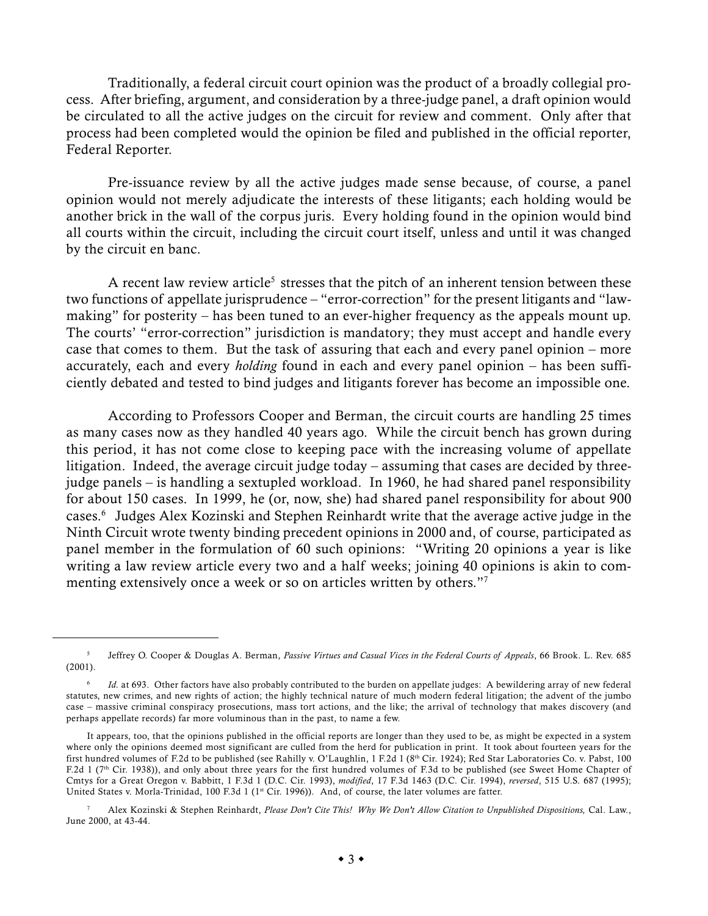Traditionally, a federal circuit court opinion was the product of a broadly collegial process. After briefing, argument, and consideration by a three-judge panel, a draft opinion would be circulated to all the active judges on the circuit for review and comment. Only after that process had been completed would the opinion be filed and published in the official reporter, Federal Reporter.

Pre-issuance review by all the active judges made sense because, of course, a panel opinion would not merely adjudicate the interests of these litigants; each holding would be another brick in the wall of the corpus juris. Every holding found in the opinion would bind all courts within the circuit, including the circuit court itself, unless and until it was changed by the circuit en banc.

A recent law review article[5] stresses that the pitch of an inherent tension between these two functions of appellate jurisprudence – "error-correction" for the present litigants and "law-making" for posterity – has been tuned to an ever-higher frequency as the appeals mount up. The courts' "error-correction" jurisdiction is mandatory; they must accept and handle every case that comes to them. But the task of assuring that each and every panel opinion – more accurately, each and every *holding* found in each and every panel opinion – has been sufficiently debated and tested to bind judges and litigants forever has become an impossible one.

According to Professors Cooper and Berman, the circuit courts are handling 25 times as many cases now as they handled 40 years ago. While the circuit bench has grown during this period, it has not come close to keeping pace with the increasing volume of appellate litigation. Indeed, the average circuit judge today – assuming that cases are decided by three-judge panels – is handling a sextupled workload. In 1960, he had shared panel responsibility for about 150 cases. In 1999, he (or, now, she) had shared panel responsibility for about 900 cases.[6] Judges Alex Kozinski and Stephen Reinhardt write that the average active judge in the Ninth Circuit wrote twenty binding precedent opinions in 2000 and, of course, participated as panel member in the formulation of 60 such opinions: "Writing 20 opinions a year is like writing a law review article every two and a half weeks; joining 40 opinions is akin to commenting extensively once a week or so on articles written by others."[7]

---

[5] Jeffrey O. Cooper & Douglas A. Berman, *Passive Virtues and Casual Vices in the Federal Courts of Appeals*, 66 Brook. L. Rev. 685 (2001).

[6] *Id.* at 693. Other factors have also probably contributed to the burden on appellate judges: A bewildering array of new federal statutes, new crimes, and new rights of action; the highly technical nature of much modern federal litigation; the advent of the jumbo case – massive criminal conspiracy prosecutions, mass tort actions, and the like; the arrival of technology that makes discovery (and perhaps appellate records) far more voluminous than in the past, to name a few.

It appears, too, that the opinions published in the official reports are longer than they used to be, as might be expected in a system where only the opinions deemed most significant are culled from the herd for publication in print. It took about fourteen years for the first hundred volumes of F.2d to be published (see Rahilly v. O'Laughlin, 1 F.2d 1 (8th Cir. 1924); Red Star Laboratories Co. v. Pabst, 100 F.2d 1 (7th Cir. 1938)), and only about three years for the first hundred volumes of F.3d to be published (see Sweet Home Chapter of Cmtys for a Great Oregon v. Babbitt, 1 F.3d 1 (D.C. Cir. 1993), *modified*, 17 F.3d 1463 (D.C. Cir. 1994), *reversed*, 515 U.S. 687 (1995); United States v. Morla-Trinidad, 100 F.3d 1 (1st Cir. 1996)). And, of course, the later volumes are fatter.

[7] Alex Kozinski & Stephen Reinhardt, *Please Don't Cite This! Why We Don't Allow Citation to Unpublished Dispositions,* Cal. Law., June 2000, at 43-44.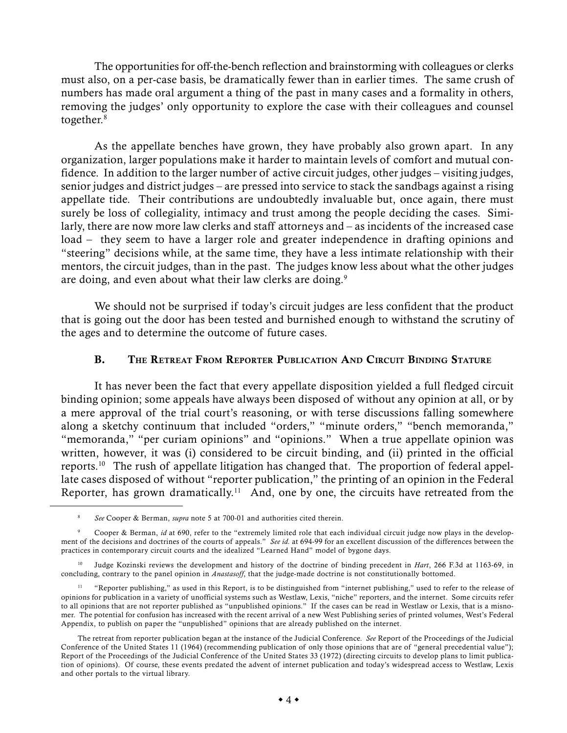The opportunities for off-the-bench reflection and brainstorming with colleagues or clerks must also, on a per-case basis, be dramatically fewer than in earlier times. The same crush of numbers has made oral argument a thing of the past in many cases and a formality in others, removing the judges' only opportunity to explore the case with their colleagues and counsel together.[8]

As the appellate benches have grown, they have probably also grown apart. In any organization, larger populations make it harder to maintain levels of comfort and mutual confidence. In addition to the larger number of active circuit judges, other judges – visiting judges, senior judges and district judges – are pressed into service to stack the sandbags against a rising appellate tide. Their contributions are undoubtedly invaluable but, once again, there must surely be loss of collegiality, intimacy and trust among the people deciding the cases. Similarly, there are now more law clerks and staff attorneys and – as incidents of the increased case load – they seem to have a larger role and greater independence in drafting opinions and "steering" decisions while, at the same time, they have a less intimate relationship with their mentors, the circuit judges, than in the past. The judges know less about what the other judges are doing, and even about what their law clerks are doing.[9]

We should not be surprised if today's circuit judges are less confident that the product that is going out the door has been tested and burnished enough to withstand the scrutiny of the ages and to determine the outcome of future cases.

### B. The Retreat From Reporter Publication And Circuit Binding Stature

It has never been the fact that every appellate disposition yielded a full fledged circuit binding opinion; some appeals have always been disposed of without any opinion at all, or by a mere approval of the trial court's reasoning, or with terse discussions falling somewhere along a sketchy continuum that included "orders," "minute orders," "bench memoranda," "memoranda," "per curiam opinions" and "opinions." When a true appellate opinion was written, however, it was (i) considered to be circuit binding, and (ii) printed in the official reports.[10] The rush of appellate litigation has changed that. The proportion of federal appellate cases disposed of without "reporter publication," the printing of an opinion in the Federal Reporter, has grown dramatically.[11] And, one by one, the circuits have retreated from the

---

[8] *See* Cooper & Berman, *supra* note 5 at 700-01 and authorities cited therein.

[9] Cooper & Berman, *id* at 690, refer to the "extremely limited role that each individual circuit judge now plays in the development of the decisions and doctrines of the courts of appeals." *See id.* at 694-99 for an excellent discussion of the differences between the practices in contemporary circuit courts and the idealized "Learned Hand" model of bygone days.

[10] Judge Kozinski reviews the development and history of the doctrine of binding precedent in *Hart*, 266 F.3d at 1163-69, in concluding, contrary to the panel opinion in *Anastasoff*, that the judge-made doctrine is not constitutionally bottomed.

[11] "Reporter publishing," as used in this Report, is to be distinguished from "internet publishing," used to refer to the release of opinions for publication in a variety of unofficial systems such as Westlaw, Lexis, "niche" reporters, and the internet. Some circuits refer to all opinions that are not reporter published as "unpublished opinions." If the cases can be read in Westlaw or Lexis, that is a misnomer. The potential for confusion has increased with the recent arrival of a new West Publishing series of printed volumes, West's Federal Appendix, to publish on paper the "unpublished" opinions that are already published on the internet.

The retreat from reporter publication began at the instance of the Judicial Conference. *See* Report of the Proceedings of the Judicial Conference of the United States 11 (1964) (recommending publication of only those opinions that are of "general precedential value"); Report of the Proceedings of the Judicial Conference of the United States 33 (1972) (directing circuits to develop plans to limit publication of opinions). Of course, these events predated the advent of internet publication and today's widespread access to Westlaw, Lexis and other portals to the virtual library.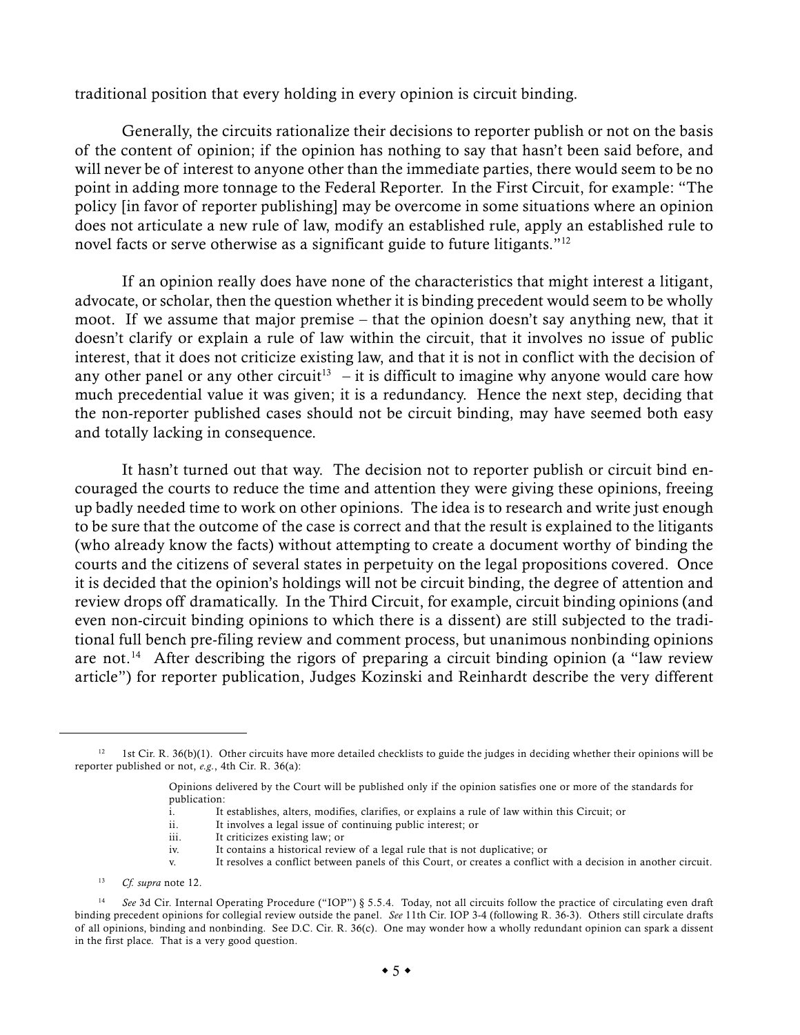traditional position that every holding in every opinion is circuit binding.

Generally, the circuits rationalize their decisions to reporter publish or not on the basis of the content of opinion; if the opinion has nothing to say that hasn't been said before, and will never be of interest to anyone other than the immediate parties, there would seem to be no point in adding more tonnage to the Federal Reporter. In the First Circuit, for example: "The policy [in favor of reporter publishing] may be overcome in some situations where an opinion does not articulate a new rule of law, modify an established rule, apply an established rule to novel facts or serve otherwise as a significant guide to future litigants."[12]

If an opinion really does have none of the characteristics that might interest a litigant, advocate, or scholar, then the question whether it is binding precedent would seem to be wholly moot. If we assume that major premise – that the opinion doesn't say anything new, that it doesn't clarify or explain a rule of law within the circuit, that it involves no issue of public interest, that it does not criticize existing law, and that it is not in conflict with the decision of any other panel or any other circuit[13] – it is difficult to imagine why anyone would care how much precedential value it was given; it is a redundancy. Hence the next step, deciding that the non-reporter published cases should not be circuit binding, may have seemed both easy and totally lacking in consequence.

It hasn't turned out that way. The decision not to reporter publish or circuit bind encouraged the courts to reduce the time and attention they were giving these opinions, freeing up badly needed time to work on other opinions. The idea is to research and write just enough to be sure that the outcome of the case is correct and that the result is explained to the litigants (who already know the facts) without attempting to create a document worthy of binding the courts and the citizens of several states in perpetuity on the legal propositions covered. Once it is decided that the opinion's holdings will not be circuit binding, the degree of attention and review drops off dramatically. In the Third Circuit, for example, circuit binding opinions (and even non-circuit binding opinions to which there is a dissent) are still subjected to the traditional full bench pre-filing review and comment process, but unanimous nonbinding opinions are not.[14] After describing the rigors of preparing a circuit binding opinion (a "law review article") for reporter publication, Judges Kozinski and Reinhardt describe the very different

---

[12] 1st Cir. R. 36(b)(1). Other circuits have more detailed checklists to guide the judges in deciding whether their opinions will be reporter published or not, *e.g.*, 4th Cir. R. 36(a):

> Opinions delivered by the Court will be published only if the opinion satisfies one or more of the standards for publication:
>
> i. It establishes, alters, modifies, clarifies, or explains a rule of law within this Circuit; or
> ii. It involves a legal issue of continuing public interest; or
> iii. It criticizes existing law; or
> iv. It contains a historical review of a legal rule that is not duplicative; or
> v. It resolves a conflict between panels of this Court, or creates a conflict with a decision in another circuit.

[13] *Cf. supra* note 12.

[14] *See* 3d Cir. Internal Operating Procedure ("IOP") § 5.5.4. Today, not all circuits follow the practice of circulating even draft binding precedent opinions for collegial review outside the panel. *See* 11th Cir. IOP 3-4 (following R. 36-3). Others still circulate drafts of all opinions, binding and nonbinding. See D.C. Cir. R. 36(c). One may wonder how a wholly redundant opinion can spark a dissent in the first place. That is a very good question.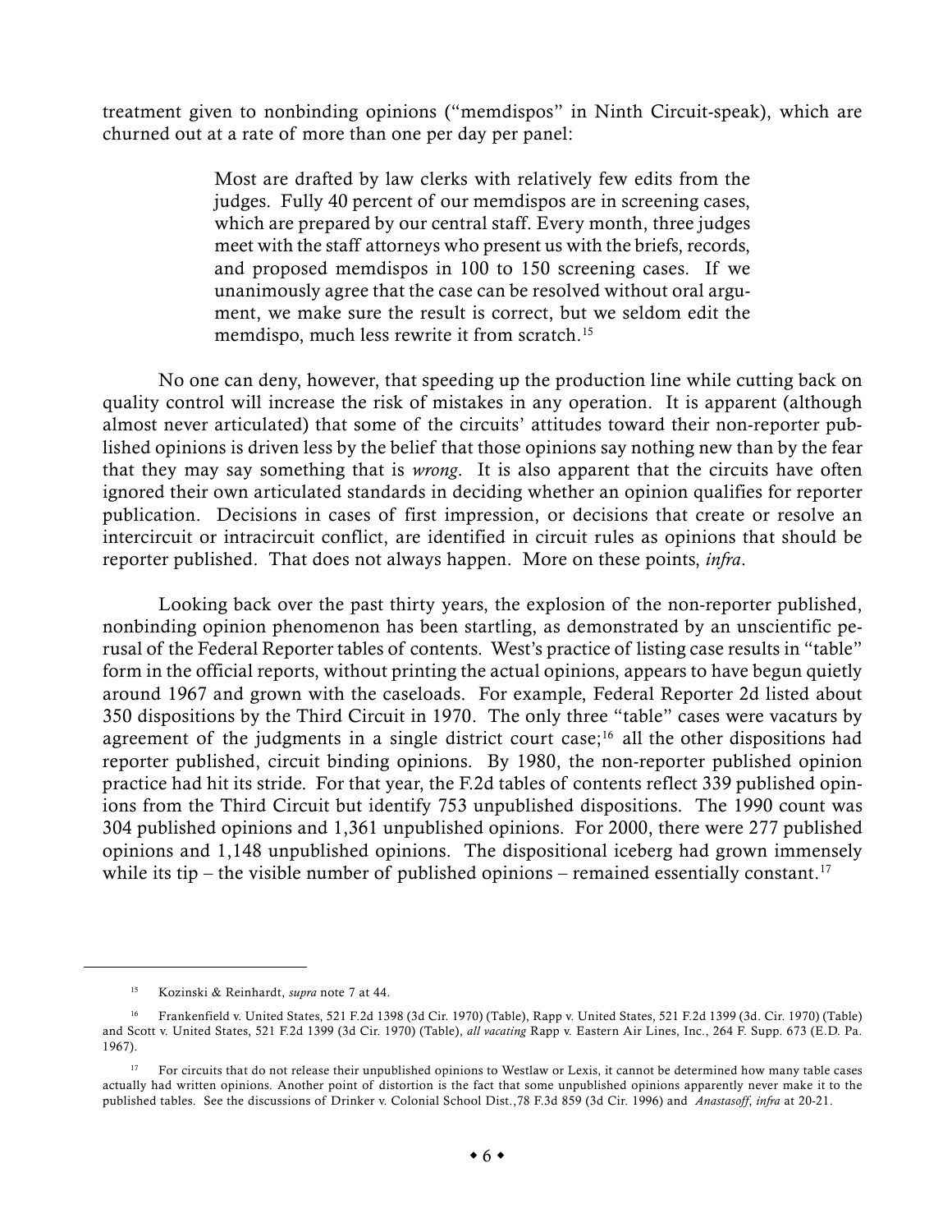treatment given to nonbinding opinions ("memdispos" in Ninth Circuit-speak), which are churned out at a rate of more than one per day per panel:

> Most are drafted by law clerks with relatively few edits from the judges. Fully 40 percent of our memdispos are in screening cases, which are prepared by our central staff. Every month, three judges meet with the staff attorneys who present us with the briefs, records, and proposed memdispos in 100 to 150 screening cases. If we unanimously agree that the case can be resolved without oral argument, we make sure the result is correct, but we seldom edit the memdispo, much less rewrite it from scratch.[15]

No one can deny, however, that speeding up the production line while cutting back on quality control will increase the risk of mistakes in any operation. It is apparent (although almost never articulated) that some of the circuits' attitudes toward their non-reporter published opinions is driven less by the belief that those opinions say nothing new than by the fear that they may say something that is *wrong*. It is also apparent that the circuits have often ignored their own articulated standards in deciding whether an opinion qualifies for reporter publication. Decisions in cases of first impression, or decisions that create or resolve an intercircuit or intracircuit conflict, are identified in circuit rules as opinions that should be reporter published. That does not always happen. More on these points, *infra*.

Looking back over the past thirty years, the explosion of the non-reporter published, nonbinding opinion phenomenon has been startling, as demonstrated by an unscientific perusal of the Federal Reporter tables of contents. West's practice of listing case results in "table" form in the official reports, without printing the actual opinions, appears to have begun quietly around 1967 and grown with the caseloads. For example, Federal Reporter 2d listed about 350 dispositions by the Third Circuit in 1970. The only three "table" cases were vacaturs by agreement of the judgments in a single district court case;[16] all the other dispositions had reporter published, circuit binding opinions. By 1980, the non-reporter published opinion practice had hit its stride. For that year, the F.2d tables of contents reflect 339 published opinions from the Third Circuit but identify 753 unpublished dispositions. The 1990 count was 304 published opinions and 1,361 unpublished opinions. For 2000, there were 277 published opinions and 1,148 unpublished opinions. The dispositional iceberg had grown immensely while its tip – the visible number of published opinions – remained essentially constant.[17]

---

[15] Kozinski & Reinhardt, *supra* note 7 at 44.

[16] Frankenfield v. United States, 521 F.2d 1398 (3d Cir. 1970) (Table), Rapp v. United States, 521 F.2d 1399 (3d. Cir. 1970) (Table) and Scott v. United States, 521 F.2d 1399 (3d Cir. 1970) (Table), *all vacating* Rapp v. Eastern Air Lines, Inc., 264 F. Supp. 673 (E.D. Pa. 1967).

[17] For circuits that do not release their unpublished opinions to Westlaw or Lexis, it cannot be determined how many table cases actually had written opinions. Another point of distortion is the fact that some unpublished opinions apparently never make it to the published tables. See the discussions of Drinker v. Colonial School Dist.,78 F.3d 859 (3d Cir. 1996) and *Anastasoff*, *infra* at 20-21.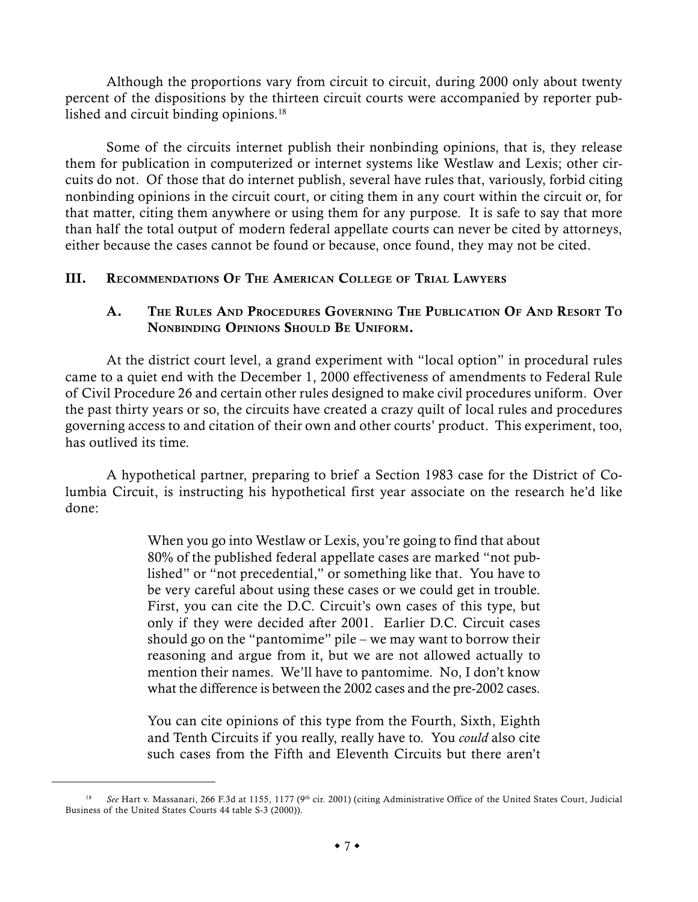Although the proportions vary from circuit to circuit, during 2000 only about twenty percent of the dispositions by the thirteen circuit courts were accompanied by reporter published and circuit binding opinions.[18]

Some of the circuits internet publish their nonbinding opinions, that is, they release them for publication in computerized or internet systems like Westlaw and Lexis; other circuits do not. Of those that do internet publish, several have rules that, variously, forbid citing nonbinding opinions in the circuit court, or citing them in any court within the circuit or, for that matter, citing them anywhere or using them for any purpose. It is safe to say that more than half the total output of modern federal appellate courts can never be cited by attorneys, either because the cases cannot be found or because, once found, they may not be cited.

## III. Recommendations Of The American College of Trial Lawyers

### A. The Rules And Procedures Governing The Publication Of And Resort To Nonbinding Opinions Should Be Uniform.

At the district court level, a grand experiment with "local option" in procedural rules came to a quiet end with the December 1, 2000 effectiveness of amendments to Federal Rule of Civil Procedure 26 and certain other rules designed to make civil procedures uniform. Over the past thirty years or so, the circuits have created a crazy quilt of local rules and procedures governing access to and citation of their own and other courts' product. This experiment, too, has outlived its time.

A hypothetical partner, preparing to brief a Section 1983 case for the District of Columbia Circuit, is instructing his hypothetical first year associate on the research he'd like done:

> When you go into Westlaw or Lexis, you're going to find that about 80% of the published federal appellate cases are marked "not published" or "not precedential," or something like that. You have to be very careful about using these cases or we could get in trouble. First, you can cite the D.C. Circuit's own cases of this type, but only if they were decided after 2001. Earlier D.C. Circuit cases should go on the "pantomime" pile – we may want to borrow their reasoning and argue from it, but we are not allowed actually to mention their names. We'll have to pantomime. No, I don't know what the difference is between the 2002 cases and the pre-2002 cases.
>
> You can cite opinions of this type from the Fourth, Sixth, Eighth and Tenth Circuits if you really, really have to. You *could* also cite such cases from the Fifth and Eleventh Circuits but there aren't

---

[18] *See* Hart v. Massanari, 266 F.3d at 1155, 1177 (9th cir. 2001) (citing Administrative Office of the United States Court, Judicial Business of the United States Courts 44 table S-3 (2000)).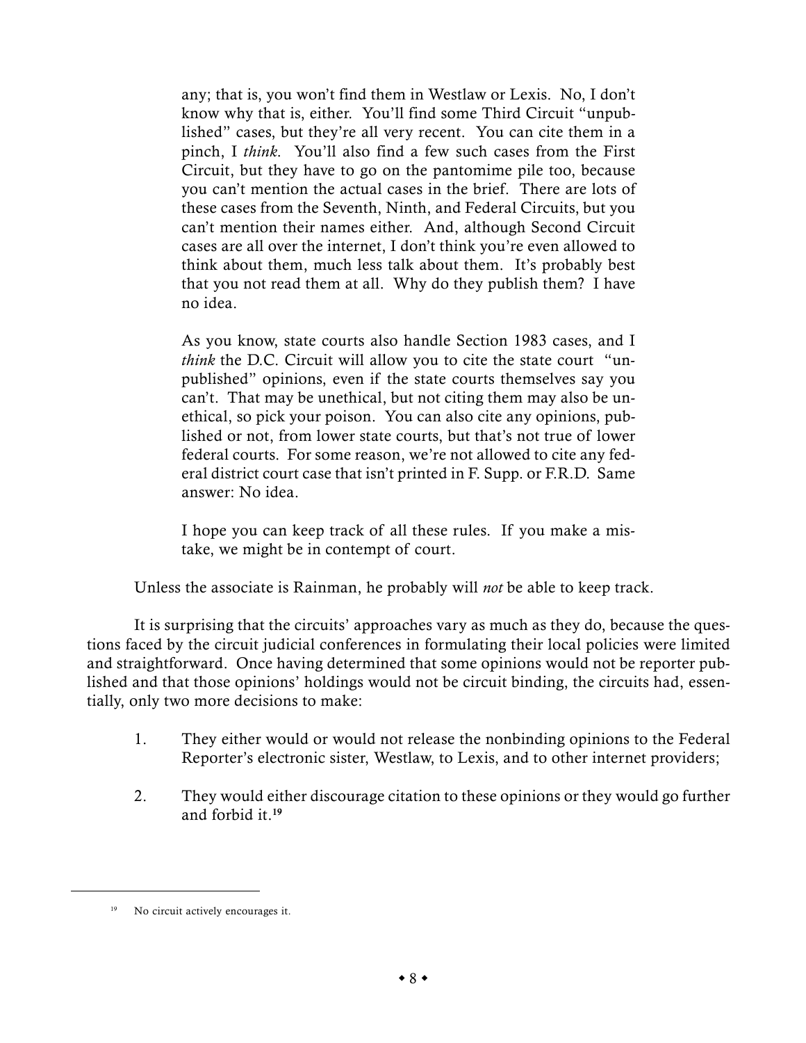> any; that is, you won't find them in Westlaw or Lexis. No, I don't know why that is, either. You'll find some Third Circuit "unpublished" cases, but they're all very recent. You can cite them in a pinch, I *think*. You'll also find a few such cases from the First Circuit, but they have to go on the pantomime pile too, because you can't mention the actual cases in the brief. There are lots of these cases from the Seventh, Ninth, and Federal Circuits, but you can't mention their names either. And, although Second Circuit cases are all over the internet, I don't think you're even allowed to think about them, much less talk about them. It's probably best that you not read them at all. Why do they publish them? I have no idea.
>
> As you know, state courts also handle Section 1983 cases, and I *think* the D.C. Circuit will allow you to cite the state court "unpublished" opinions, even if the state courts themselves say you can't. That may be unethical, but not citing them may also be unethical, so pick your poison. You can also cite any opinions, published or not, from lower state courts, but that's not true of lower federal courts. For some reason, we're not allowed to cite any federal district court case that isn't printed in F. Supp. or F.R.D. Same answer: No idea.
>
> I hope you can keep track of all these rules. If you make a mistake, we might be in contempt of court.

Unless the associate is Rainman, he probably will *not* be able to keep track.

It is surprising that the circuits' approaches vary as much as they do, because the questions faced by the circuit judicial conferences in formulating their local policies were limited and straightforward. Once having determined that some opinions would not be reporter published and that those opinions' holdings would not be circuit binding, the circuits had, essentially, only two more decisions to make:

1. They either would or would not release the nonbinding opinions to the Federal Reporter's electronic sister, Westlaw, to Lexis, and to other internet providers;

2. They would either discourage citation to these opinions or they would go further and forbid it.[19]

---

[19] No circuit actively encourages it.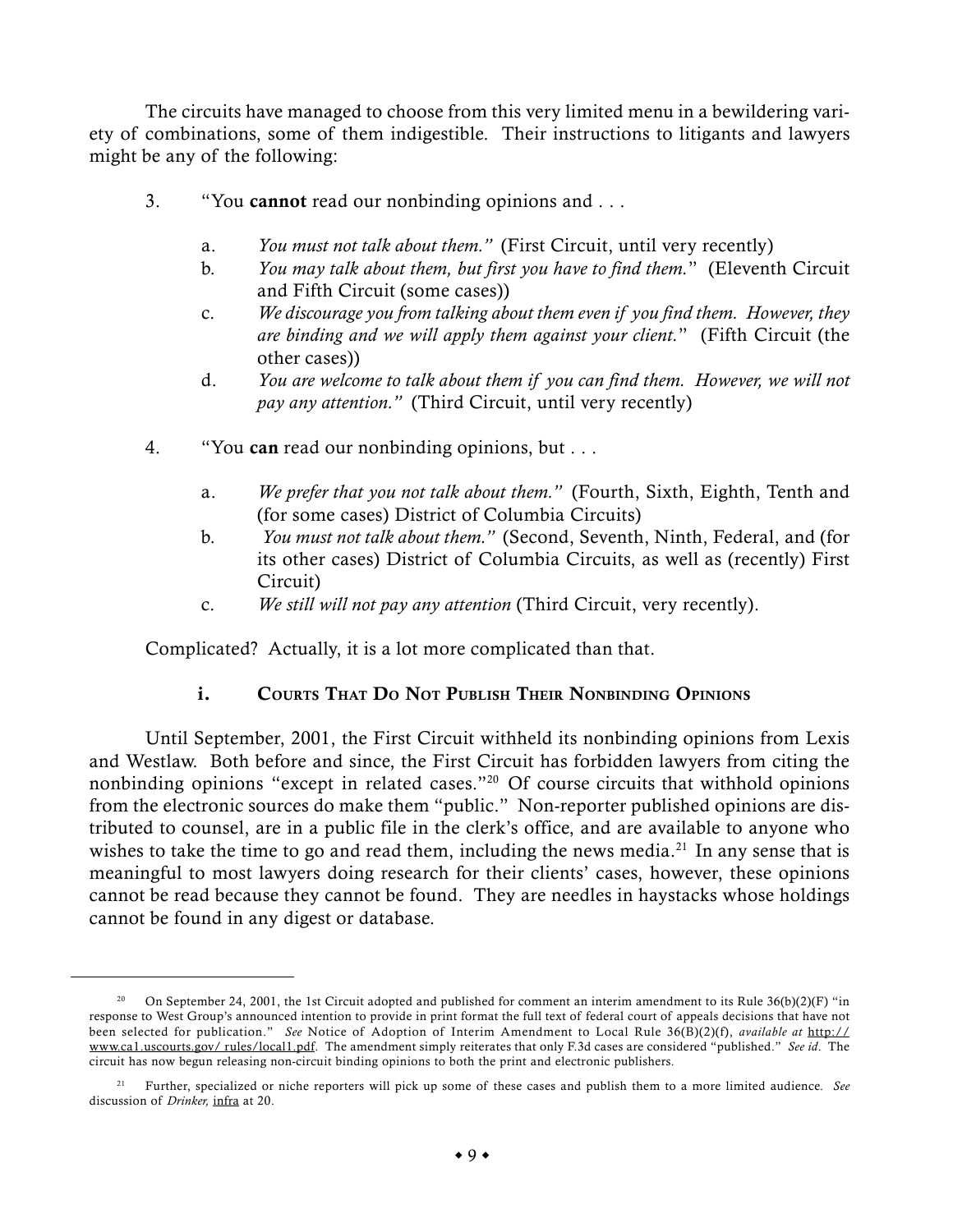The circuits have managed to choose from this very limited menu in a bewildering variety of combinations, some of them indigestible. Their instructions to litigants and lawyers might be any of the following:

3. "You **cannot** read our nonbinding opinions and . . .

   a. *You must not talk about them."* (First Circuit, until very recently)
   b. *You may talk about them, but first you have to find them.*" (Eleventh Circuit and Fifth Circuit (some cases))
   c. *We discourage you from talking about them even if you find them. However, they are binding and we will apply them against your client.*" (Fifth Circuit (the other cases))
   d. *You are welcome to talk about them if you can find them. However, we will not pay any attention."* (Third Circuit, until very recently)

4. "You **can** read our nonbinding opinions, but . . .

   a. *We prefer that you not talk about them."* (Fourth, Sixth, Eighth, Tenth and (for some cases) District of Columbia Circuits)
   b. *You must not talk about them."* (Second, Seventh, Ninth, Federal, and (for its other cases) District of Columbia Circuits, as well as (recently) First Circuit)
   c. *We still will not pay any attention* (Third Circuit, very recently).

Complicated? Actually, it is a lot more complicated than that.

### i. Courts That Do Not Publish Their Nonbinding Opinions

Until September, 2001, the First Circuit withheld its nonbinding opinions from Lexis and Westlaw. Both before and since, the First Circuit has forbidden lawyers from citing the nonbinding opinions "except in related cases."[20] Of course circuits that withhold opinions from the electronic sources do make them "public." Non-reporter published opinions are distributed to counsel, are in a public file in the clerk's office, and are available to anyone who wishes to take the time to go and read them, including the news media.[21] In any sense that is meaningful to most lawyers doing research for their clients' cases, however, these opinions cannot be read because they cannot be found. They are needles in haystacks whose holdings cannot be found in any digest or database.

---

[20] On September 24, 2001, the 1st Circuit adopted and published for comment an interim amendment to its Rule 36(b)(2)(F) "in response to West Group's announced intention to provide in print format the full text of federal court of appeals decisions that have not been selected for publication." *See* Notice of Adoption of Interim Amendment to Local Rule 36(B)(2)(f), *available at* http://www.ca1.uscourts.gov/ rules/local1.pdf. The amendment simply reiterates that only F.3d cases are considered "published." *See id*. The circuit has now begun releasing non-circuit binding opinions to both the print and electronic publishers.

[21] Further, specialized or niche reporters will pick up some of these cases and publish them to a more limited audience. *See* discussion of *Drinker,* infra at 20.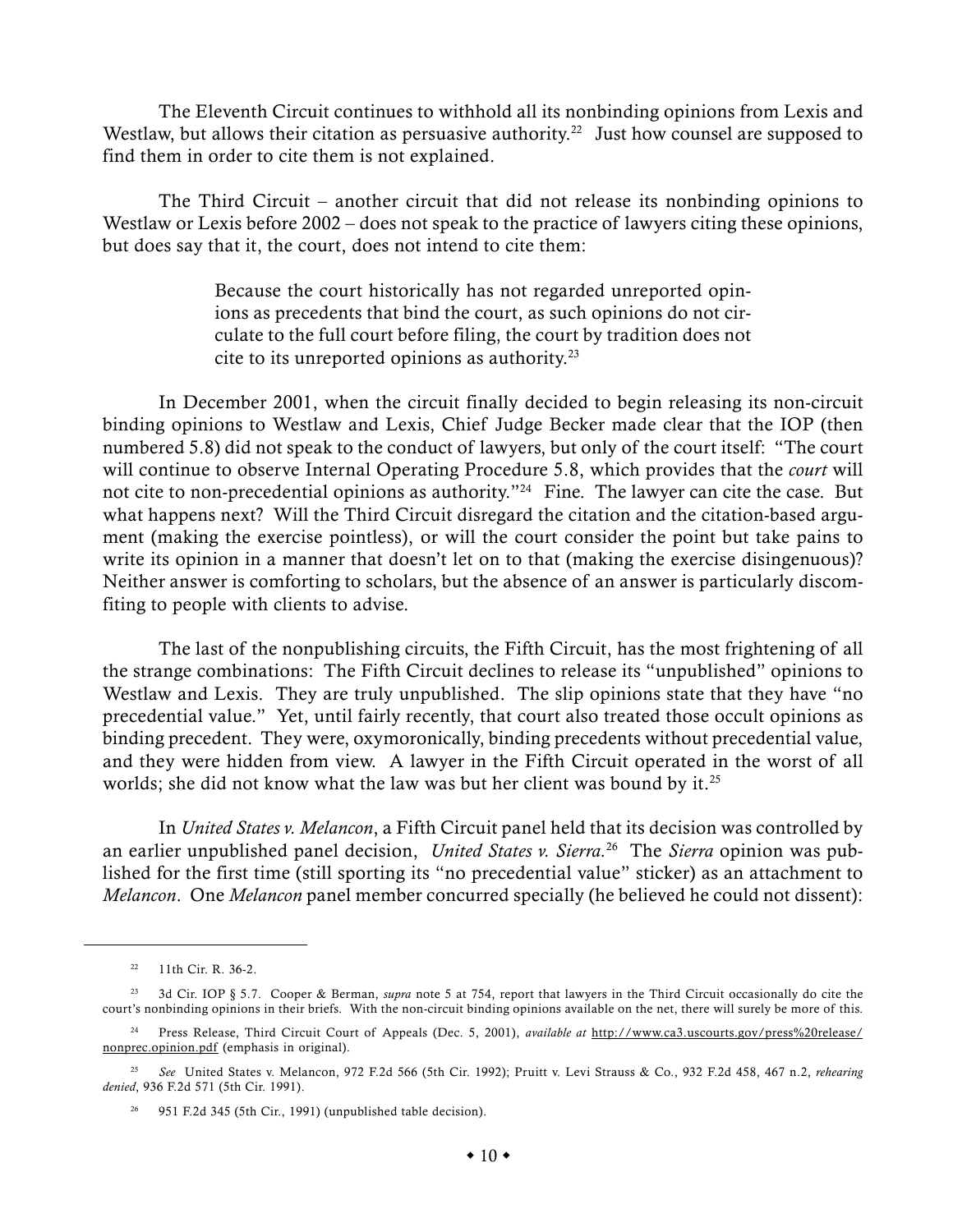The Eleventh Circuit continues to withhold all its nonbinding opinions from Lexis and Westlaw, but allows their citation as persuasive authority.[22] Just how counsel are supposed to find them in order to cite them is not explained.

The Third Circuit – another circuit that did not release its nonbinding opinions to Westlaw or Lexis before 2002 – does not speak to the practice of lawyers citing these opinions, but does say that it, the court, does not intend to cite them:

> Because the court historically has not regarded unreported opinions as precedents that bind the court, as such opinions do not circulate to the full court before filing, the court by tradition does not cite to its unreported opinions as authority.[23]

In December 2001, when the circuit finally decided to begin releasing its non-circuit binding opinions to Westlaw and Lexis, Chief Judge Becker made clear that the IOP (then numbered 5.8) did not speak to the conduct of lawyers, but only of the court itself: "The court will continue to observe Internal Operating Procedure 5.8, which provides that the *court* will not cite to non-precedential opinions as authority."[24] Fine. The lawyer can cite the case. But what happens next? Will the Third Circuit disregard the citation and the citation-based argument (making the exercise pointless), or will the court consider the point but take pains to write its opinion in a manner that doesn't let on to that (making the exercise disingenuous)? Neither answer is comforting to scholars, but the absence of an answer is particularly discomfiting to people with clients to advise.

The last of the nonpublishing circuits, the Fifth Circuit, has the most frightening of all the strange combinations: The Fifth Circuit declines to release its "unpublished" opinions to Westlaw and Lexis. They are truly unpublished. The slip opinions state that they have "no precedential value." Yet, until fairly recently, that court also treated those occult opinions as binding precedent. They were, oxymoronically, binding precedents without precedential value, and they were hidden from view. A lawyer in the Fifth Circuit operated in the worst of all worlds; she did not know what the law was but her client was bound by it.[25]

In *United States v. Melancon*, a Fifth Circuit panel held that its decision was controlled by an earlier unpublished panel decision, *United States v. Sierra.*[26] The *Sierra* opinion was published for the first time (still sporting its "no precedential value" sticker) as an attachment to *Melancon*. One *Melancon* panel member concurred specially (he believed he could not dissent):

---

[22] 11th Cir. R. 36-2.

[23] 3d Cir. IOP § 5.7. Cooper & Berman, *supra* note 5 at 754, report that lawyers in the Third Circuit occasionally do cite the court's nonbinding opinions in their briefs. With the non-circuit binding opinions available on the net, there will surely be more of this.

[24] Press Release, Third Circuit Court of Appeals (Dec. 5, 2001), *available at* http://www.ca3.uscourts.gov/press%20release/nonprec.opinion.pdf (emphasis in original).

[25] *See* United States v. Melancon, 972 F.2d 566 (5th Cir. 1992); Pruitt v. Levi Strauss & Co., 932 F.2d 458, 467 n.2, *rehearing denied*, 936 F.2d 571 (5th Cir. 1991).

[26] 951 F.2d 345 (5th Cir., 1991) (unpublished table decision).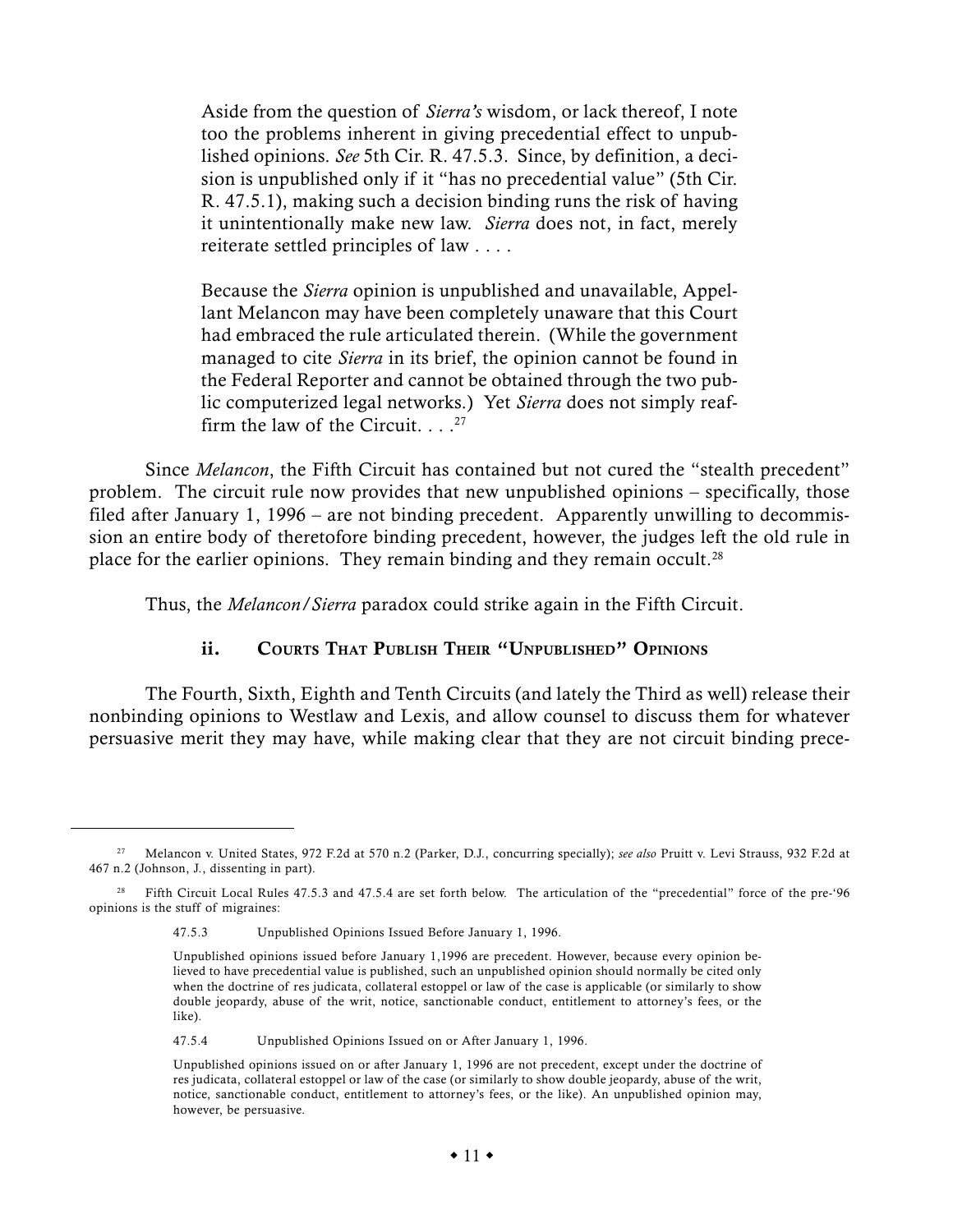> Aside from the question of *Sierra's* wisdom, or lack thereof, I note too the problems inherent in giving precedential effect to unpublished opinions. *See* 5th Cir. R. 47.5.3. Since, by definition, a decision is unpublished only if it "has no precedential value" (5th Cir. R. 47.5.1), making such a decision binding runs the risk of having it unintentionally make new law. *Sierra* does not, in fact, merely reiterate settled principles of law . . . .
>
> Because the *Sierra* opinion is unpublished and unavailable, Appellant Melancon may have been completely unaware that this Court had embraced the rule articulated therein. (While the government managed to cite *Sierra* in its brief, the opinion cannot be found in the Federal Reporter and cannot be obtained through the two public computerized legal networks.) Yet *Sierra* does not simply reaffirm the law of the Circuit. . . .[27]

Since *Melancon*, the Fifth Circuit has contained but not cured the "stealth precedent" problem. The circuit rule now provides that new unpublished opinions – specifically, those filed after January 1, 1996 – are not binding precedent. Apparently unwilling to decommission an entire body of theretofore binding precedent, however, the judges left the old rule in place for the earlier opinions. They remain binding and they remain occult.[28]

Thus, the *Melancon/Sierra* paradox could strike again in the Fifth Circuit.

#### ii. Courts That Publish Their "Unpublished" Opinions

The Fourth, Sixth, Eighth and Tenth Circuits (and lately the Third as well) release their nonbinding opinions to Westlaw and Lexis, and allow counsel to discuss them for whatever persuasive merit they may have, while making clear that they are not circuit binding prece-

---

[27] Melancon v. United States, 972 F.2d at 570 n.2 (Parker, D.J., concurring specially); *see also* Pruitt v. Levi Strauss, 932 F.2d at 467 n.2 (Johnson, J., dissenting in part).

[28] Fifth Circuit Local Rules 47.5.3 and 47.5.4 are set forth below. The articulation of the "precedential" force of the pre-'96 opinions is the stuff of migraines:

> 47.5.3 Unpublished Opinions Issued Before January 1, 1996.
>
> Unpublished opinions issued before January 1,1996 are precedent. However, because every opinion believed to have precedential value is published, such an unpublished opinion should normally be cited only when the doctrine of res judicata, collateral estoppel or law of the case is applicable (or similarly to show double jeopardy, abuse of the writ, notice, sanctionable conduct, entitlement to attorney's fees, or the like).
>
> 47.5.4 Unpublished Opinions Issued on or After January 1, 1996.
>
> Unpublished opinions issued on or after January 1, 1996 are not precedent, except under the doctrine of res judicata, collateral estoppel or law of the case (or similarly to show double jeopardy, abuse of the writ, notice, sanctionable conduct, entitlement to attorney's fees, or the like). An unpublished opinion may, however, be persuasive.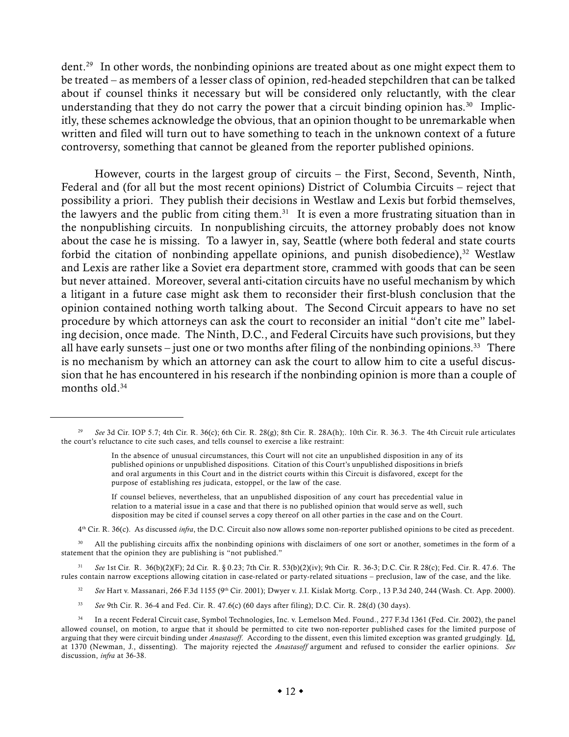dent.[29] In other words, the nonbinding opinions are treated about as one might expect them to be treated – as members of a lesser class of opinion, red-headed stepchildren that can be talked about if counsel thinks it necessary but will be considered only reluctantly, with the clear understanding that they do not carry the power that a circuit binding opinion has.[30] Implicitly, these schemes acknowledge the obvious, that an opinion thought to be unremarkable when written and filed will turn out to have something to teach in the unknown context of a future controversy, something that cannot be gleaned from the reporter published opinions.

However, courts in the largest group of circuits – the First, Second, Seventh, Ninth, Federal and (for all but the most recent opinions) District of Columbia Circuits – reject that possibility a priori. They publish their decisions in Westlaw and Lexis but forbid themselves, the lawyers and the public from citing them.[31] It is even a more frustrating situation than in the nonpublishing circuits. In nonpublishing circuits, the attorney probably does not know about the case he is missing. To a lawyer in, say, Seattle (where both federal and state courts forbid the citation of nonbinding appellate opinions, and punish disobedience),[32] Westlaw and Lexis are rather like a Soviet era department store, crammed with goods that can be seen but never attained. Moreover, several anti-citation circuits have no useful mechanism by which a litigant in a future case might ask them to reconsider their first-blush conclusion that the opinion contained nothing worth talking about. The Second Circuit appears to have no set procedure by which attorneys can ask the court to reconsider an initial "don't cite me" labeling decision, once made. The Ninth, D.C., and Federal Circuits have such provisions, but they all have early sunsets – just one or two months after filing of the nonbinding opinions.[33] There is no mechanism by which an attorney can ask the court to allow him to cite a useful discussion that he has encountered in his research if the nonbinding opinion is more than a couple of months old.[34]

---

[29] *See* 3d Cir. IOP 5.7; 4th Cir. R. 36(c); 6th Cir. R. 28(g); 8th Cir. R. 28A(h);. 10th Cir. R. 36.3. The 4th Circuit rule articulates the court's reluctance to cite such cases, and tells counsel to exercise a like restraint:

> In the absence of unusual circumstances, this Court will not cite an unpublished disposition in any of its published opinions or unpublished dispositions. Citation of this Court's unpublished dispositions in briefs and oral arguments in this Court and in the district courts within this Circuit is disfavored, except for the purpose of establishing res judicata, estoppel, or the law of the case.
>
> If counsel believes, nevertheless, that an unpublished disposition of any court has precedential value in relation to a material issue in a case and that there is no published opinion that would serve as well, such disposition may be cited if counsel serves a copy thereof on all other parties in the case and on the Court.

4th Cir. R. 36(c). As discussed *infra*, the D.C. Circuit also now allows some non-reporter published opinions to be cited as precedent.

[30] All the publishing circuits affix the nonbinding opinions with disclaimers of one sort or another, sometimes in the form of a statement that the opinion they are publishing is "not published."

[31] *See* 1st Cir. R. 36(b)(2)(F); 2d Cir. R. § 0.23; 7th Cir. R. 53(b)(2)(iv); 9th Cir. R. 36-3; D.C. Cir. R 28(c); Fed. Cir. R. 47.6. The rules contain narrow exceptions allowing citation in case-related or party-related situations – preclusion, law of the case, and the like.

[32] *See* Hart v. Massanari, 266 F.3d 1155 (9th Cir. 2001); Dwyer v. J.I. Kislak Mortg. Corp., 13 P.3d 240, 244 (Wash. Ct. App. 2000).

[33] *See* 9th Cir. R. 36-4 and Fed. Cir. R. 47.6(c) (60 days after filing); D.C. Cir. R. 28(d) (30 days).

[34] In a recent Federal Circuit case, Symbol Technologies, Inc. v. Lemelson Med. Found., 277 F.3d 1361 (Fed. Cir. 2002), the panel allowed counsel, on motion, to argue that it should be permitted to cite two non-reporter published cases for the limited purpose of arguing that they were circuit binding under *Anastasoff*. According to the dissent, even this limited exception was granted grudgingly. Id. at 1370 (Newman, J., dissenting). The majority rejected the *Anastasoff* argument and refused to consider the earlier opinions. *See* discussion, *infra* at 36-38.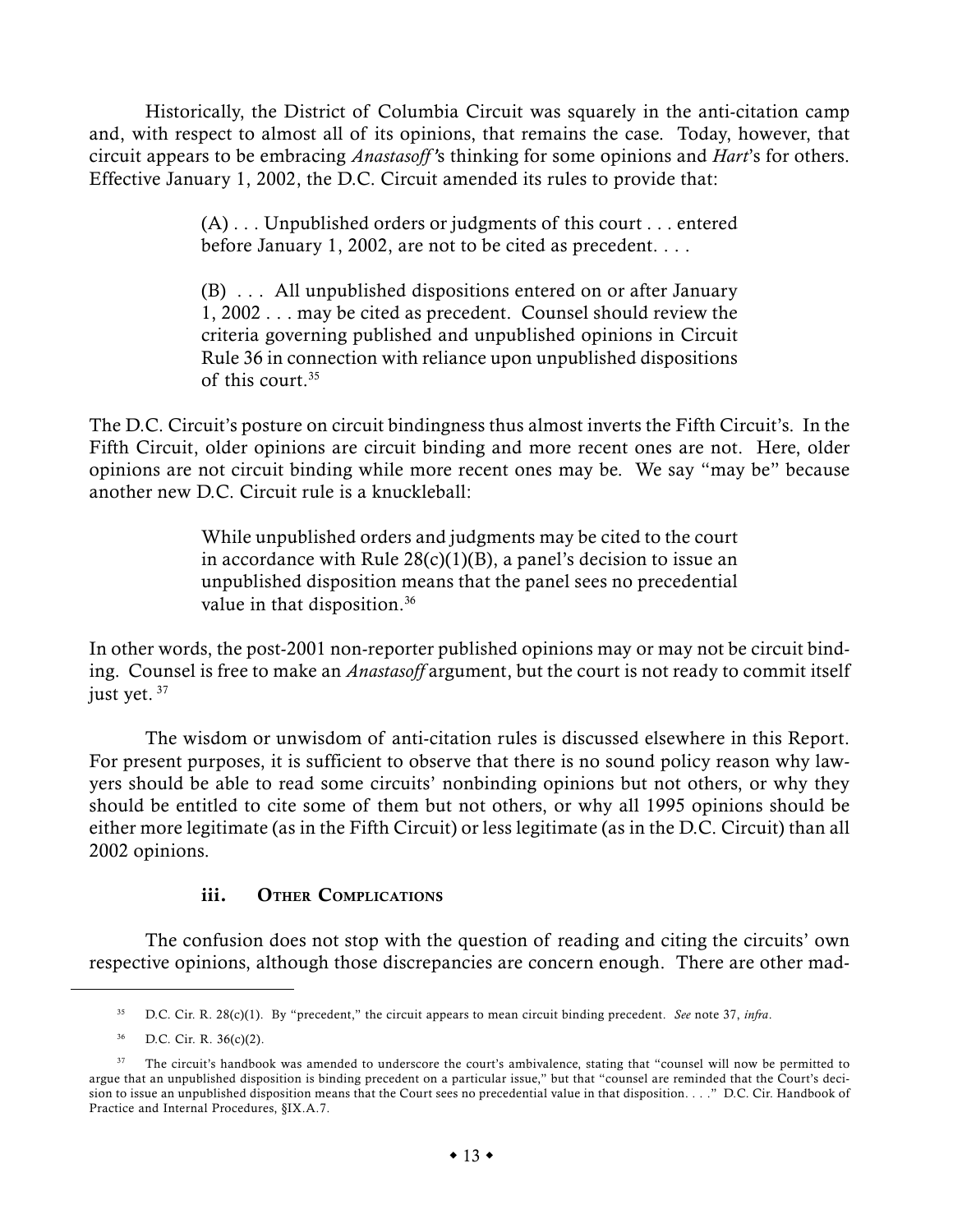Historically, the District of Columbia Circuit was squarely in the anti-citation camp and, with respect to almost all of its opinions, that remains the case. Today, however, that circuit appears to be embracing *Anastasoff*'s thinking for some opinions and *Hart*'s for others. Effective January 1, 2002, the D.C. Circuit amended its rules to provide that:

> (A) . . . Unpublished orders or judgments of this court . . . entered before January 1, 2002, are not to be cited as precedent. . . .
>
> (B) . . . All unpublished dispositions entered on or after January 1, 2002 . . . may be cited as precedent. Counsel should review the criteria governing published and unpublished opinions in Circuit Rule 36 in connection with reliance upon unpublished dispositions of this court.[35]

The D.C. Circuit's posture on circuit bindingness thus almost inverts the Fifth Circuit's. In the Fifth Circuit, older opinions are circuit binding and more recent ones are not. Here, older opinions are not circuit binding while more recent ones may be. We say "may be" because another new D.C. Circuit rule is a knuckleball:

> While unpublished orders and judgments may be cited to the court in accordance with Rule 28(c)(1)(B), a panel's decision to issue an unpublished disposition means that the panel sees no precedential value in that disposition.[36]

In other words, the post-2001 non-reporter published opinions may or may not be circuit binding. Counsel is free to make an *Anastasoff* argument, but the court is not ready to commit itself just yet.[37]

The wisdom or unwisdom of anti-citation rules is discussed elsewhere in this Report. For present purposes, it is sufficient to observe that there is no sound policy reason why lawyers should be able to read some circuits' nonbinding opinions but not others, or why they should be entitled to cite some of them but not others, or why all 1995 opinions should be either more legitimate (as in the Fifth Circuit) or less legitimate (as in the D.C. Circuit) than all 2002 opinions.

#### iii. Other Complications

The confusion does not stop with the question of reading and citing the circuits' own respective opinions, although those discrepancies are concern enough. There are other mad-

---

[35] D.C. Cir. R. 28(c)(1). By "precedent," the circuit appears to mean circuit binding precedent. *See* note 37, *infra*.

[36] D.C. Cir. R. 36(c)(2).

[37] The circuit's handbook was amended to underscore the court's ambivalence, stating that "counsel will now be permitted to argue that an unpublished disposition is binding precedent on a particular issue," but that "counsel are reminded that the Court's decision to issue an unpublished disposition means that the Court sees no precedential value in that disposition. . . ." D.C. Cir. Handbook of Practice and Internal Procedures, §IX.A.7.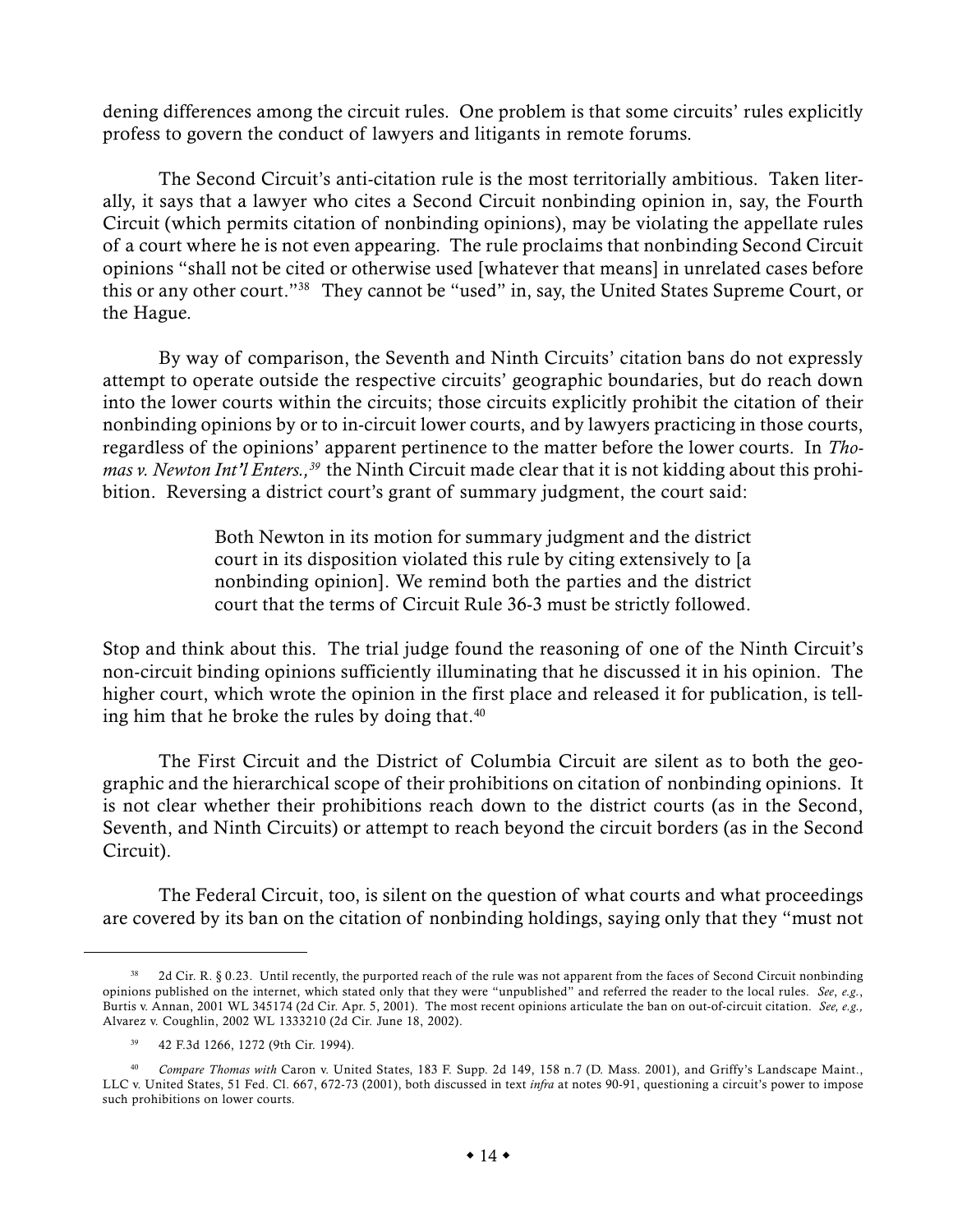dening differences among the circuit rules. One problem is that some circuits' rules explicitly profess to govern the conduct of lawyers and litigants in remote forums.

The Second Circuit's anti-citation rule is the most territorially ambitious. Taken literally, it says that a lawyer who cites a Second Circuit nonbinding opinion in, say, the Fourth Circuit (which permits citation of nonbinding opinions), may be violating the appellate rules of a court where he is not even appearing. The rule proclaims that nonbinding Second Circuit opinions "shall not be cited or otherwise used [whatever that means] in unrelated cases before this or any other court."[38] They cannot be "used" in, say, the United States Supreme Court, or the Hague.

By way of comparison, the Seventh and Ninth Circuits' citation bans do not expressly attempt to operate outside the respective circuits' geographic boundaries, but do reach down into the lower courts within the circuits; those circuits explicitly prohibit the citation of their nonbinding opinions by or to in-circuit lower courts, and by lawyers practicing in those courts, regardless of the opinions' apparent pertinence to the matter before the lower courts. In *Thomas v. Newton Int'l Enters.,*[39] the Ninth Circuit made clear that it is not kidding about this prohibition. Reversing a district court's grant of summary judgment, the court said:

> Both Newton in its motion for summary judgment and the district court in its disposition violated this rule by citing extensively to [a nonbinding opinion]. We remind both the parties and the district court that the terms of Circuit Rule 36-3 must be strictly followed.

Stop and think about this. The trial judge found the reasoning of one of the Ninth Circuit's non-circuit binding opinions sufficiently illuminating that he discussed it in his opinion. The higher court, which wrote the opinion in the first place and released it for publication, is telling him that he broke the rules by doing that.[40]

The First Circuit and the District of Columbia Circuit are silent as to both the geographic and the hierarchical scope of their prohibitions on citation of nonbinding opinions. It is not clear whether their prohibitions reach down to the district courts (as in the Second, Seventh, and Ninth Circuits) or attempt to reach beyond the circuit borders (as in the Second Circuit).

The Federal Circuit, too, is silent on the question of what courts and what proceedings are covered by its ban on the citation of nonbinding holdings, saying only that they "must not

---

[38] 2d Cir. R. § 0.23. Until recently, the purported reach of the rule was not apparent from the faces of Second Circuit nonbinding opinions published on the internet, which stated only that they were "unpublished" and referred the reader to the local rules. *See*, *e.g.*, Burtis v. Annan, 2001 WL 345174 (2d Cir. Apr. 5, 2001). The most recent opinions articulate the ban on out-of-circuit citation. *See, e.g.,* Alvarez v. Coughlin, 2002 WL 1333210 (2d Cir. June 18, 2002).

[39] 42 F.3d 1266, 1272 (9th Cir. 1994).

[40] *Compare Thomas with* Caron v. United States, 183 F. Supp. 2d 149, 158 n.7 (D. Mass. 2001), and Griffy's Landscape Maint., LLC v. United States, 51 Fed. Cl. 667, 672-73 (2001), both discussed in text *infra* at notes 90-91, questioning a circuit's power to impose such prohibitions on lower courts.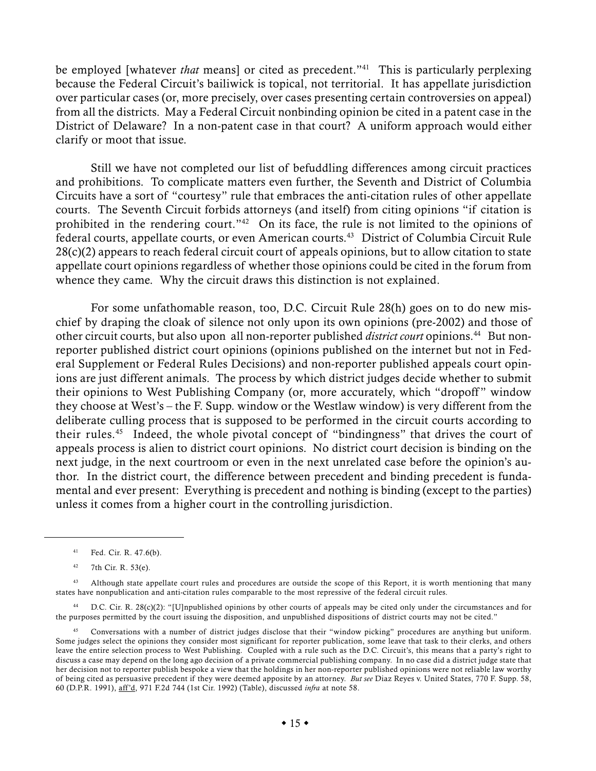be employed [whatever *that* means] or cited as precedent."[41] This is particularly perplexing because the Federal Circuit's bailiwick is topical, not territorial. It has appellate jurisdiction over particular cases (or, more precisely, over cases presenting certain controversies on appeal) from all the districts. May a Federal Circuit nonbinding opinion be cited in a patent case in the District of Delaware? In a non-patent case in that court? A uniform approach would either clarify or moot that issue.

Still we have not completed our list of befuddling differences among circuit practices and prohibitions. To complicate matters even further, the Seventh and District of Columbia Circuits have a sort of "courtesy" rule that embraces the anti-citation rules of other appellate courts. The Seventh Circuit forbids attorneys (and itself) from citing opinions "if citation is prohibited in the rendering court."[42] On its face, the rule is not limited to the opinions of federal courts, appellate courts, or even American courts.[43] District of Columbia Circuit Rule 28(c)(2) appears to reach federal circuit court of appeals opinions, but to allow citation to state appellate court opinions regardless of whether those opinions could be cited in the forum from whence they came. Why the circuit draws this distinction is not explained.

For some unfathomable reason, too, D.C. Circuit Rule 28(h) goes on to do new mischief by draping the cloak of silence not only upon its own opinions (pre-2002) and those of other circuit courts, but also upon all non-reporter published *district court* opinions.[44] But non-reporter published district court opinions (opinions published on the internet but not in Federal Supplement or Federal Rules Decisions) and non-reporter published appeals court opinions are just different animals. The process by which district judges decide whether to submit their opinions to West Publishing Company (or, more accurately, which "dropoff" window they choose at West's – the F. Supp. window or the Westlaw window) is very different from the deliberate culling process that is supposed to be performed in the circuit courts according to their rules.[45] Indeed, the whole pivotal concept of "bindingness" that drives the court of appeals process is alien to district court opinions. No district court decision is binding on the next judge, in the next courtroom or even in the next unrelated case before the opinion's author. In the district court, the difference between precedent and binding precedent is fundamental and ever present: Everything is precedent and nothing is binding (except to the parties) unless it comes from a higher court in the controlling jurisdiction.

---

[41] Fed. Cir. R. 47.6(b).

[42] 7th Cir. R. 53(e).

[43] Although state appellate court rules and procedures are outside the scope of this Report, it is worth mentioning that many states have nonpublication and anti-citation rules comparable to the most repressive of the federal circuit rules.

[44] D.C. Cir. R. 28(c)(2): "[U]npublished opinions by other courts of appeals may be cited only under the circumstances and for the purposes permitted by the court issuing the disposition, and unpublished dispositions of district courts may not be cited."

[45] Conversations with a number of district judges disclose that their "window picking" procedures are anything but uniform. Some judges select the opinions they consider most significant for reporter publication, some leave that task to their clerks, and others leave the entire selection process to West Publishing. Coupled with a rule such as the D.C. Circuit's, this means that a party's right to discuss a case may depend on the long ago decision of a private commercial publishing company. In no case did a district judge state that her decision not to reporter publish bespoke a view that the holdings in her non-reporter published opinions were not reliable law worthy of being cited as persuasive precedent if they were deemed apposite by an attorney. *But see* Diaz Reyes v. United States, 770 F. Supp. 58, 60 (D.P.R. 1991), aff'd, 971 F.2d 744 (1st Cir. 1992) (Table), discussed *infra* at note 58.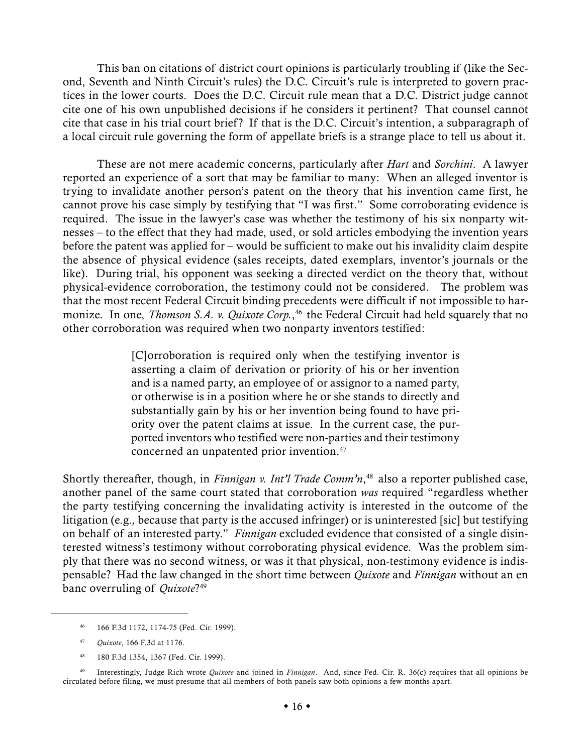This ban on citations of district court opinions is particularly troubling if (like the Second, Seventh and Ninth Circuit's rules) the D.C. Circuit's rule is interpreted to govern practices in the lower courts. Does the D.C. Circuit rule mean that a D.C. District judge cannot cite one of his own unpublished decisions if he considers it pertinent? That counsel cannot cite that case in his trial court brief? If that is the D.C. Circuit's intention, a subparagraph of a local circuit rule governing the form of appellate briefs is a strange place to tell us about it.

These are not mere academic concerns, particularly after *Hart* and *Sorchini*. A lawyer reported an experience of a sort that may be familiar to many: When an alleged inventor is trying to invalidate another person's patent on the theory that his invention came first, he cannot prove his case simply by testifying that "I was first." Some corroborating evidence is required. The issue in the lawyer's case was whether the testimony of his six nonparty witnesses – to the effect that they had made, used, or sold articles embodying the invention years before the patent was applied for – would be sufficient to make out his invalidity claim despite the absence of physical evidence (sales receipts, dated exemplars, inventor's journals or the like). During trial, his opponent was seeking a directed verdict on the theory that, without physical-evidence corroboration, the testimony could not be considered. The problem was that the most recent Federal Circuit binding precedents were difficult if not impossible to harmonize. In one, *Thomson S.A. v. Quixote Corp.*,[46] the Federal Circuit had held squarely that no other corroboration was required when two nonparty inventors testified:

> [C]orroboration is required only when the testifying inventor is asserting a claim of derivation or priority of his or her invention and is a named party, an employee of or assignor to a named party, or otherwise is in a position where he or she stands to directly and substantially gain by his or her invention being found to have priority over the patent claims at issue. In the current case, the purported inventors who testified were non-parties and their testimony concerned an unpatented prior invention.[47]

Shortly thereafter, though, in *Finnigan v. Int'l Trade Comm'n*,[48] also a reporter published case, another panel of the same court stated that corroboration *was* required "regardless whether the party testifying concerning the invalidating activity is interested in the outcome of the litigation (e.g., because that party is the accused infringer) or is uninterested [sic] but testifying on behalf of an interested party." *Finnigan* excluded evidence that consisted of a single disinterested witness's testimony without corroborating physical evidence. Was the problem simply that there was no second witness, or was it that physical, non-testimony evidence is indispensable? Had the law changed in the short time between *Quixote* and *Finnigan* without an en banc overruling of *Quixote*?[49]

---

[46] 166 F.3d 1172, 1174-75 (Fed. Cir. 1999).

[47] *Quixote*, 166 F.3d at 1176.

[48] 180 F.3d 1354, 1367 (Fed. Cir. 1999).

[49] Interestingly, Judge Rich wrote *Quixote* and joined in *Finnigan*. And, since Fed. Cir. R. 36(c) requires that all opinions be circulated before filing, we must presume that all members of both panels saw both opinions a few months apart.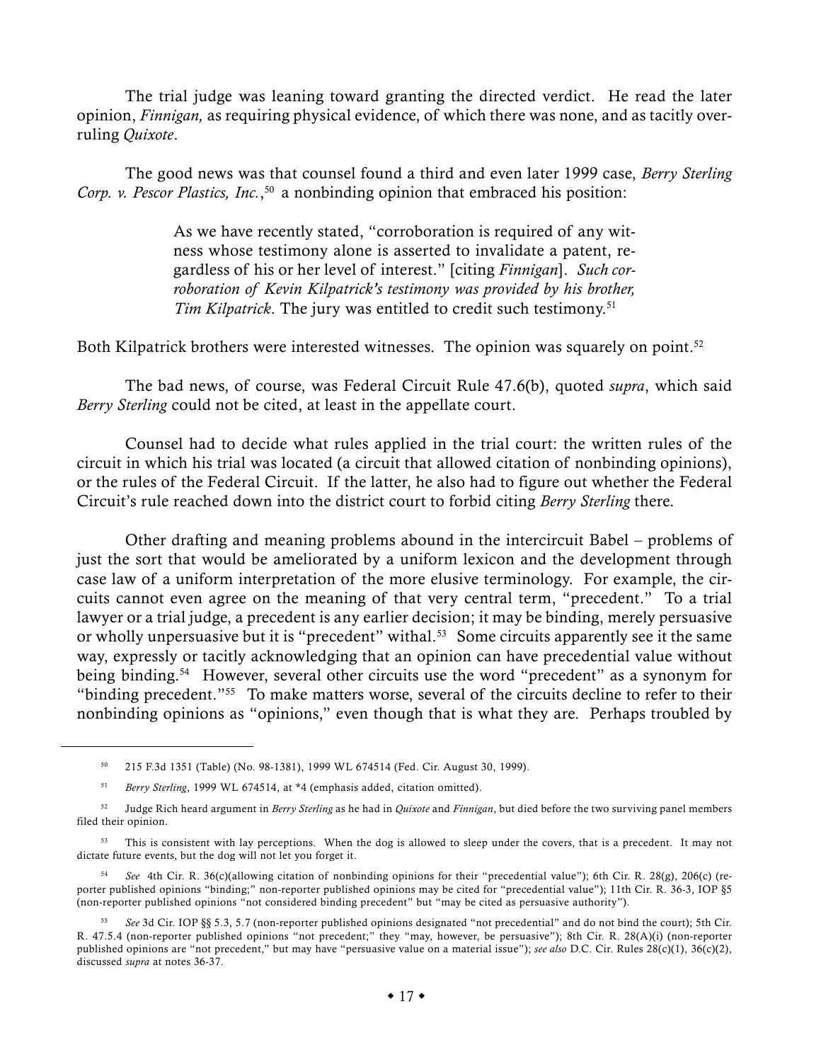The trial judge was leaning toward granting the directed verdict. He read the later opinion, *Finnigan,* as requiring physical evidence, of which there was none, and as tacitly overruling *Quixote*.

The good news was that counsel found a third and even later 1999 case, *Berry Sterling Corp. v. Pescor Plastics, Inc.*,[50] a nonbinding opinion that embraced his position:

> As we have recently stated, "corroboration is required of any witness whose testimony alone is asserted to invalidate a patent, regardless of his or her level of interest." [citing *Finnigan*]. *Such corroboration of Kevin Kilpatrick's testimony was provided by his brother, Tim Kilpatrick*. The jury was entitled to credit such testimony.[51]

Both Kilpatrick brothers were interested witnesses. The opinion was squarely on point.[52]

The bad news, of course, was Federal Circuit Rule 47.6(b), quoted *supra*, which said *Berry Sterling* could not be cited, at least in the appellate court.

Counsel had to decide what rules applied in the trial court: the written rules of the circuit in which his trial was located (a circuit that allowed citation of nonbinding opinions), or the rules of the Federal Circuit. If the latter, he also had to figure out whether the Federal Circuit's rule reached down into the district court to forbid citing *Berry Sterling* there.

Other drafting and meaning problems abound in the intercircuit Babel – problems of just the sort that would be ameliorated by a uniform lexicon and the development through case law of a uniform interpretation of the more elusive terminology. For example, the circuits cannot even agree on the meaning of that very central term, "precedent." To a trial lawyer or a trial judge, a precedent is any earlier decision; it may be binding, merely persuasive or wholly unpersuasive but it is "precedent" withal.[53] Some circuits apparently see it the same way, expressly or tacitly acknowledging that an opinion can have precedential value without being binding.[54] However, several other circuits use the word "precedent" as a synonym for "binding precedent."[55] To make matters worse, several of the circuits decline to refer to their nonbinding opinions as "opinions," even though that is what they are. Perhaps troubled by

---

[50] 215 F.3d 1351 (Table) (No. 98-1381), 1999 WL 674514 (Fed. Cir. August 30, 1999).

[51] *Berry Sterling*, 1999 WL 674514, at *4 (emphasis added, citation omitted).

[52] Judge Rich heard argument in *Berry Sterling* as he had in *Quixote* and *Finnigan*, but died before the two surviving panel members filed their opinion.

[53] This is consistent with lay perceptions. When the dog is allowed to sleep under the covers, that is a precedent. It may not dictate future events, but the dog will not let you forget it.

[54] *See* 4th Cir. R. 36(c)(allowing citation of nonbinding opinions for their "precedential value"); 6th Cir. R. 28(g), 206(c) (reporter published opinions "binding;" non-reporter published opinions may be cited for "precedential value"); 11th Cir. R. 36-3, IOP §5 (non-reporter published opinions "not considered binding precedent" but "may be cited as persuasive authority").

[55] *See* 3d Cir. IOP §§ 5.3, 5.7 (non-reporter published opinions designated "not precedential" and do not bind the court); 5th Cir. R. 47.5.4 (non-reporter published opinions "not precedent;" they "may, however, be persuasive"); 8th Cir. R. 28(A)(i) (non-reporter published opinions are "not precedent," but may have "persuasive value on a material issue"); *see also* D.C. Cir. Rules 28(c)(1), 36(c)(2), discussed *supra* at notes 36-37.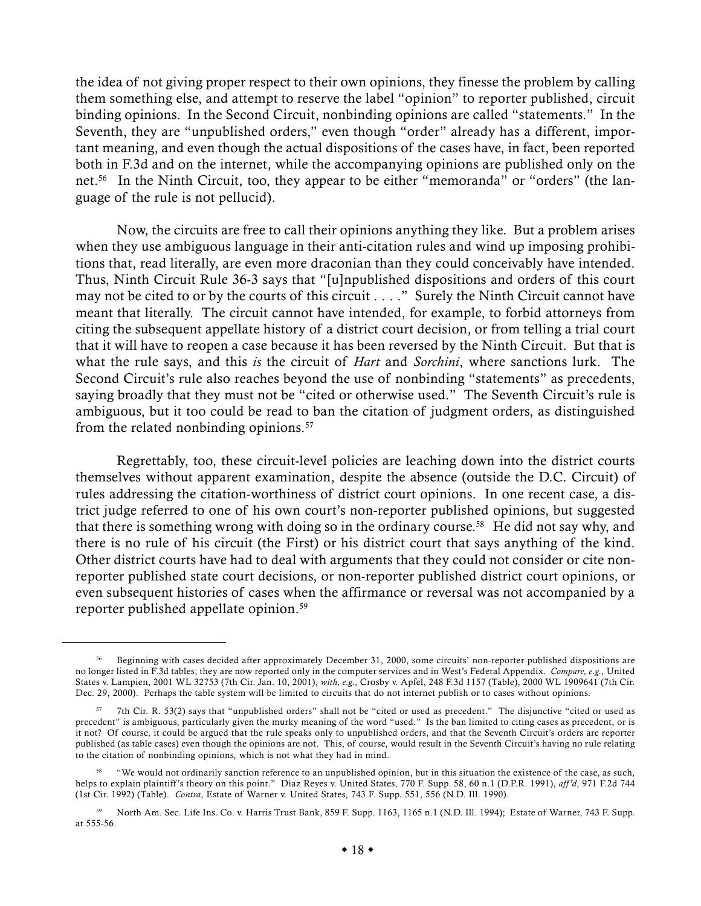the idea of not giving proper respect to their own opinions, they finesse the problem by calling them something else, and attempt to reserve the label "opinion" to reporter published, circuit binding opinions. In the Second Circuit, nonbinding opinions are called "statements." In the Seventh, they are "unpublished orders," even though "order" already has a different, important meaning, and even though the actual dispositions of the cases have, in fact, been reported both in F.3d and on the internet, while the accompanying opinions are published only on the net.[56] In the Ninth Circuit, too, they appear to be either "memoranda" or "orders" (the language of the rule is not pellucid).

Now, the circuits are free to call their opinions anything they like. But a problem arises when they use ambiguous language in their anti-citation rules and wind up imposing prohibitions that, read literally, are even more draconian than they could conceivably have intended. Thus, Ninth Circuit Rule 36-3 says that "[u]npublished dispositions and orders of this court may not be cited to or by the courts of this circuit . . . ." Surely the Ninth Circuit cannot have meant that literally. The circuit cannot have intended, for example, to forbid attorneys from citing the subsequent appellate history of a district court decision, or from telling a trial court that it will have to reopen a case because it has been reversed by the Ninth Circuit. But that is what the rule says, and this *is* the circuit of *Hart* and *Sorchini*, where sanctions lurk. The Second Circuit's rule also reaches beyond the use of nonbinding "statements" as precedents, saying broadly that they must not be "cited or otherwise used." The Seventh Circuit's rule is ambiguous, but it too could be read to ban the citation of judgment orders, as distinguished from the related nonbinding opinions.[57]

Regrettably, too, these circuit-level policies are leaching down into the district courts themselves without apparent examination, despite the absence (outside the D.C. Circuit) of rules addressing the citation-worthiness of district court opinions. In one recent case, a district judge referred to one of his own court's non-reporter published opinions, but suggested that there is something wrong with doing so in the ordinary course.[58] He did not say why, and there is no rule of his circuit (the First) or his district court that says anything of the kind. Other district courts have had to deal with arguments that they could not consider or cite non-reporter published state court decisions, or non-reporter published district court opinions, or even subsequent histories of cases when the affirmance or reversal was not accompanied by a reporter published appellate opinion.[59]

---

[56] Beginning with cases decided after approximately December 31, 2000, some circuits' non-reporter published dispositions are no longer listed in F.3d tables; they are now reported only in the computer services and in West's Federal Appendix. *Compare, e.g.,* United States v. Lampien, 2001 WL 32753 (7th Cir. Jan. 10, 2001), *with, e.g.,* Crosby v. Apfel, 248 F.3d 1157 (Table), 2000 WL 1909641 (7th Cir. Dec. 29, 2000). Perhaps the table system will be limited to circuits that do not internet publish or to cases without opinions.

[57] 7th Cir. R. 53(2) says that "unpublished orders" shall not be "cited or used as precedent." The disjunctive "cited or used as precedent" is ambiguous, particularly given the murky meaning of the word "used." Is the ban limited to citing cases as precedent, or is it not? Of course, it could be argued that the rule speaks only to unpublished orders, and that the Seventh Circuit's orders are reporter published (as table cases) even though the opinions are not. This, of course, would result in the Seventh Circuit's having no rule relating to the citation of nonbinding opinions, which is not what they had in mind.

[58] "We would not ordinarily sanction reference to an unpublished opinion, but in this situation the existence of the case, as such, helps to explain plaintiff's theory on this point." Diaz Reyes v. United States, 770 F. Supp. 58, 60 n.1 (D.P.R. 1991), *aff'd*, 971 F.2d 744 (1st Cir. 1992) (Table). *Contra*, Estate of Warner v. United States, 743 F. Supp. 551, 556 (N.D. Ill. 1990).

[59] North Am. Sec. Life Ins. Co. v. Harris Trust Bank, 859 F. Supp. 1163, 1165 n.1 (N.D. Ill. 1994); Estate of Warner, 743 F. Supp. at 555-56.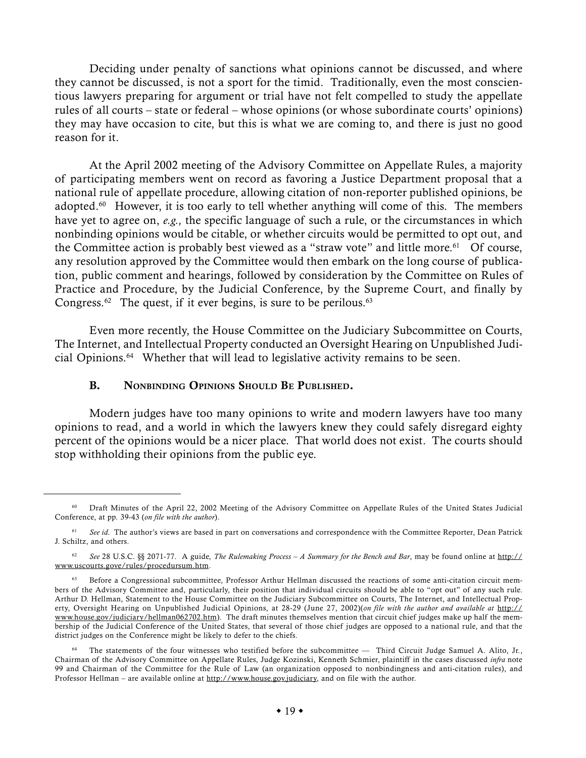Deciding under penalty of sanctions what opinions cannot be discussed, and where they cannot be discussed, is not a sport for the timid. Traditionally, even the most conscientious lawyers preparing for argument or trial have not felt compelled to study the appellate rules of all courts – state or federal – whose opinions (or whose subordinate courts' opinions) they may have occasion to cite, but this is what we are coming to, and there is just no good reason for it.

At the April 2002 meeting of the Advisory Committee on Appellate Rules, a majority of participating members went on record as favoring a Justice Department proposal that a national rule of appellate procedure, allowing citation of non-reporter published opinions, be adopted.[60] However, it is too early to tell whether anything will come of this. The members have yet to agree on, *e.g.,* the specific language of such a rule, or the circumstances in which nonbinding opinions would be citable, or whether circuits would be permitted to opt out, and the Committee action is probably best viewed as a "straw vote" and little more.[61] Of course, any resolution approved by the Committee would then embark on the long course of publication, public comment and hearings, followed by consideration by the Committee on Rules of Practice and Procedure, by the Judicial Conference, by the Supreme Court, and finally by Congress.[62] The quest, if it ever begins, is sure to be perilous.[63]

Even more recently, the House Committee on the Judiciary Subcommittee on Courts, The Internet, and Intellectual Property conducted an Oversight Hearing on Unpublished Judicial Opinions.[64] Whether that will lead to legislative activity remains to be seen.

### B. Nonbinding Opinions Should Be Published.

Modern judges have too many opinions to write and modern lawyers have too many opinions to read, and a world in which the lawyers knew they could safely disregard eighty percent of the opinions would be a nicer place. That world does not exist. The courts should stop withholding their opinions from the public eye.

---

[60] Draft Minutes of the April 22, 2002 Meeting of the Advisory Committee on Appellate Rules of the United States Judicial Conference, at pp. 39-43 (*on file with the author*).

[61] *See id.* The author's views are based in part on conversations and correspondence with the Committee Reporter, Dean Patrick J. Schiltz, and others.

[62] *See* 28 U.S.C. §§ 2071-77. A guide, *The Rulemaking Process – A Summary for the Bench and Bar*, may be found online at http://www.uscourts.gove/rules/procedursum.htm.

[63] Before a Congressional subcommittee, Professor Arthur Hellman discussed the reactions of some anti-citation circuit members of the Advisory Committee and, particularly, their position that individual circuits should be able to "opt out" of any such rule. Arthur D. Hellman, Statement to the House Committee on the Judiciary Subcommittee on Courts, The Internet, and Intellectual Property, Oversight Hearing on Unpublished Judicial Opinions, at 28-29 (June 27, 2002)(*on file with the author and available at* http://www.house.gov/judiciary/hellman062702.htm). The draft minutes themselves mention that circuit chief judges make up half the membership of the Judicial Conference of the United States, that several of those chief judges are opposed to a national rule, and that the district judges on the Conference might be likely to defer to the chiefs.

[64] The statements of the four witnesses who testified before the subcommittee — Third Circuit Judge Samuel A. Alito, Jr., Chairman of the Advisory Committee on Appellate Rules, Judge Kozinski, Kenneth Schmier, plaintiff in the cases discussed *infra* note 99 and Chairman of the Committee for the Rule of Law (an organization opposed to nonbindingness and anti-citation rules), and Professor Hellman – are available online at http://www.house.gov.judiciary, and on file with the author.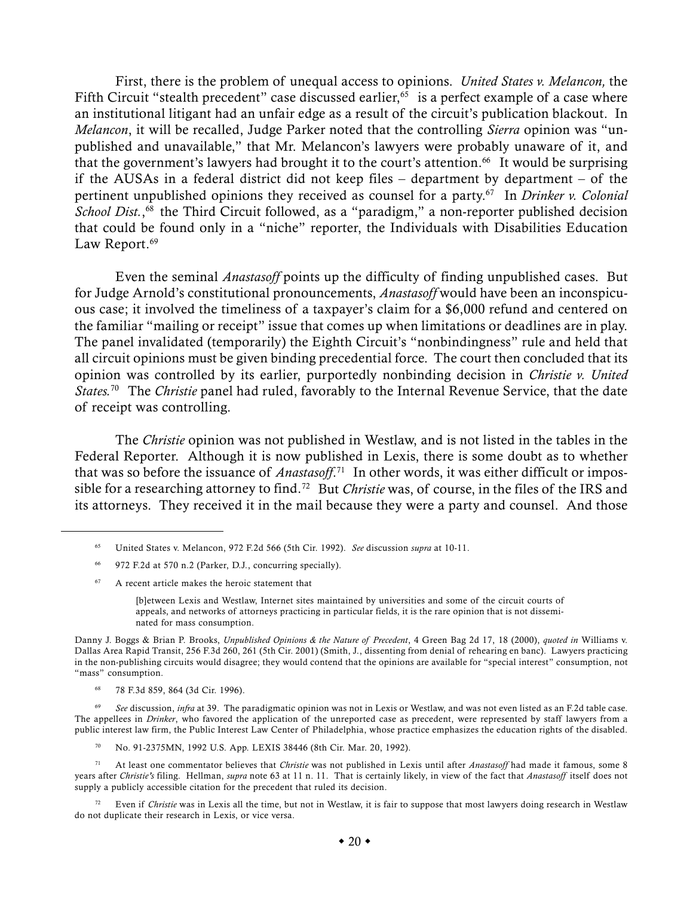First, there is the problem of unequal access to opinions. *United States v. Melancon,* the Fifth Circuit "stealth precedent" case discussed earlier,[65] is a perfect example of a case where an institutional litigant had an unfair edge as a result of the circuit's publication blackout. In *Melancon*, it will be recalled, Judge Parker noted that the controlling *Sierra* opinion was "unpublished and unavailable," that Mr. Melancon's lawyers were probably unaware of it, and that the government's lawyers had brought it to the court's attention.[66] It would be surprising if the AUSAs in a federal district did not keep files – department by department – of the pertinent unpublished opinions they received as counsel for a party.[67] In *Drinker v. Colonial School Dist.*,[68] the Third Circuit followed, as a "paradigm," a non-reporter published decision that could be found only in a "niche" reporter, the Individuals with Disabilities Education Law Report.[69]

Even the seminal *Anastasoff* points up the difficulty of finding unpublished cases. But for Judge Arnold's constitutional pronouncements, *Anastasoff* would have been an inconspicuous case; it involved the timeliness of a taxpayer's claim for a $6,000 refund and centered on the familiar "mailing or receipt" issue that comes up when limitations or deadlines are in play. The panel invalidated (temporarily) the Eighth Circuit's "nonbindingness" rule and held that all circuit opinions must be given binding precedential force. The court then concluded that its opinion was controlled by its earlier, purportedly nonbinding decision in *Christie v. United States.*[70] The *Christie* panel had ruled, favorably to the Internal Revenue Service, that the date of receipt was controlling.

The *Christie* opinion was not published in Westlaw, and is not listed in the tables in the Federal Reporter. Although it is now published in Lexis, there is some doubt as to whether that was so before the issuance of *Anastasoff*.[71] In other words, it was either difficult or impossible for a researching attorney to find.[72] But *Christie* was, of course, in the files of the IRS and its attorneys. They received it in the mail because they were a party and counsel. And those

---

[65] United States v. Melancon, 972 F.2d 566 (5th Cir. 1992). *See* discussion *supra* at 10-11.

[66] 972 F.2d at 570 n.2 (Parker, D.J., concurring specially).

[67] A recent article makes the heroic statement that

> [b]etween Lexis and Westlaw, Internet sites maintained by universities and some of the circuit courts of appeals, and networks of attorneys practicing in particular fields, it is the rare opinion that is not disseminated for mass consumption.

Danny J. Boggs & Brian P. Brooks, *Unpublished Opinions & the Nature of Precedent*, 4 Green Bag 2d 17, 18 (2000), *quoted in* Williams v. Dallas Area Rapid Transit, 256 F.3d 260, 261 (5th Cir. 2001) (Smith, J., dissenting from denial of rehearing en banc). Lawyers practicing in the non-publishing circuits would disagree; they would contend that the opinions are available for "special interest" consumption, not "mass" consumption.

[68] 78 F.3d 859, 864 (3d Cir. 1996).

[69] *See* discussion, *infra* at 39. The paradigmatic opinion was not in Lexis or Westlaw, and was not even listed as an F.2d table case. The appellees in *Drinker*, who favored the application of the unreported case as precedent, were represented by staff lawyers from a public interest law firm, the Public Interest Law Center of Philadelphia, whose practice emphasizes the education rights of the disabled.

[70] No. 91-2375MN, 1992 U.S. App. LEXIS 38446 (8th Cir. Mar. 20, 1992).

[71] At least one commentator believes that *Christie* was not published in Lexis until after *Anastasoff* had made it famous, some 8 years after *Christie's* filing. Hellman, *supra* note 63 at 11 n. 11. That is certainly likely, in view of the fact that *Anastasoff* itself does not supply a publicly accessible citation for the precedent that ruled its decision.

[72] Even if *Christie* was in Lexis all the time, but not in Westlaw, it is fair to suppose that most lawyers doing research in Westlaw do not duplicate their research in Lexis, or vice versa.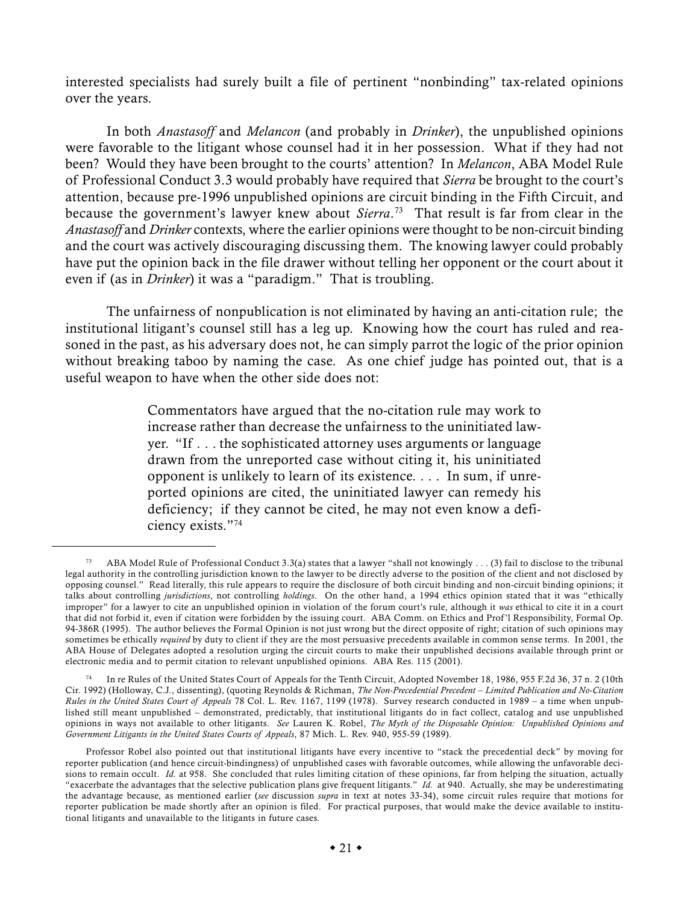interested specialists had surely built a file of pertinent "nonbinding" tax-related opinions over the years.

In both *Anastasoff* and *Melancon* (and probably in *Drinker*), the unpublished opinions were favorable to the litigant whose counsel had it in her possession. What if they had not been? Would they have been brought to the courts' attention? In *Melancon*, ABA Model Rule of Professional Conduct 3.3 would probably have required that *Sierra* be brought to the court's attention, because pre-1996 unpublished opinions are circuit binding in the Fifth Circuit, and because the government's lawyer knew about *Sierra*.[73] That result is far from clear in the *Anastasoff* and *Drinker* contexts, where the earlier opinions were thought to be non-circuit binding and the court was actively discouraging discussing them. The knowing lawyer could probably have put the opinion back in the file drawer without telling her opponent or the court about it even if (as in *Drinker*) it was a "paradigm." That is troubling.

The unfairness of nonpublication is not eliminated by having an anti-citation rule; the institutional litigant's counsel still has a leg up. Knowing how the court has ruled and reasoned in the past, as his adversary does not, he can simply parrot the logic of the prior opinion without breaking taboo by naming the case. As one chief judge has pointed out, that is a useful weapon to have when the other side does not:

> Commentators have argued that the no-citation rule may work to increase rather than decrease the unfairness to the uninitiated lawyer. "If . . . the sophisticated attorney uses arguments or language drawn from the unreported case without citing it, his uninitiated opponent is unlikely to learn of its existence. . . . In sum, if unreported opinions are cited, the uninitiated lawyer can remedy his deficiency; if they cannot be cited, he may not even know a deficiency exists."[74]

---

[73] ABA Model Rule of Professional Conduct 3.3(a) states that a lawyer "shall not knowingly . . . (3) fail to disclose to the tribunal legal authority in the controlling jurisdiction known to the lawyer to be directly adverse to the position of the client and not disclosed by opposing counsel." Read literally, this rule appears to require the disclosure of both circuit binding and non-circuit binding opinions; it talks about controlling *jurisdictions*, not controlling *holdings*. On the other hand, a 1994 ethics opinion stated that it was "ethically improper" for a lawyer to cite an unpublished opinion in violation of the forum court's rule, although it *was* ethical to cite it in a court that did not forbid it, even if citation were forbidden by the issuing court. ABA Comm. on Ethics and Prof'l Responsibility, Formal Op. 94-386R (1995). The author believes the Formal Opinion is not just wrong but the direct opposite of right; citation of such opinions may sometimes be ethically *required* by duty to client if they are the most persuasive precedents available in common sense terms. In 2001, the ABA House of Delegates adopted a resolution urging the circuit courts to make their unpublished decisions available through print or electronic media and to permit citation to relevant unpublished opinions. ABA Res. 115 (2001).

[74] In re Rules of the United States Court of Appeals for the Tenth Circuit, Adopted November 18, 1986, 955 F.2d 36, 37 n. 2 (10th Cir. 1992) (Holloway, C.J., dissenting), (quoting Reynolds & Richman, *The Non-Precedential Precedent – Limited Publication and No-Citation Rules in the United States Court of Appeals* 78 Col. L. Rev. 1167, 1199 (1978). Survey research conducted in 1989 – a time when unpublished still meant unpublished – demonstrated, predictably, that institutional litigants do in fact collect, catalog and use unpublished opinions in ways not available to other litigants. *See* Lauren K. Robel, *The Myth of the Disposable Opinion: Unpublished Opinions and Government Litigants in the United States Courts of Appeals*, 87 Mich. L. Rev. 940, 955-59 (1989).

Professor Robel also pointed out that institutional litigants have every incentive to "stack the precedential deck" by moving for reporter publication (and hence circuit-bindingness) of unpublished cases with favorable outcomes, while allowing the unfavorable decisions to remain occult. *Id.* at 958. She concluded that rules limiting citation of these opinions, far from helping the situation, actually "exacerbate the advantages that the selective publication plans give frequent litigants." *Id.* at 940. Actually, she may be underestimating the advantage because, as mentioned earlier (*see* discussion *supra* in text at notes 33-34), some circuit rules require that motions for reporter publication be made shortly after an opinion is filed. For practical purposes, that would make the device available to institutional litigants and unavailable to the litigants in future cases.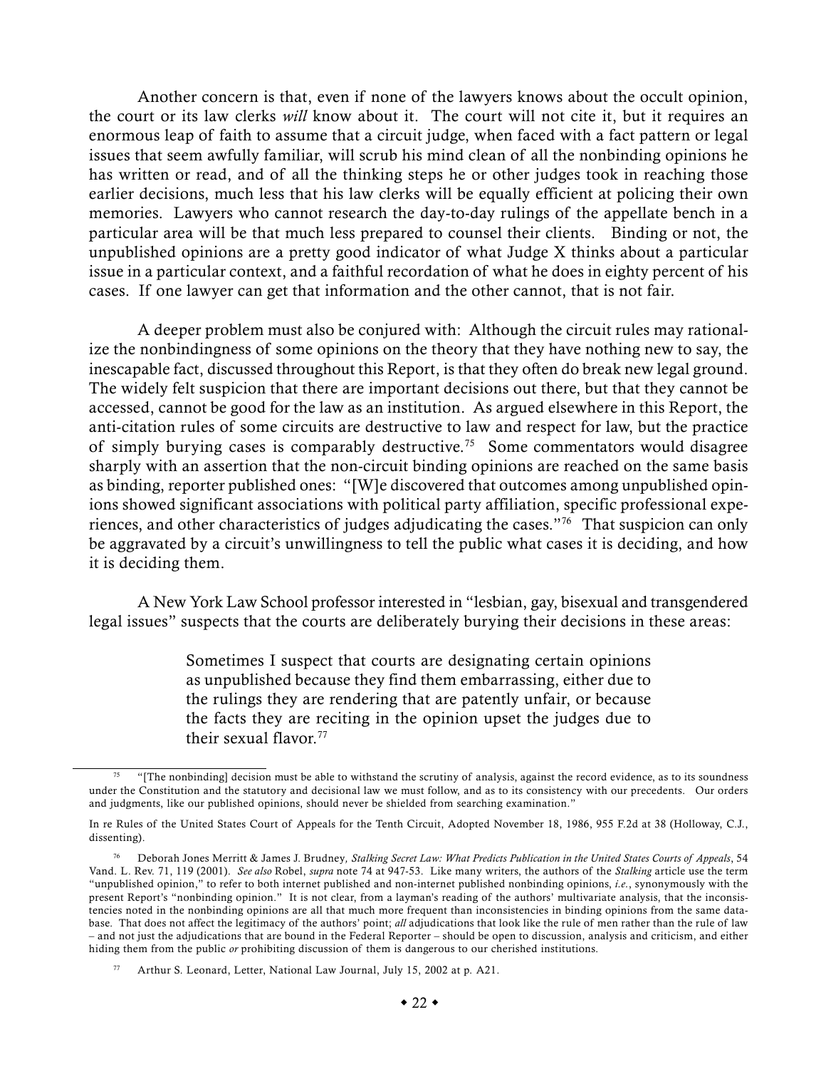Another concern is that, even if none of the lawyers knows about the occult opinion, the court or its law clerks *will* know about it. The court will not cite it, but it requires an enormous leap of faith to assume that a circuit judge, when faced with a fact pattern or legal issues that seem awfully familiar, will scrub his mind clean of all the nonbinding opinions he has written or read, and of all the thinking steps he or other judges took in reaching those earlier decisions, much less that his law clerks will be equally efficient at policing their own memories. Lawyers who cannot research the day-to-day rulings of the appellate bench in a particular area will be that much less prepared to counsel their clients. Binding or not, the unpublished opinions are a pretty good indicator of what Judge X thinks about a particular issue in a particular context, and a faithful recordation of what he does in eighty percent of his cases. If one lawyer can get that information and the other cannot, that is not fair.

A deeper problem must also be conjured with: Although the circuit rules may rationalize the nonbindingness of some opinions on the theory that they have nothing new to say, the inescapable fact, discussed throughout this Report, is that they often do break new legal ground. The widely felt suspicion that there are important decisions out there, but that they cannot be accessed, cannot be good for the law as an institution. As argued elsewhere in this Report, the anti-citation rules of some circuits are destructive to law and respect for law, but the practice of simply burying cases is comparably destructive.[75] Some commentators would disagree sharply with an assertion that the non-circuit binding opinions are reached on the same basis as binding, reporter published ones: "[W]e discovered that outcomes among unpublished opinions showed significant associations with political party affiliation, specific professional experiences, and other characteristics of judges adjudicating the cases."[76] That suspicion can only be aggravated by a circuit's unwillingness to tell the public what cases it is deciding, and how it is deciding them.

A New York Law School professor interested in "lesbian, gay, bisexual and transgendered legal issues" suspects that the courts are deliberately burying their decisions in these areas:

> Sometimes I suspect that courts are designating certain opinions as unpublished because they find them embarrassing, either due to the rulings they are rendering that are patently unfair, or because the facts they are reciting in the opinion upset the judges due to their sexual flavor.[77]

---

[75] "[The nonbinding] decision must be able to withstand the scrutiny of analysis, against the record evidence, as to its soundness under the Constitution and the statutory and decisional law we must follow, and as to its consistency with our precedents. Our orders and judgments, like our published opinions, should never be shielded from searching examination."

In re Rules of the United States Court of Appeals for the Tenth Circuit, Adopted November 18, 1986, 955 F.2d at 38 (Holloway, C.J., dissenting).

[76] Deborah Jones Merritt & James J. Brudney, *Stalking Secret Law: What Predicts Publication in the United States Courts of Appeals*, 54 Vand. L. Rev. 71, 119 (2001). *See also* Robel, *supra* note 74 at 947-53. Like many writers, the authors of the *Stalking* article use the term "unpublished opinion," to refer to both internet published and non-internet published nonbinding opinions, *i.e.*, synonymously with the present Report's "nonbinding opinion." It is not clear, from a layman's reading of the authors' multivariate analysis, that the inconsistencies noted in the nonbinding opinions are all that much more frequent than inconsistencies in binding opinions from the same database. That does not affect the legitimacy of the authors' point; *all* adjudications that look like the rule of men rather than the rule of law – and not just the adjudications that are bound in the Federal Reporter – should be open to discussion, analysis and criticism, and either hiding them from the public *or* prohibiting discussion of them is dangerous to our cherished institutions.

[77] Arthur S. Leonard, Letter, National Law Journal, July 15, 2002 at p. A21.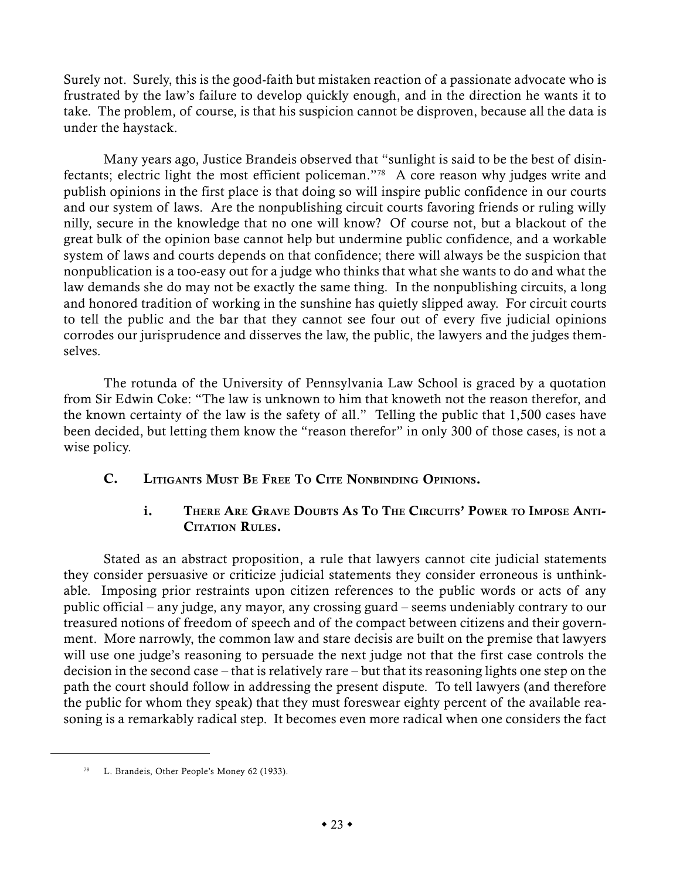Surely not. Surely, this is the good-faith but mistaken reaction of a passionate advocate who is frustrated by the law's failure to develop quickly enough, and in the direction he wants it to take. The problem, of course, is that his suspicion cannot be disproven, because all the data is under the haystack.

Many years ago, Justice Brandeis observed that "sunlight is said to be the best of disinfectants; electric light the most efficient policeman."[78] A core reason why judges write and publish opinions in the first place is that doing so will inspire public confidence in our courts and our system of laws. Are the nonpublishing circuit courts favoring friends or ruling willy nilly, secure in the knowledge that no one will know? Of course not, but a blackout of the great bulk of the opinion base cannot help but undermine public confidence, and a workable system of laws and courts depends on that confidence; there will always be the suspicion that nonpublication is a too-easy out for a judge who thinks that what she wants to do and what the law demands she do may not be exactly the same thing. In the nonpublishing circuits, a long and honored tradition of working in the sunshine has quietly slipped away. For circuit courts to tell the public and the bar that they cannot see four out of every five judicial opinions corrodes our jurisprudence and disserves the law, the public, the lawyers and the judges themselves.

The rotunda of the University of Pennsylvania Law School is graced by a quotation from Sir Edwin Coke: "The law is unknown to him that knoweth not the reason therefor, and the known certainty of the law is the safety of all." Telling the public that 1,500 cases have been decided, but letting them know the "reason therefor" in only 300 of those cases, is not a wise policy.

### C. Litigants Must Be Free To Cite Nonbinding Opinions.

#### i. There Are Grave Doubts As To The Circuits' Power to Impose Anti-Citation Rules.

Stated as an abstract proposition, a rule that lawyers cannot cite judicial statements they consider persuasive or criticize judicial statements they consider erroneous is unthinkable. Imposing prior restraints upon citizen references to the public words or acts of any public official – any judge, any mayor, any crossing guard – seems undeniably contrary to our treasured notions of freedom of speech and of the compact between citizens and their government. More narrowly, the common law and stare decisis are built on the premise that lawyers will use one judge's reasoning to persuade the next judge not that the first case controls the decision in the second case – that is relatively rare – but that its reasoning lights one step on the path the court should follow in addressing the present dispute. To tell lawyers (and therefore the public for whom they speak) that they must foreswear eighty percent of the available reasoning is a remarkably radical step. It becomes even more radical when one considers the fact

[78] L. Brandeis, Other People's Money 62 (1933).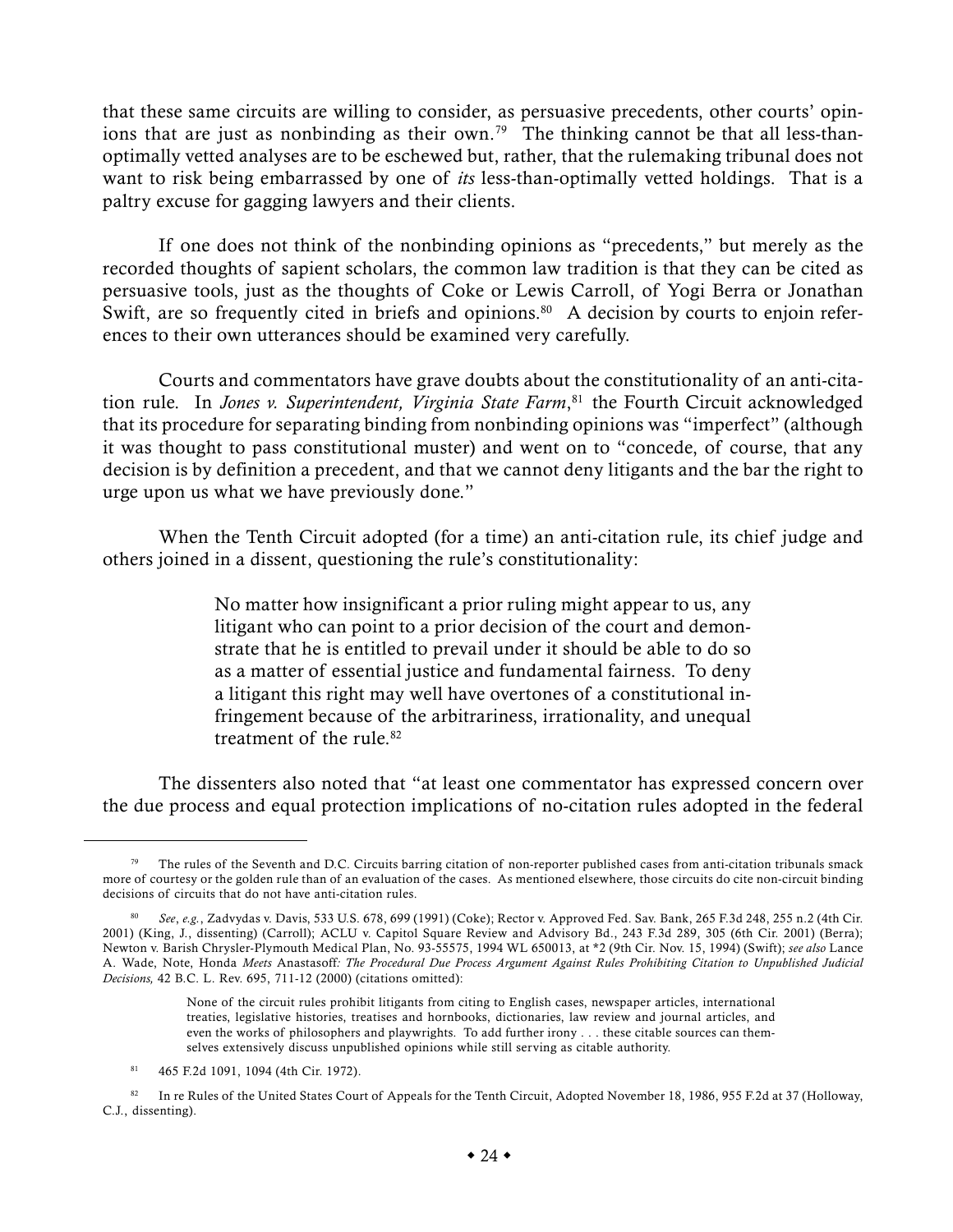that these same circuits are willing to consider, as persuasive precedents, other courts' opinions that are just as nonbinding as their own.[79] The thinking cannot be that all less-than-optimally vetted analyses are to be eschewed but, rather, that the rulemaking tribunal does not want to risk being embarrassed by one of *its* less-than-optimally vetted holdings. That is a paltry excuse for gagging lawyers and their clients.

If one does not think of the nonbinding opinions as "precedents," but merely as the recorded thoughts of sapient scholars, the common law tradition is that they can be cited as persuasive tools, just as the thoughts of Coke or Lewis Carroll, of Yogi Berra or Jonathan Swift, are so frequently cited in briefs and opinions.[80] A decision by courts to enjoin references to their own utterances should be examined very carefully.

Courts and commentators have grave doubts about the constitutionality of an anti-citation rule. In *Jones v. Superintendent, Virginia State Farm*,[81] the Fourth Circuit acknowledged that its procedure for separating binding from nonbinding opinions was "imperfect" (although it was thought to pass constitutional muster) and went on to "concede, of course, that any decision is by definition a precedent, and that we cannot deny litigants and the bar the right to urge upon us what we have previously done."

When the Tenth Circuit adopted (for a time) an anti-citation rule, its chief judge and others joined in a dissent, questioning the rule's constitutionality:

> No matter how insignificant a prior ruling might appear to us, any litigant who can point to a prior decision of the court and demonstrate that he is entitled to prevail under it should be able to do so as a matter of essential justice and fundamental fairness. To deny a litigant this right may well have overtones of a constitutional infringement because of the arbitrariness, irrationality, and unequal treatment of the rule.[82]

The dissenters also noted that "at least one commentator has expressed concern over the due process and equal protection implications of no-citation rules adopted in the federal

---

[79] The rules of the Seventh and D.C. Circuits barring citation of non-reporter published cases from anti-citation tribunals smack more of courtesy or the golden rule than of an evaluation of the cases. As mentioned elsewhere, those circuits do cite non-circuit binding decisions of circuits that do not have anti-citation rules.

[80] *See*, *e.g.*, Zadvydas v. Davis, 533 U.S. 678, 699 (1991) (Coke); Rector v. Approved Fed. Sav. Bank, 265 F.3d 248, 255 n.2 (4th Cir. 2001) (King, J., dissenting) (Carroll); ACLU v. Capitol Square Review and Advisory Bd., 243 F.3d 289, 305 (6th Cir. 2001) (Berra); Newton v. Barish Chrysler-Plymouth Medical Plan, No. 93-55575, 1994 WL 650013, at *2 (9th Cir. Nov. 15, 1994) (Swift); *see also* Lance A. Wade, Note, Honda *Meets* Anastasoff*: The Procedural Due Process Argument Against Rules Prohibiting Citation to Unpublished Judicial Decisions,* 42 B.C. L. Rev. 695, 711-12 (2000) (citations omitted):

> None of the circuit rules prohibit litigants from citing to English cases, newspaper articles, international treaties, legislative histories, treatises and hornbooks, dictionaries, law review and journal articles, and even the works of philosophers and playwrights. To add further irony . . . these citable sources can themselves extensively discuss unpublished opinions while still serving as citable authority.

[81] 465 F.2d 1091, 1094 (4th Cir. 1972).

[82] In re Rules of the United States Court of Appeals for the Tenth Circuit, Adopted November 18, 1986, 955 F.2d at 37 (Holloway, C.J., dissenting).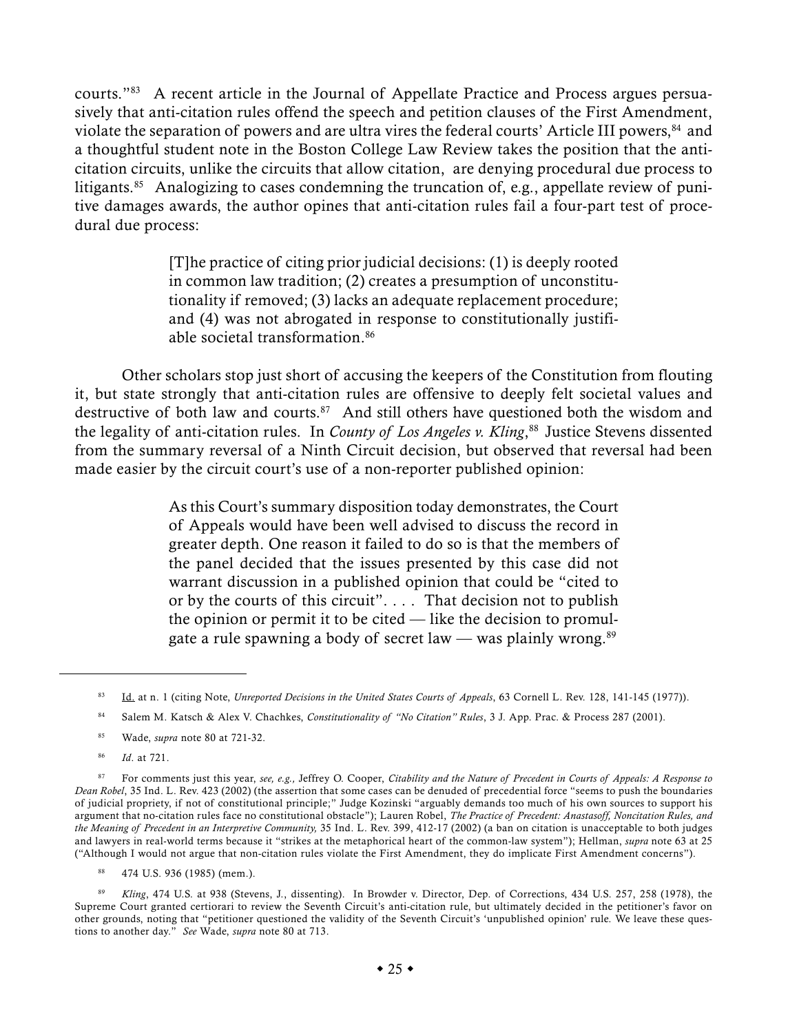courts."[83] A recent article in the Journal of Appellate Practice and Process argues persuasively that anti-citation rules offend the speech and petition clauses of the First Amendment, violate the separation of powers and are ultra vires the federal courts' Article III powers,[84] and a thoughtful student note in the Boston College Law Review takes the position that the anti-citation circuits, unlike the circuits that allow citation, are denying procedural due process to litigants.[85] Analogizing to cases condemning the truncation of, e.g., appellate review of punitive damages awards, the author opines that anti-citation rules fail a four-part test of procedural due process:

> [T]he practice of citing prior judicial decisions: (1) is deeply rooted in common law tradition; (2) creates a presumption of unconstitutionality if removed; (3) lacks an adequate replacement procedure; and (4) was not abrogated in response to constitutionally justifiable societal transformation.[86]

Other scholars stop just short of accusing the keepers of the Constitution from flouting it, but state strongly that anti-citation rules are offensive to deeply felt societal values and destructive of both law and courts.[87] And still others have questioned both the wisdom and the legality of anti-citation rules. In *County of Los Angeles v. Kling*,[88] Justice Stevens dissented from the summary reversal of a Ninth Circuit decision, but observed that reversal had been made easier by the circuit court's use of a non-reporter published opinion:

> As this Court's summary disposition today demonstrates, the Court of Appeals would have been well advised to discuss the record in greater depth. One reason it failed to do so is that the members of the panel decided that the issues presented by this case did not warrant discussion in a published opinion that could be "cited to or by the courts of this circuit". . . . That decision not to publish the opinion or permit it to be cited — like the decision to promulgate a rule spawning a body of secret law — was plainly wrong.[89]

---

[83] Id. at n. 1 (citing Note, *Unreported Decisions in the United States Courts of Appeals*, 63 Cornell L. Rev. 128, 141-145 (1977)).

[84] Salem M. Katsch & Alex V. Chachkes, *Constitutionality of "No Citation" Rules*, 3 J. App. Prac. & Process 287 (2001).

[85] Wade, *supra* note 80 at 721-32.

[86] *Id*. at 721.

[87] For comments just this year, *see, e.g.,* Jeffrey O. Cooper, *Citability and the Nature of Precedent in Courts of Appeals: A Response to Dean Robel*, 35 Ind. L. Rev. 423 (2002) (the assertion that some cases can be denuded of precedential force "seems to push the boundaries of judicial propriety, if not of constitutional principle;" Judge Kozinski "arguably demands too much of his own sources to support his argument that no-citation rules face no constitutional obstacle"); Lauren Robel, *The Practice of Precedent: Anastasoff, Noncitation Rules, and the Meaning of Precedent in an Interpretive Community,* 35 Ind. L. Rev. 399, 412-17 (2002) (a ban on citation is unacceptable to both judges and lawyers in real-world terms because it "strikes at the metaphorical heart of the common-law system"); Hellman, *supra* note 63 at 25 ("Although I would not argue that non-citation rules violate the First Amendment, they do implicate First Amendment concerns").

[88] 474 U.S. 936 (1985) (mem.).

[89] *Kling*, 474 U.S. at 938 (Stevens, J., dissenting). In Browder v. Director, Dep. of Corrections, 434 U.S. 257, 258 (1978), the Supreme Court granted certiorari to review the Seventh Circuit's anti-citation rule, but ultimately decided in the petitioner's favor on other grounds, noting that "petitioner questioned the validity of the Seventh Circuit's 'unpublished opinion' rule. We leave these questions to another day." *See* Wade, *supra* note 80 at 713.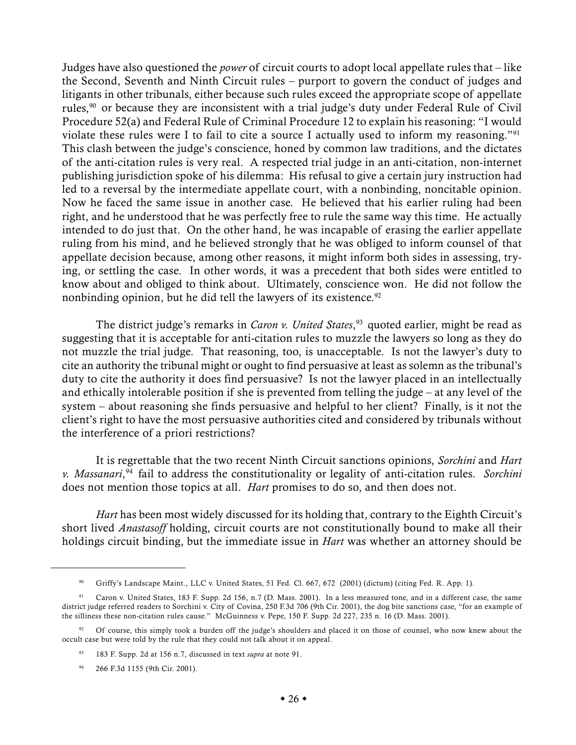Judges have also questioned the *power* of circuit courts to adopt local appellate rules that – like the Second, Seventh and Ninth Circuit rules – purport to govern the conduct of judges and litigants in other tribunals, either because such rules exceed the appropriate scope of appellate rules,[90] or because they are inconsistent with a trial judge's duty under Federal Rule of Civil Procedure 52(a) and Federal Rule of Criminal Procedure 12 to explain his reasoning: "I would violate these rules were I to fail to cite a source I actually used to inform my reasoning."[91] This clash between the judge's conscience, honed by common law traditions, and the dictates of the anti-citation rules is very real. A respected trial judge in an anti-citation, non-internet publishing jurisdiction spoke of his dilemma: His refusal to give a certain jury instruction had led to a reversal by the intermediate appellate court, with a nonbinding, noncitable opinion. Now he faced the same issue in another case. He believed that his earlier ruling had been right, and he understood that he was perfectly free to rule the same way this time. He actually intended to do just that. On the other hand, he was incapable of erasing the earlier appellate ruling from his mind, and he believed strongly that he was obliged to inform counsel of that appellate decision because, among other reasons, it might inform both sides in assessing, trying, or settling the case. In other words, it was a precedent that both sides were entitled to know about and obliged to think about. Ultimately, conscience won. He did not follow the nonbinding opinion, but he did tell the lawyers of its existence.[92]

The district judge's remarks in *Caron v. United States*,[93] quoted earlier, might be read as suggesting that it is acceptable for anti-citation rules to muzzle the lawyers so long as they do not muzzle the trial judge. That reasoning, too, is unacceptable. Is not the lawyer's duty to cite an authority the tribunal might or ought to find persuasive at least as solemn as the tribunal's duty to cite the authority it does find persuasive? Is not the lawyer placed in an intellectually and ethically intolerable position if she is prevented from telling the judge – at any level of the system – about reasoning she finds persuasive and helpful to her client? Finally, is it not the client's right to have the most persuasive authorities cited and considered by tribunals without the interference of a priori restrictions?

It is regrettable that the two recent Ninth Circuit sanctions opinions, *Sorchini* and *Hart v. Massanari*,[94] fail to address the constitutionality or legality of anti-citation rules. *Sorchini* does not mention those topics at all. *Hart* promises to do so, and then does not.

*Hart* has been most widely discussed for its holding that, contrary to the Eighth Circuit's short lived *Anastasoff* holding, circuit courts are not constitutionally bound to make all their holdings circuit binding, but the immediate issue in *Hart* was whether an attorney should be

---

[90] Griffy's Landscape Maint., LLC v. United States, 51 Fed. Cl. 667, 672 (2001) (dictum) (citing Fed. R. App. 1).

[91] Caron v. United States, 183 F. Supp. 2d 156, n.7 (D. Mass. 2001). In a less measured tone, and in a different case, the same district judge referred readers to Sorchini v. City of Covina, 250 F.3d 706 (9th Cir. 2001), the dog bite sanctions case, "for an example of the silliness these non-citation rules cause." McGuinness v. Pepe, 150 F. Supp. 2d 227, 235 n. 16 (D. Mass. 2001).

[92] Of course, this simply took a burden off the judge's shoulders and placed it on those of counsel, who now knew about the occult case but were told by the rule that they could not talk about it on appeal.

[93] 183 F. Supp. 2d at 156 n.7, discussed in text *supra* at note 91.

[94] 266 F.3d 1155 (9th Cir. 2001).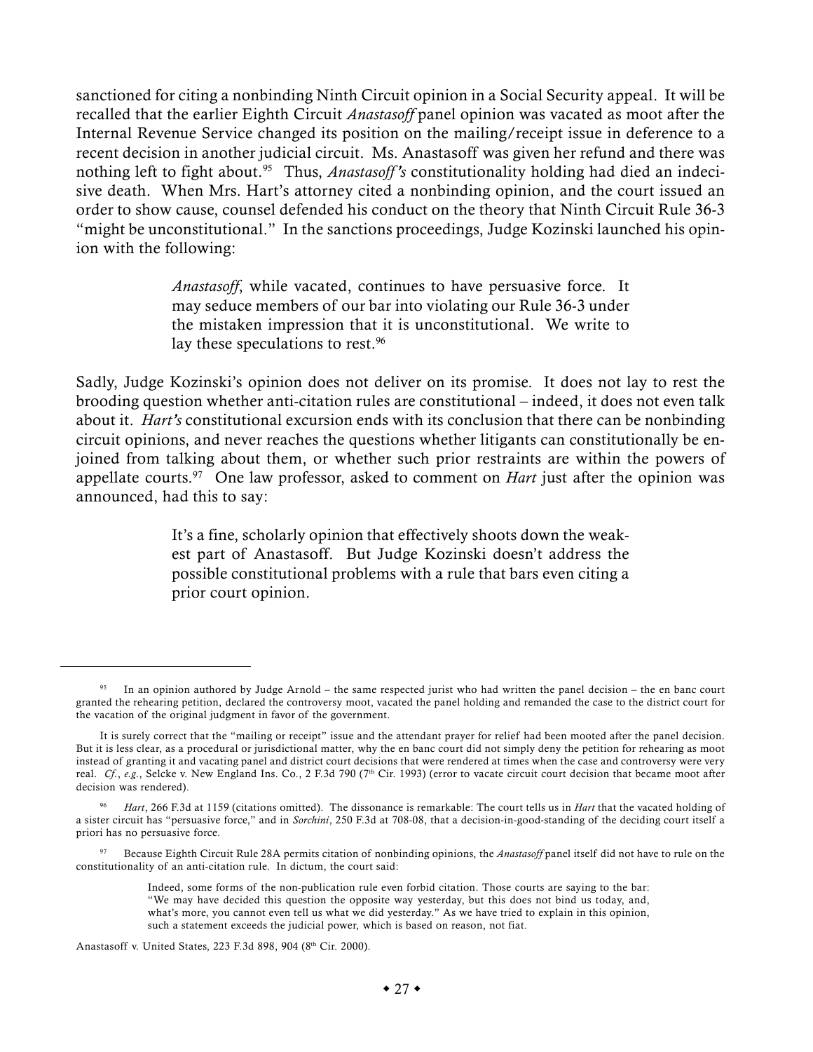sanctioned for citing a nonbinding Ninth Circuit opinion in a Social Security appeal. It will be recalled that the earlier Eighth Circuit *Anastasoff* panel opinion was vacated as moot after the Internal Revenue Service changed its position on the mailing/receipt issue in deference to a recent decision in another judicial circuit. Ms. Anastasoff was given her refund and there was nothing left to fight about.[95] Thus, *Anastasoff's* constitutionality holding had died an indecisive death. When Mrs. Hart's attorney cited a nonbinding opinion, and the court issued an order to show cause, counsel defended his conduct on the theory that Ninth Circuit Rule 36-3 "might be unconstitutional." In the sanctions proceedings, Judge Kozinski launched his opinion with the following:

> *Anastasoff*, while vacated, continues to have persuasive force. It may seduce members of our bar into violating our Rule 36-3 under the mistaken impression that it is unconstitutional. We write to lay these speculations to rest.[96]

Sadly, Judge Kozinski's opinion does not deliver on its promise. It does not lay to rest the brooding question whether anti-citation rules are constitutional – indeed, it does not even talk about it. *Hart's* constitutional excursion ends with its conclusion that there can be nonbinding circuit opinions, and never reaches the questions whether litigants can constitutionally be enjoined from talking about them, or whether such prior restraints are within the powers of appellate courts.[97] One law professor, asked to comment on *Hart* just after the opinion was announced, had this to say:

> It's a fine, scholarly opinion that effectively shoots down the weakest part of Anastasoff. But Judge Kozinski doesn't address the possible constitutional problems with a rule that bars even citing a prior court opinion.

---

[95] In an opinion authored by Judge Arnold – the same respected jurist who had written the panel decision – the en banc court granted the rehearing petition, declared the controversy moot, vacated the panel holding and remanded the case to the district court for the vacation of the original judgment in favor of the government.

It is surely correct that the "mailing or receipt" issue and the attendant prayer for relief had been mooted after the panel decision. But it is less clear, as a procedural or jurisdictional matter, why the en banc court did not simply deny the petition for rehearing as moot instead of granting it and vacating panel and district court decisions that were rendered at times when the case and controversy were very real. *Cf.*, *e.g.*, Selcke v. New England Ins. Co., 2 F.3d 790 (7th Cir. 1993) (error to vacate circuit court decision that became moot after decision was rendered).

[96] *Hart*, 266 F.3d at 1159 (citations omitted). The dissonance is remarkable: The court tells us in *Hart* that the vacated holding of a sister circuit has "persuasive force," and in *Sorchini*, 250 F.3d at 708-08, that a decision-in-good-standing of the deciding court itself a priori has no persuasive force.

[97] Because Eighth Circuit Rule 28A permits citation of nonbinding opinions, the *Anastasoff* panel itself did not have to rule on the constitutionality of an anti-citation rule. In dictum, the court said:

> Indeed, some forms of the non-publication rule even forbid citation. Those courts are saying to the bar: "We may have decided this question the opposite way yesterday, but this does not bind us today, and, what's more, you cannot even tell us what we did yesterday." As we have tried to explain in this opinion, such a statement exceeds the judicial power, which is based on reason, not fiat.

Anastasoff v. United States, 223 F.3d 898, 904 (8th Cir. 2000).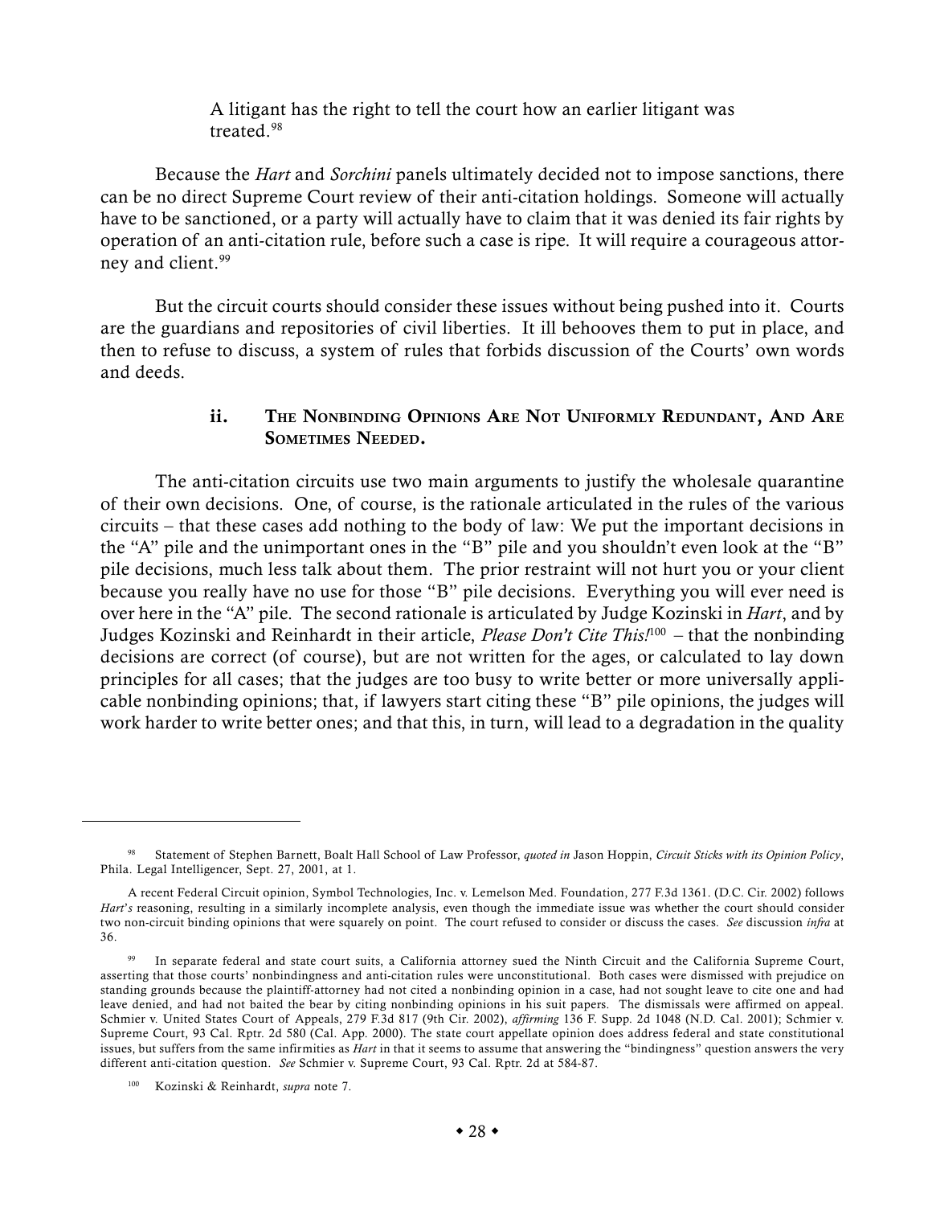> A litigant has the right to tell the court how an earlier litigant was treated.[98]

Because the *Hart* and *Sorchini* panels ultimately decided not to impose sanctions, there can be no direct Supreme Court review of their anti-citation holdings. Someone will actually have to be sanctioned, or a party will actually have to claim that it was denied its fair rights by operation of an anti-citation rule, before such a case is ripe. It will require a courageous attorney and client.[99]

But the circuit courts should consider these issues without being pushed into it. Courts are the guardians and repositories of civil liberties. It ill behooves them to put in place, and then to refuse to discuss, a system of rules that forbids discussion of the Courts' own words and deeds.

#### ii. The Nonbinding Opinions Are Not Uniformly Redundant, And Are Sometimes Needed.

The anti-citation circuits use two main arguments to justify the wholesale quarantine of their own decisions. One, of course, is the rationale articulated in the rules of the various circuits – that these cases add nothing to the body of law: We put the important decisions in the "A" pile and the unimportant ones in the "B" pile and you shouldn't even look at the "B" pile decisions, much less talk about them. The prior restraint will not hurt you or your client because you really have no use for those "B" pile decisions. Everything you will ever need is over here in the "A" pile. The second rationale is articulated by Judge Kozinski in *Hart*, and by Judges Kozinski and Reinhardt in their article, *Please Don't Cite This!*[100] – that the nonbinding decisions are correct (of course), but are not written for the ages, or calculated to lay down principles for all cases; that the judges are too busy to write better or more universally applicable nonbinding opinions; that, if lawyers start citing these "B" pile opinions, the judges will work harder to write better ones; and that this, in turn, will lead to a degradation in the quality

---

[98] Statement of Stephen Barnett, Boalt Hall School of Law Professor, *quoted in* Jason Hoppin, *Circuit Sticks with its Opinion Policy*, Phila. Legal Intelligencer, Sept. 27, 2001, at 1.

A recent Federal Circuit opinion, Symbol Technologies, Inc. v. Lemelson Med. Foundation, 277 F.3d 1361. (D.C. Cir. 2002) follows *Hart's* reasoning, resulting in a similarly incomplete analysis, even though the immediate issue was whether the court should consider two non-circuit binding opinions that were squarely on point. The court refused to consider or discuss the cases. *See* discussion *infra* at 36.

[99] In separate federal and state court suits, a California attorney sued the Ninth Circuit and the California Supreme Court, asserting that those courts' nonbindingness and anti-citation rules were unconstitutional. Both cases were dismissed with prejudice on standing grounds because the plaintiff-attorney had not cited a nonbinding opinion in a case, had not sought leave to cite one and had leave denied, and had not baited the bear by citing nonbinding opinions in his suit papers. The dismissals were affirmed on appeal. Schmier v. United States Court of Appeals, 279 F.3d 817 (9th Cir. 2002), *affirming* 136 F. Supp. 2d 1048 (N.D. Cal. 2001); Schmier v. Supreme Court, 93 Cal. Rptr. 2d 580 (Cal. App. 2000). The state court appellate opinion does address federal and state constitutional issues, but suffers from the same infirmities as *Hart* in that it seems to assume that answering the "bindingness" question answers the very different anti-citation question. *See* Schmier v. Supreme Court, 93 Cal. Rptr. 2d at 584-87.

[100] Kozinski & Reinhardt, *supra* note 7.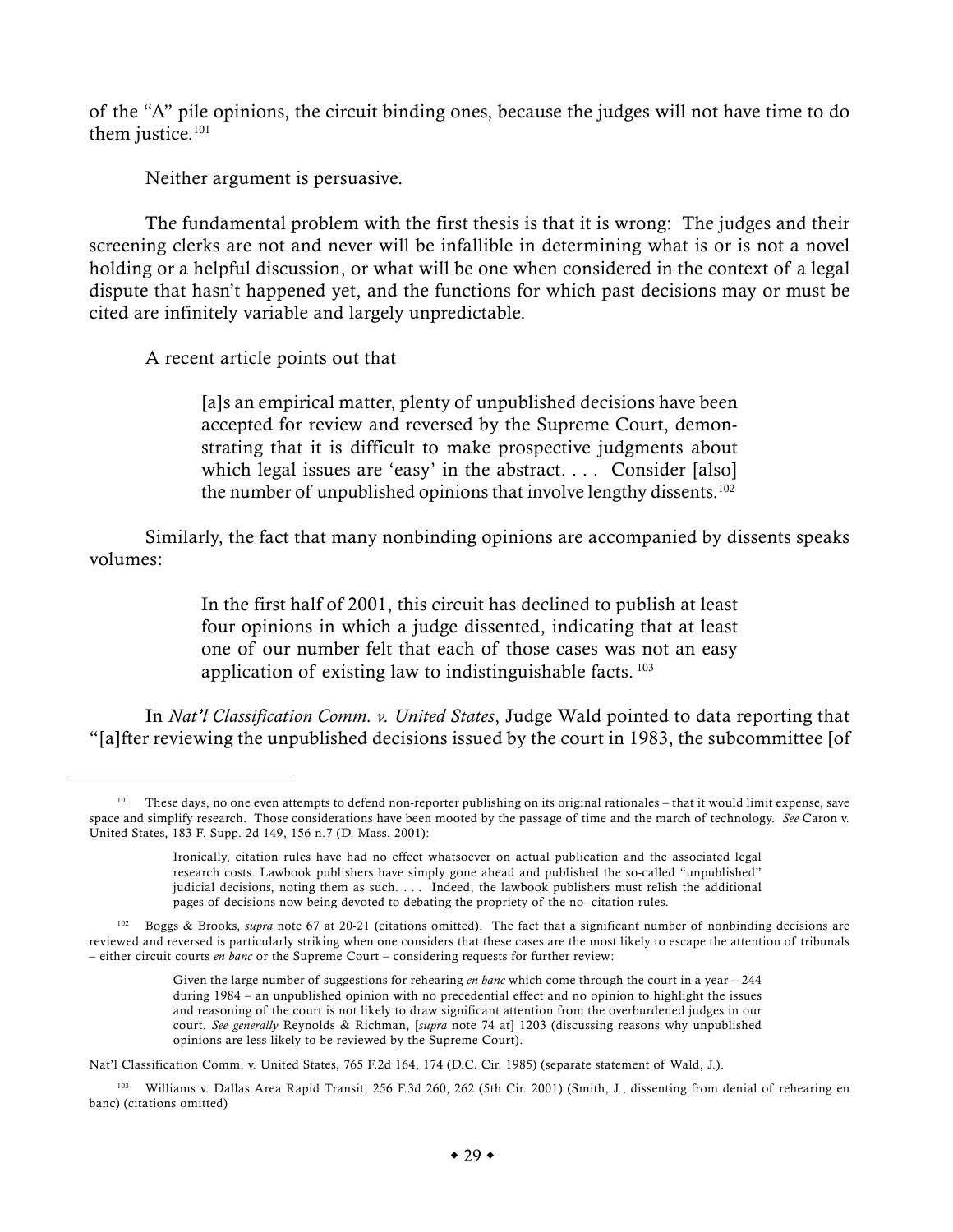of the "A" pile opinions, the circuit binding ones, because the judges will not have time to do them justice.[101]

Neither argument is persuasive.

The fundamental problem with the first thesis is that it is wrong: The judges and their screening clerks are not and never will be infallible in determining what is or is not a novel holding or a helpful discussion, or what will be one when considered in the context of a legal dispute that hasn't happened yet, and the functions for which past decisions may or must be cited are infinitely variable and largely unpredictable.

A recent article points out that

> [a]s an empirical matter, plenty of unpublished decisions have been accepted for review and reversed by the Supreme Court, demonstrating that it is difficult to make prospective judgments about which legal issues are 'easy' in the abstract. . . . Consider [also] the number of unpublished opinions that involve lengthy dissents.[102]

Similarly, the fact that many nonbinding opinions are accompanied by dissents speaks volumes:

> In the first half of 2001, this circuit has declined to publish at least four opinions in which a judge dissented, indicating that at least one of our number felt that each of those cases was not an easy application of existing law to indistinguishable facts.[103]

In *Nat'l Classification Comm. v. United States*, Judge Wald pointed to data reporting that "[a]fter reviewing the unpublished decisions issued by the court in 1983, the subcommittee [of

---

[101] These days, no one even attempts to defend non-reporter publishing on its original rationales – that it would limit expense, save space and simplify research. Those considerations have been mooted by the passage of time and the march of technology. *See* Caron v. United States, 183 F. Supp. 2d 149, 156 n.7 (D. Mass. 2001):

> Ironically, citation rules have had no effect whatsoever on actual publication and the associated legal research costs. Lawbook publishers have simply gone ahead and published the so-called "unpublished" judicial decisions, noting them as such. . . . Indeed, the lawbook publishers must relish the additional pages of decisions now being devoted to debating the propriety of the no- citation rules.

[102] Boggs & Brooks, *supra* note 67 at 20-21 (citations omitted). The fact that a significant number of nonbinding decisions are reviewed and reversed is particularly striking when one considers that these cases are the most likely to escape the attention of tribunals – either circuit courts *en banc* or the Supreme Court – considering requests for further review:

> Given the large number of suggestions for rehearing *en banc* which come through the court in a year – 244 during 1984 – an unpublished opinion with no precedential effect and no opinion to highlight the issues and reasoning of the court is not likely to draw significant attention from the overburdened judges in our court. *See generally* Reynolds & Richman, [*supra* note 74 at] 1203 (discussing reasons why unpublished opinions are less likely to be reviewed by the Supreme Court).

Nat'l Classification Comm. v. United States, 765 F.2d 164, 174 (D.C. Cir. 1985) (separate statement of Wald, J.).

[103] Williams v. Dallas Area Rapid Transit, 256 F.3d 260, 262 (5th Cir. 2001) (Smith, J., dissenting from denial of rehearing en banc) (citations omitted)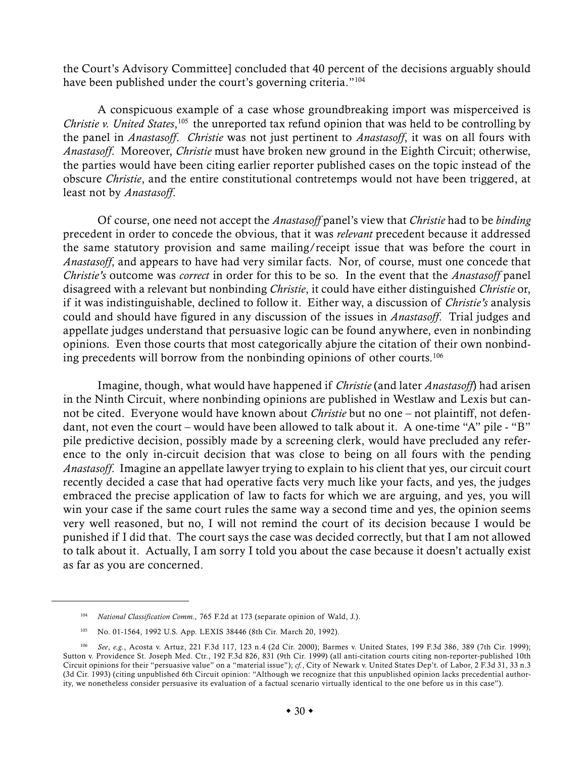the Court's Advisory Committee] concluded that 40 percent of the decisions arguably should have been published under the court's governing criteria."[104]

A conspicuous example of a case whose groundbreaking import was misperceived is *Christie v. United States*,[105] the unreported tax refund opinion that was held to be controlling by the panel in *Anastasoff*. *Christie* was not just pertinent to *Anastasoff*, it was on all fours with *Anastasoff*. Moreover, *Christie* must have broken new ground in the Eighth Circuit; otherwise, the parties would have been citing earlier reporter published cases on the topic instead of the obscure *Christie*, and the entire constitutional contretemps would not have been triggered, at least not by *Anastasoff*.

Of course, one need not accept the *Anastasoff* panel's view that *Christie* had to be *binding* precedent in order to concede the obvious, that it was *relevant* precedent because it addressed the same statutory provision and same mailing/receipt issue that was before the court in *Anastasoff*, and appears to have had very similar facts. Nor, of course, must one concede that *Christie's* outcome was *correct* in order for this to be so. In the event that the *Anastasoff* panel disagreed with a relevant but nonbinding *Christie*, it could have either distinguished *Christie* or, if it was indistinguishable, declined to follow it. Either way, a discussion of *Christie's* analysis could and should have figured in any discussion of the issues in *Anastasoff*. Trial judges and appellate judges understand that persuasive logic can be found anywhere, even in nonbinding opinions. Even those courts that most categorically abjure the citation of their own nonbinding precedents will borrow from the nonbinding opinions of other courts.[106]

Imagine, though, what would have happened if *Christie* (and later *Anastasoff*) had arisen in the Ninth Circuit, where nonbinding opinions are published in Westlaw and Lexis but cannot be cited. Everyone would have known about *Christie* but no one – not plaintiff, not defendant, not even the court – would have been allowed to talk about it. A one-time "A" pile - "B" pile predictive decision, possibly made by a screening clerk, would have precluded any reference to the only in-circuit decision that was close to being on all fours with the pending *Anastasoff*. Imagine an appellate lawyer trying to explain to his client that yes, our circuit court recently decided a case that had operative facts very much like your facts, and yes, the judges embraced the precise application of law to facts for which we are arguing, and yes, you will win your case if the same court rules the same way a second time and yes, the opinion seems very well reasoned, but no, I will not remind the court of its decision because I would be punished if I did that. The court says the case was decided correctly, but that I am not allowed to talk about it. Actually, I am sorry I told you about the case because it doesn't actually exist as far as you are concerned.

---

[104] *National Classification Comm.*, 765 F.2d at 173 (separate opinion of Wald, J.).

[105] No. 01-1564, 1992 U.S. App. LEXIS 38446 (8th Cir. March 20, 1992).

[106] *See*, *e.g.*, Acosta v. Artuz, 221 F.3d 117, 123 n.4 (2d Cir. 2000); Barmes v. United States, 199 F.3d 386, 389 (7th Cir. 1999); Sutton v. Providence St. Joseph Med. Ctr., 192 F.3d 826, 831 (9th Cir. 1999) (all anti-citation courts citing non-reporter-published 10th Circuit opinions for their "persuasive value" on a "material issue"); *cf.*, City of Newark v. United States Dep't. of Labor, 2 F.3d 31, 33 n.3 (3d Cir. 1993) (citing unpublished 6th Circuit opinion: "Although we recognize that this unpublished opinion lacks precedential authority, we nonetheless consider persuasive its evaluation of a factual scenario virtually identical to the one before us in this case").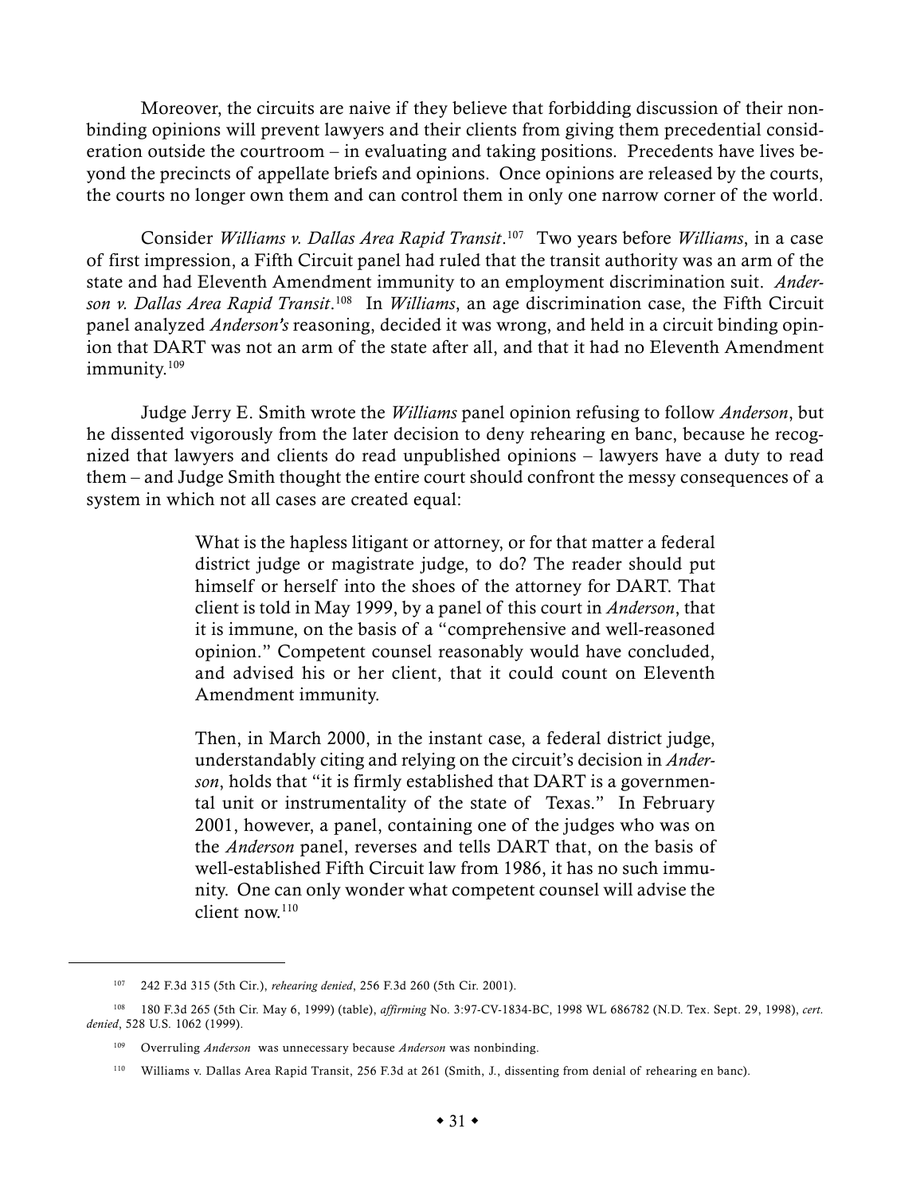Moreover, the circuits are naive if they believe that forbidding discussion of their nonbinding opinions will prevent lawyers and their clients from giving them precedential consideration outside the courtroom – in evaluating and taking positions. Precedents have lives beyond the precincts of appellate briefs and opinions. Once opinions are released by the courts, the courts no longer own them and can control them in only one narrow corner of the world.

Consider *Williams v. Dallas Area Rapid Transit*.[107] Two years before *Williams*, in a case of first impression, a Fifth Circuit panel had ruled that the transit authority was an arm of the state and had Eleventh Amendment immunity to an employment discrimination suit. *Anderson v. Dallas Area Rapid Transit*.[108] In *Williams*, an age discrimination case, the Fifth Circuit panel analyzed *Anderson's* reasoning, decided it was wrong, and held in a circuit binding opinion that DART was not an arm of the state after all, and that it had no Eleventh Amendment immunity.[109]

Judge Jerry E. Smith wrote the *Williams* panel opinion refusing to follow *Anderson*, but he dissented vigorously from the later decision to deny rehearing en banc, because he recognized that lawyers and clients do read unpublished opinions – lawyers have a duty to read them – and Judge Smith thought the entire court should confront the messy consequences of a system in which not all cases are created equal:

> What is the hapless litigant or attorney, or for that matter a federal district judge or magistrate judge, to do? The reader should put himself or herself into the shoes of the attorney for DART. That client is told in May 1999, by a panel of this court in *Anderson*, that it is immune, on the basis of a "comprehensive and well-reasoned opinion." Competent counsel reasonably would have concluded, and advised his or her client, that it could count on Eleventh Amendment immunity.
>
> Then, in March 2000, in the instant case, a federal district judge, understandably citing and relying on the circuit's decision in *Anderson*, holds that "it is firmly established that DART is a governmental unit or instrumentality of the state of Texas." In February 2001, however, a panel, containing one of the judges who was on the *Anderson* panel, reverses and tells DART that, on the basis of well-established Fifth Circuit law from 1986, it has no such immunity. One can only wonder what competent counsel will advise the client now.[110]

---

[107] 242 F.3d 315 (5th Cir.), *rehearing denied*, 256 F.3d 260 (5th Cir. 2001).

[108] 180 F.3d 265 (5th Cir. May 6, 1999) (table), *affirming* No. 3:97-CV-1834-BC, 1998 WL 686782 (N.D. Tex. Sept. 29, 1998), *cert. denied*, 528 U.S. 1062 (1999).

[109] Overruling *Anderson* was unnecessary because *Anderson* was nonbinding.

[110] Williams v. Dallas Area Rapid Transit, 256 F.3d at 261 (Smith, J., dissenting from denial of rehearing en banc).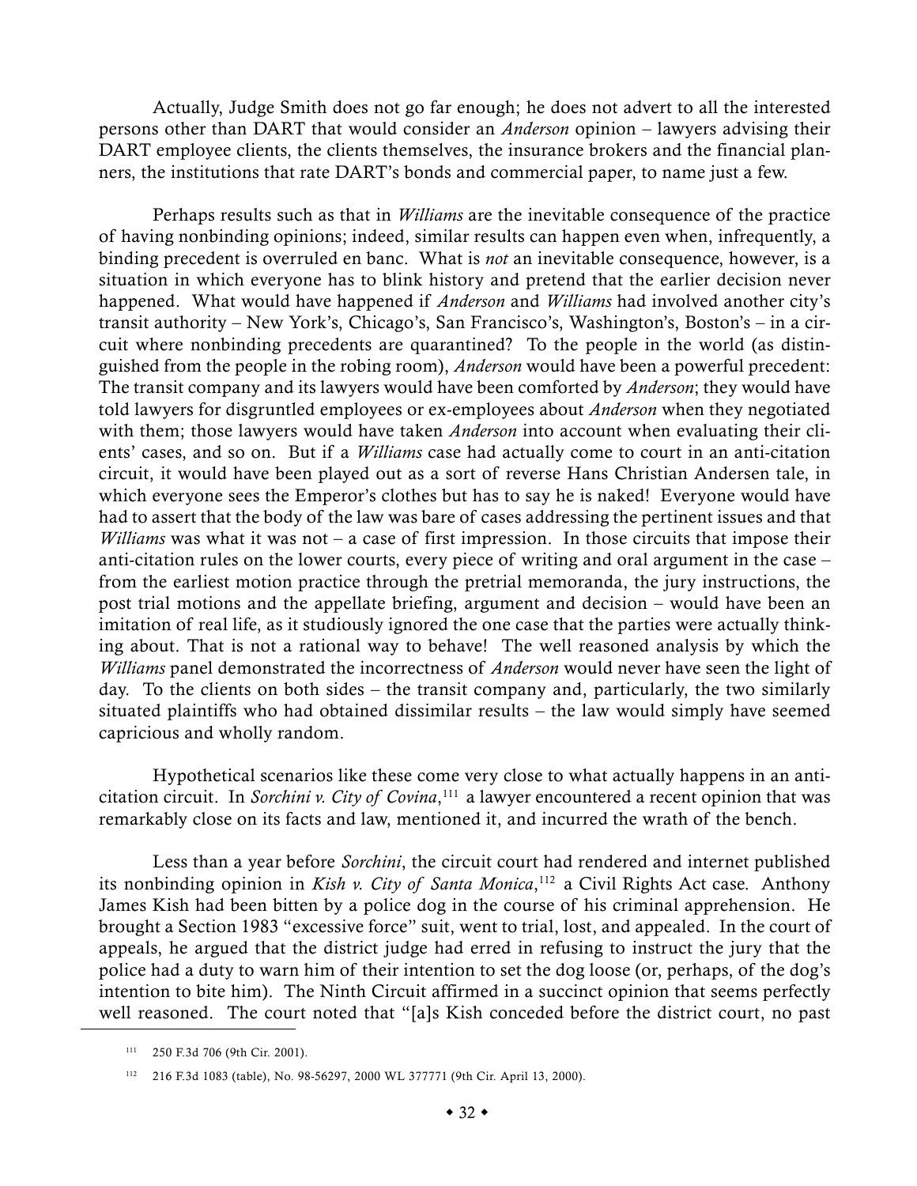Actually, Judge Smith does not go far enough; he does not advert to all the interested persons other than DART that would consider an *Anderson* opinion – lawyers advising their DART employee clients, the clients themselves, the insurance brokers and the financial planners, the institutions that rate DART's bonds and commercial paper, to name just a few.

Perhaps results such as that in *Williams* are the inevitable consequence of the practice of having nonbinding opinions; indeed, similar results can happen even when, infrequently, a binding precedent is overruled en banc. What is *not* an inevitable consequence, however, is a situation in which everyone has to blink history and pretend that the earlier decision never happened. What would have happened if *Anderson* and *Williams* had involved another city's transit authority – New York's, Chicago's, San Francisco's, Washington's, Boston's – in a circuit where nonbinding precedents are quarantined? To the people in the world (as distinguished from the people in the robing room), *Anderson* would have been a powerful precedent: The transit company and its lawyers would have been comforted by *Anderson*; they would have told lawyers for disgruntled employees or ex-employees about *Anderson* when they negotiated with them; those lawyers would have taken *Anderson* into account when evaluating their clients' cases, and so on. But if a *Williams* case had actually come to court in an anti-citation circuit, it would have been played out as a sort of reverse Hans Christian Andersen tale, in which everyone sees the Emperor's clothes but has to say he is naked! Everyone would have had to assert that the body of the law was bare of cases addressing the pertinent issues and that *Williams* was what it was not – a case of first impression. In those circuits that impose their anti-citation rules on the lower courts, every piece of writing and oral argument in the case – from the earliest motion practice through the pretrial memoranda, the jury instructions, the post trial motions and the appellate briefing, argument and decision – would have been an imitation of real life, as it studiously ignored the one case that the parties were actually thinking about. That is not a rational way to behave! The well reasoned analysis by which the *Williams* panel demonstrated the incorrectness of *Anderson* would never have seen the light of day. To the clients on both sides – the transit company and, particularly, the two similarly situated plaintiffs who had obtained dissimilar results – the law would simply have seemed capricious and wholly random.

Hypothetical scenarios like these come very close to what actually happens in an anti-citation circuit. In *Sorchini v. City of Covina*,[111] a lawyer encountered a recent opinion that was remarkably close on its facts and law, mentioned it, and incurred the wrath of the bench.

Less than a year before *Sorchini*, the circuit court had rendered and internet published its nonbinding opinion in *Kish v. City of Santa Monica*,[112] a Civil Rights Act case. Anthony James Kish had been bitten by a police dog in the course of his criminal apprehension. He brought a Section 1983 "excessive force" suit, went to trial, lost, and appealed. In the court of appeals, he argued that the district judge had erred in refusing to instruct the jury that the police had a duty to warn him of their intention to set the dog loose (or, perhaps, of the dog's intention to bite him). The Ninth Circuit affirmed in a succinct opinion that seems perfectly well reasoned. The court noted that "[a]s Kish conceded before the district court, no past

---

[111] 250 F.3d 706 (9th Cir. 2001).

[112] 216 F.3d 1083 (table), No. 98-56297, 2000 WL 377771 (9th Cir. April 13, 2000).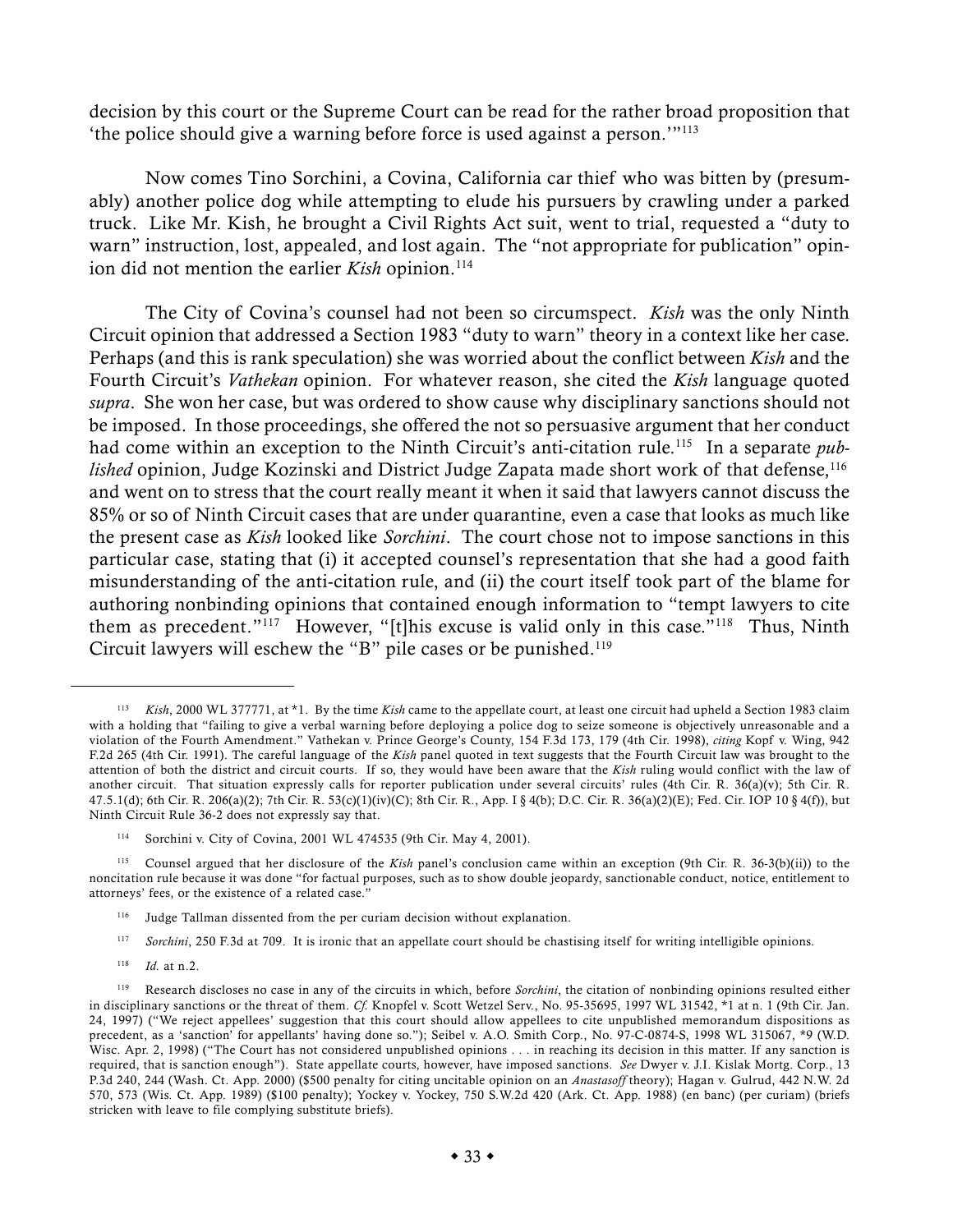decision by this court or the Supreme Court can be read for the rather broad proposition that 'the police should give a warning before force is used against a person.'"[113]

Now comes Tino Sorchini, a Covina, California car thief who was bitten by (presumably) another police dog while attempting to elude his pursuers by crawling under a parked truck. Like Mr. Kish, he brought a Civil Rights Act suit, went to trial, requested a "duty to warn" instruction, lost, appealed, and lost again. The "not appropriate for publication" opinion did not mention the earlier *Kish* opinion.[114]

The City of Covina's counsel had not been so circumspect. *Kish* was the only Ninth Circuit opinion that addressed a Section 1983 "duty to warn" theory in a context like her case. Perhaps (and this is rank speculation) she was worried about the conflict between *Kish* and the Fourth Circuit's *Vathekan* opinion. For whatever reason, she cited the *Kish* language quoted *supra*. She won her case, but was ordered to show cause why disciplinary sanctions should not be imposed. In those proceedings, she offered the not so persuasive argument that her conduct had come within an exception to the Ninth Circuit's anti-citation rule.[115] In a separate *published* opinion, Judge Kozinski and District Judge Zapata made short work of that defense,[116] and went on to stress that the court really meant it when it said that lawyers cannot discuss the 85% or so of Ninth Circuit cases that are under quarantine, even a case that looks as much like the present case as *Kish* looked like *Sorchini*. The court chose not to impose sanctions in this particular case, stating that (i) it accepted counsel's representation that she had a good faith misunderstanding of the anti-citation rule, and (ii) the court itself took part of the blame for authoring nonbinding opinions that contained enough information to "tempt lawyers to cite them as precedent."[117] However, "[t]his excuse is valid only in this case."[118] Thus, Ninth Circuit lawyers will eschew the "B" pile cases or be punished.[119]

---

[113] *Kish*, 2000 WL 377771, at *1. By the time *Kish* came to the appellate court, at least one circuit had upheld a Section 1983 claim with a holding that "failing to give a verbal warning before deploying a police dog to seize someone is objectively unreasonable and a violation of the Fourth Amendment." Vathekan v. Prince George's County, 154 F.3d 173, 179 (4th Cir. 1998), *citing* Kopf v. Wing, 942 F.2d 265 (4th Cir. 1991). The careful language of the *Kish* panel quoted in text suggests that the Fourth Circuit law was brought to the attention of both the district and circuit courts. If so, they would have been aware that the *Kish* ruling would conflict with the law of another circuit. That situation expressly calls for reporter publication under several circuits' rules (4th Cir. R. 36(a)(v); 5th Cir. R. 47.5.1(d); 6th Cir. R. 206(a)(2); 7th Cir. R. 53(c)(1)(iv)(C); 8th Cir. R., App. I § 4(b); D.C. Cir. R. 36(a)(2)(E); Fed. Cir. IOP 10 § 4(f)), but Ninth Circuit Rule 36-2 does not expressly say that.

[114] Sorchini v. City of Covina, 2001 WL 474535 (9th Cir. May 4, 2001).

[115] Counsel argued that her disclosure of the *Kish* panel's conclusion came within an exception (9th Cir. R. 36-3(b)(ii)) to the noncitation rule because it was done "for factual purposes, such as to show double jeopardy, sanctionable conduct, notice, entitlement to attorneys' fees, or the existence of a related case."

[116] Judge Tallman dissented from the per curiam decision without explanation.

[117] *Sorchini*, 250 F.3d at 709. It is ironic that an appellate court should be chastising itself for writing intelligible opinions.

[118] *Id.* at n.2.

[119] Research discloses no case in any of the circuits in which, before *Sorchini*, the citation of nonbinding opinions resulted either in disciplinary sanctions or the threat of them. *Cf.* Knopfel v. Scott Wetzel Serv., No. 95-35695, 1997 WL 31542, *1 at n. 1 (9th Cir. Jan. 24, 1997) ("We reject appellees' suggestion that this court should allow appellees to cite unpublished memorandum dispositions as precedent, as a 'sanction' for appellants' having done so."); Seibel v. A.O. Smith Corp., No. 97-C-0874-S, 1998 WL 315067, *9 (W.D. Wisc. Apr. 2, 1998) ("The Court has not considered unpublished opinions . . . in reaching its decision in this matter. If any sanction is required, that is sanction enough"). State appellate courts, however, have imposed sanctions. *See* Dwyer v. J.I. Kislak Mortg. Corp., 13 P.3d 240, 244 (Wash. Ct. App. 2000) ($500 penalty for citing uncitable opinion on an *Anastasoff* theory); Hagan v. Gulrud, 442 N.W. 2d 570, 573 (Wis. Ct. App. 1989) ($100 penalty); Yockey v. Yockey, 750 S.W.2d 420 (Ark. Ct. App. 1988) (en banc) (per curiam) (briefs stricken with leave to file complying substitute briefs).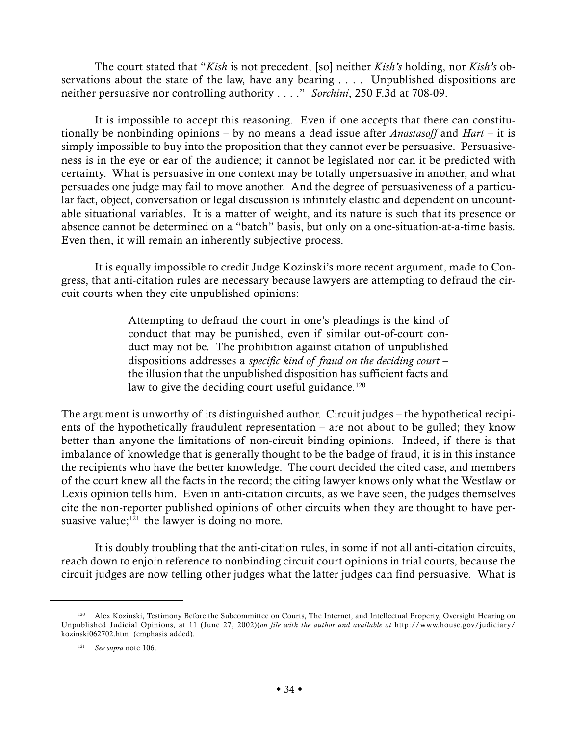The court stated that "*Kish* is not precedent, [so] neither *Kish's* holding, nor *Kish's* observations about the state of the law, have any bearing . . . . Unpublished dispositions are neither persuasive nor controlling authority . . . ." *Sorchini*, 250 F.3d at 708-09.

It is impossible to accept this reasoning. Even if one accepts that there can constitutionally be nonbinding opinions – by no means a dead issue after *Anastasoff* and *Hart* – it is simply impossible to buy into the proposition that they cannot ever be persuasive. Persuasiveness is in the eye or ear of the audience; it cannot be legislated nor can it be predicted with certainty. What is persuasive in one context may be totally unpersuasive in another, and what persuades one judge may fail to move another. And the degree of persuasiveness of a particular fact, object, conversation or legal discussion is infinitely elastic and dependent on uncountable situational variables. It is a matter of weight, and its nature is such that its presence or absence cannot be determined on a "batch" basis, but only on a one-situation-at-a-time basis. Even then, it will remain an inherently subjective process.

It is equally impossible to credit Judge Kozinski's more recent argument, made to Congress, that anti-citation rules are necessary because lawyers are attempting to defraud the circuit courts when they cite unpublished opinions:

> Attempting to defraud the court in one's pleadings is the kind of conduct that may be punished, even if similar out-of-court conduct may not be. The prohibition against citation of unpublished dispositions addresses a *specific kind of fraud on the deciding court* – the illusion that the unpublished disposition has sufficient facts and law to give the deciding court useful guidance.[120]

The argument is unworthy of its distinguished author. Circuit judges – the hypothetical recipients of the hypothetically fraudulent representation – are not about to be gulled; they know better than anyone the limitations of non-circuit binding opinions. Indeed, if there is that imbalance of knowledge that is generally thought to be the badge of fraud, it is in this instance the recipients who have the better knowledge. The court decided the cited case, and members of the court knew all the facts in the record; the citing lawyer knows only what the Westlaw or Lexis opinion tells him. Even in anti-citation circuits, as we have seen, the judges themselves cite the non-reporter published opinions of other circuits when they are thought to have persuasive value;[121] the lawyer is doing no more.

It is doubly troubling that the anti-citation rules, in some if not all anti-citation circuits, reach down to enjoin reference to nonbinding circuit court opinions in trial courts, because the circuit judges are now telling other judges what the latter judges can find persuasive. What is

---

[120] Alex Kozinski, Testimony Before the Subcommittee on Courts, The Internet, and Intellectual Property, Oversight Hearing on Unpublished Judicial Opinions, at 11 (June 27, 2002)(*on file with the author and available at* http://www.house.gov/judiciary/kozinski062702.htm (emphasis added).

[121] *See supra* note 106.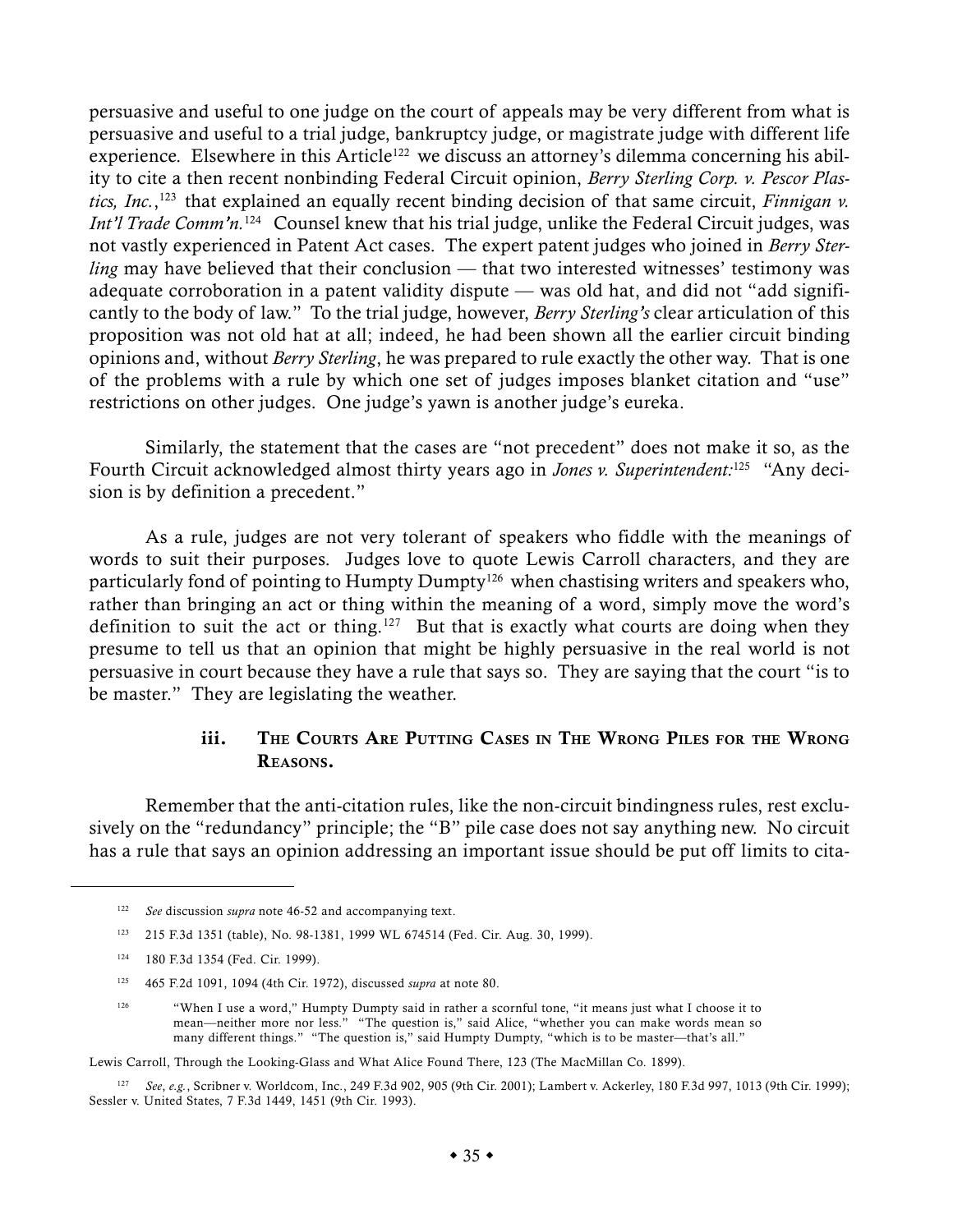persuasive and useful to one judge on the court of appeals may be very different from what is persuasive and useful to a trial judge, bankruptcy judge, or magistrate judge with different life experience. Elsewhere in this Article[122] we discuss an attorney's dilemma concerning his ability to cite a then recent nonbinding Federal Circuit opinion, *Berry Sterling Corp. v. Pescor Plastics, Inc.*,[123] that explained an equally recent binding decision of that same circuit, *Finnigan v. Int'l Trade Comm'n.*[124] Counsel knew that his trial judge, unlike the Federal Circuit judges, was not vastly experienced in Patent Act cases. The expert patent judges who joined in *Berry Sterling* may have believed that their conclusion — that two interested witnesses' testimony was adequate corroboration in a patent validity dispute — was old hat, and did not "add significantly to the body of law." To the trial judge, however, *Berry Sterling's* clear articulation of this proposition was not old hat at all; indeed, he had been shown all the earlier circuit binding opinions and, without *Berry Sterling*, he was prepared to rule exactly the other way. That is one of the problems with a rule by which one set of judges imposes blanket citation and "use" restrictions on other judges. One judge's yawn is another judge's eureka.

Similarly, the statement that the cases are "not precedent" does not make it so, as the Fourth Circuit acknowledged almost thirty years ago in *Jones v. Superintendent:*[125] "Any decision is by definition a precedent."

As a rule, judges are not very tolerant of speakers who fiddle with the meanings of words to suit their purposes. Judges love to quote Lewis Carroll characters, and they are particularly fond of pointing to Humpty Dumpty[126] when chastising writers and speakers who, rather than bringing an act or thing within the meaning of a word, simply move the word's definition to suit the act or thing.[127] But that is exactly what courts are doing when they presume to tell us that an opinion that might be highly persuasive in the real world is not persuasive in court because they have a rule that says so. They are saying that the court "is to be master." They are legislating the weather.

### iii. The Courts Are Putting Cases in The Wrong Piles for the Wrong Reasons.

Remember that the anti-citation rules, like the non-circuit bindingness rules, rest exclusively on the "redundancy" principle; the "B" pile case does not say anything new. No circuit has a rule that says an opinion addressing an important issue should be put off limits to cita-

---

[122] *See* discussion *supra* note 46-52 and accompanying text.

[123] 215 F.3d 1351 (table), No. 98-1381, 1999 WL 674514 (Fed. Cir. Aug. 30, 1999).

[124] 180 F.3d 1354 (Fed. Cir. 1999).

[125] 465 F.2d 1091, 1094 (4th Cir. 1972), discussed *supra* at note 80.

[126] "When I use a word," Humpty Dumpty said in rather a scornful tone, "it means just what I choose it to mean—neither more nor less." "The question is," said Alice, "whether you can make words mean so many different things." "The question is," said Humpty Dumpty, "which is to be master—that's all."

Lewis Carroll, Through the Looking-Glass and What Alice Found There, 123 (The MacMillan Co. 1899).

[127] *See, e.g.*, Scribner v. Worldcom, Inc., 249 F.3d 902, 905 (9th Cir. 2001); Lambert v. Ackerley, 180 F.3d 997, 1013 (9th Cir. 1999); Sessler v. United States, 7 F.3d 1449, 1451 (9th Cir. 1993).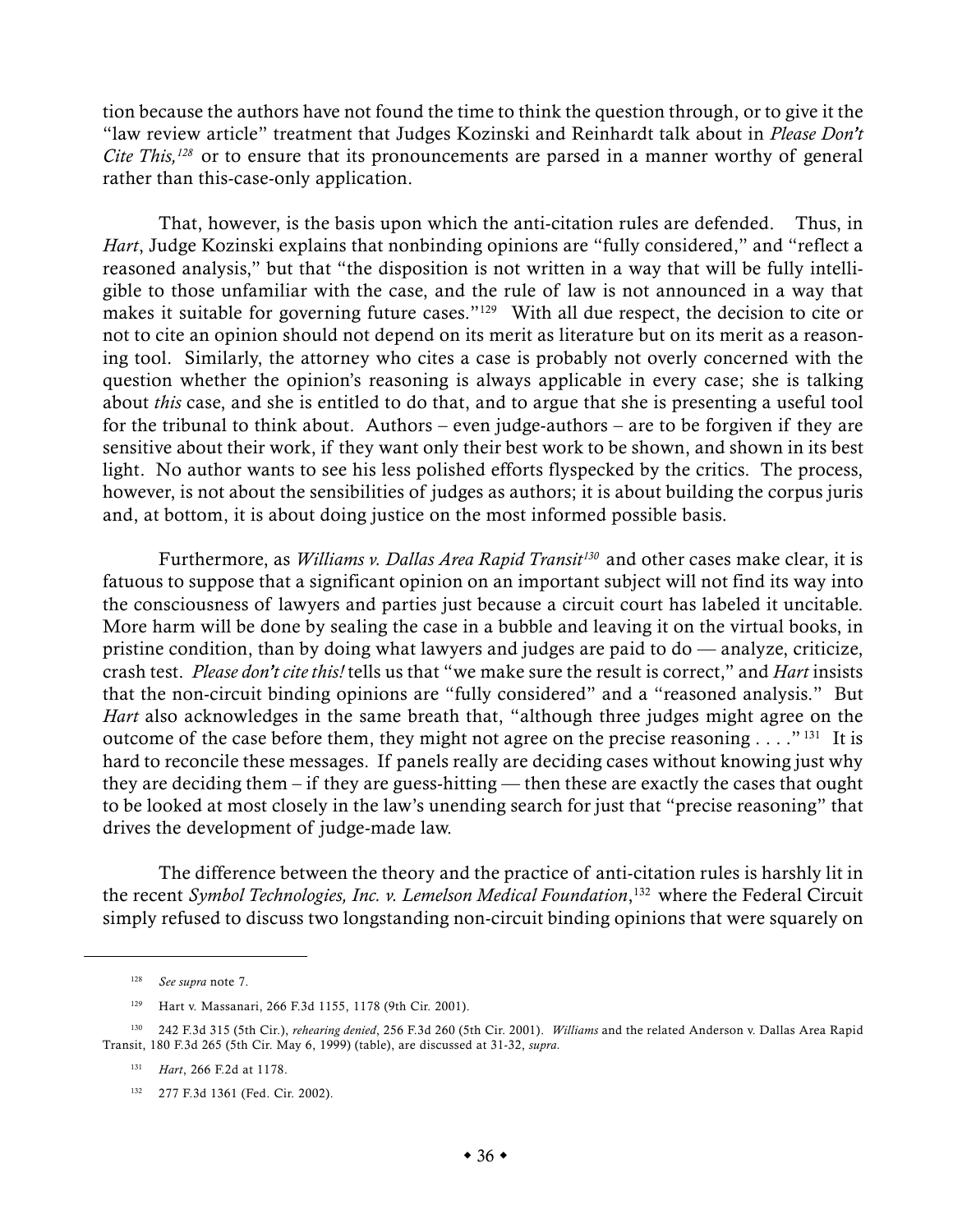tion because the authors have not found the time to think the question through, or to give it the "law review article" treatment that Judges Kozinski and Reinhardt talk about in *Please Don't Cite This,*[128] or to ensure that its pronouncements are parsed in a manner worthy of general rather than this-case-only application.

That, however, is the basis upon which the anti-citation rules are defended. Thus, in *Hart*, Judge Kozinski explains that nonbinding opinions are "fully considered," and "reflect a reasoned analysis," but that "the disposition is not written in a way that will be fully intelligible to those unfamiliar with the case, and the rule of law is not announced in a way that makes it suitable for governing future cases."[129] With all due respect, the decision to cite or not to cite an opinion should not depend on its merit as literature but on its merit as a reasoning tool. Similarly, the attorney who cites a case is probably not overly concerned with the question whether the opinion's reasoning is always applicable in every case; she is talking about *this* case, and she is entitled to do that, and to argue that she is presenting a useful tool for the tribunal to think about. Authors – even judge-authors – are to be forgiven if they are sensitive about their work, if they want only their best work to be shown, and shown in its best light. No author wants to see his less polished efforts flyspecked by the critics. The process, however, is not about the sensibilities of judges as authors; it is about building the corpus juris and, at bottom, it is about doing justice on the most informed possible basis.

Furthermore, as *Williams v. Dallas Area Rapid Transit*[130] and other cases make clear, it is fatuous to suppose that a significant opinion on an important subject will not find its way into the consciousness of lawyers and parties just because a circuit court has labeled it uncitable. More harm will be done by sealing the case in a bubble and leaving it on the virtual books, in pristine condition, than by doing what lawyers and judges are paid to do — analyze, criticize, crash test. *Please don't cite this!* tells us that "we make sure the result is correct," and *Hart* insists that the non-circuit binding opinions are "fully considered" and a "reasoned analysis." But *Hart* also acknowledges in the same breath that, "although three judges might agree on the outcome of the case before them, they might not agree on the precise reasoning . . . ."[131] It is hard to reconcile these messages. If panels really are deciding cases without knowing just why they are deciding them – if they are guess-hitting — then these are exactly the cases that ought to be looked at most closely in the law's unending search for just that "precise reasoning" that drives the development of judge-made law.

The difference between the theory and the practice of anti-citation rules is harshly lit in the recent *Symbol Technologies, Inc. v. Lemelson Medical Foundation*,[132] where the Federal Circuit simply refused to discuss two longstanding non-circuit binding opinions that were squarely on

---

[128] *See supra* note 7.

[129] Hart v. Massanari, 266 F.3d 1155, 1178 (9th Cir. 2001).

[130] 242 F.3d 315 (5th Cir.), *rehearing denied*, 256 F.3d 260 (5th Cir. 2001). *Williams* and the related Anderson v. Dallas Area Rapid Transit, 180 F.3d 265 (5th Cir. May 6, 1999) (table), are discussed at 31-32, *supra*.

[131] *Hart*, 266 F.2d at 1178.

[132] 277 F.3d 1361 (Fed. Cir. 2002).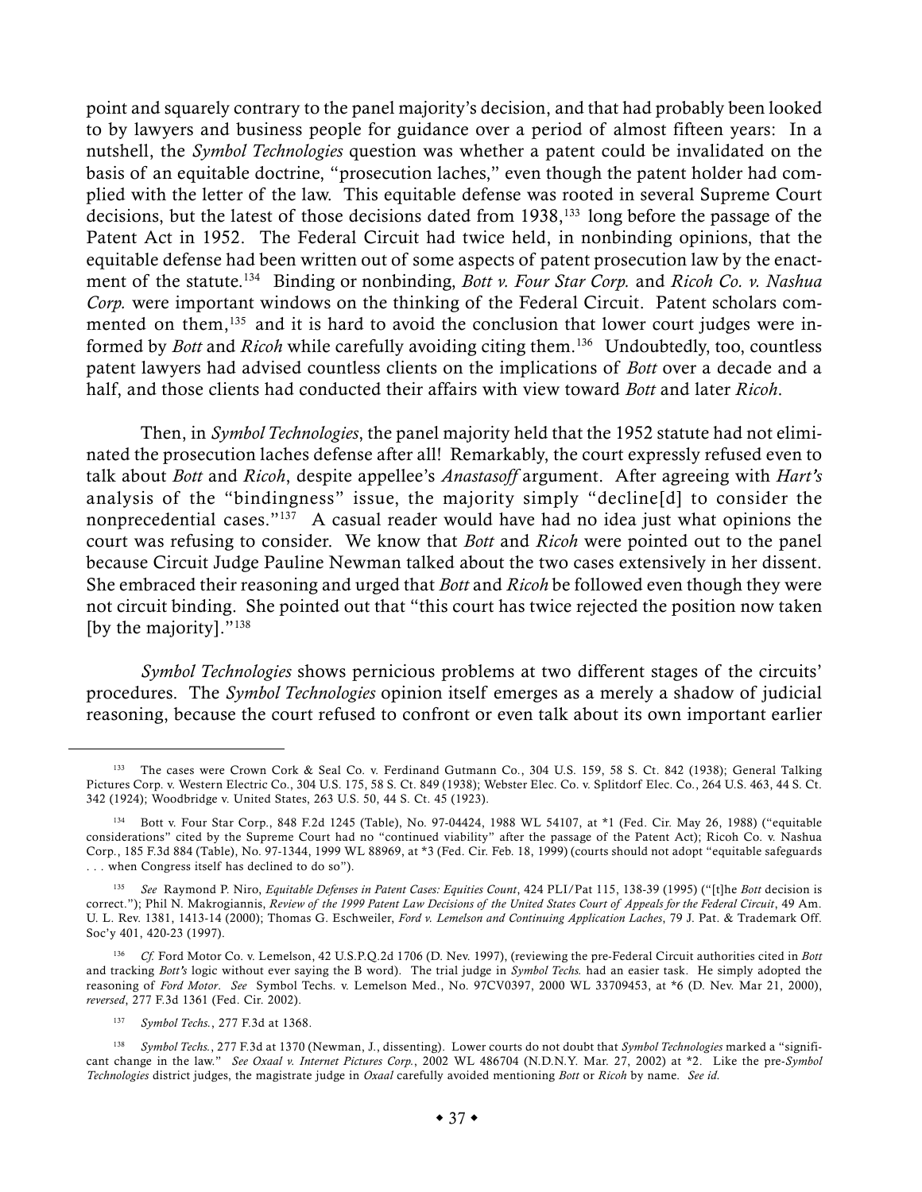point and squarely contrary to the panel majority's decision, and that had probably been looked to by lawyers and business people for guidance over a period of almost fifteen years: In a nutshell, the *Symbol Technologies* question was whether a patent could be invalidated on the basis of an equitable doctrine, "prosecution laches," even though the patent holder had complied with the letter of the law. This equitable defense was rooted in several Supreme Court decisions, but the latest of those decisions dated from 1938,[133] long before the passage of the Patent Act in 1952. The Federal Circuit had twice held, in nonbinding opinions, that the equitable defense had been written out of some aspects of patent prosecution law by the enactment of the statute.[134] Binding or nonbinding, *Bott v. Four Star Corp.* and *Ricoh Co. v. Nashua Corp.* were important windows on the thinking of the Federal Circuit. Patent scholars commented on them,[135] and it is hard to avoid the conclusion that lower court judges were informed by *Bott* and *Ricoh* while carefully avoiding citing them.[136] Undoubtedly, too, countless patent lawyers had advised countless clients on the implications of *Bott* over a decade and a half, and those clients had conducted their affairs with view toward *Bott* and later *Ricoh*.

Then, in *Symbol Technologies*, the panel majority held that the 1952 statute had not eliminated the prosecution laches defense after all! Remarkably, the court expressly refused even to talk about *Bott* and *Ricoh*, despite appellee's *Anastasoff* argument. After agreeing with *Hart's* analysis of the "bindingness" issue, the majority simply "decline[d] to consider the nonprecedential cases."[137] A casual reader would have had no idea just what opinions the court was refusing to consider. We know that *Bott* and *Ricoh* were pointed out to the panel because Circuit Judge Pauline Newman talked about the two cases extensively in her dissent. She embraced their reasoning and urged that *Bott* and *Ricoh* be followed even though they were not circuit binding. She pointed out that "this court has twice rejected the position now taken [by the majority]."[138]

*Symbol Technologies* shows pernicious problems at two different stages of the circuits' procedures. The *Symbol Technologies* opinion itself emerges as a merely a shadow of judicial reasoning, because the court refused to confront or even talk about its own important earlier

---

[133] The cases were Crown Cork & Seal Co. v. Ferdinand Gutmann Co., 304 U.S. 159, 58 S. Ct. 842 (1938); General Talking Pictures Corp. v. Western Electric Co., 304 U.S. 175, 58 S. Ct. 849 (1938); Webster Elec. Co. v. Splitdorf Elec. Co., 264 U.S. 463, 44 S. Ct. 342 (1924); Woodbridge v. United States, 263 U.S. 50, 44 S. Ct. 45 (1923).

[134] Bott v. Four Star Corp., 848 F.2d 1245 (Table), No. 97-04424, 1988 WL 54107, at *1 (Fed. Cir. May 26, 1988) ("equitable considerations" cited by the Supreme Court had no "continued viability" after the passage of the Patent Act); Ricoh Co. v. Nashua Corp., 185 F.3d 884 (Table), No. 97-1344, 1999 WL 88969, at *3 (Fed. Cir. Feb. 18, 1999) (courts should not adopt "equitable safeguards . . . when Congress itself has declined to do so").

[135] *See* Raymond P. Niro, *Equitable Defenses in Patent Cases: Equities Count*, 424 PLI/Pat 115, 138-39 (1995) ("[t]he *Bott* decision is correct."); Phil N. Makrogiannis, *Review of the 1999 Patent Law Decisions of the United States Court of Appeals for the Federal Circuit*, 49 Am. U. L. Rev. 1381, 1413-14 (2000); Thomas G. Eschweiler, *Ford v. Lemelson and Continuing Application Laches*, 79 J. Pat. & Trademark Off. Soc'y 401, 420-23 (1997).

[136] *Cf.* Ford Motor Co. v. Lemelson, 42 U.S.P.Q.2d 1706 (D. Nev. 1997), (reviewing the pre-Federal Circuit authorities cited in *Bott* and tracking *Bott's* logic without ever saying the B word). The trial judge in *Symbol Techs.* had an easier task. He simply adopted the reasoning of *Ford Motor*. *See* Symbol Techs. v. Lemelson Med., No. 97CV0397, 2000 WL 33709453, at *6 (D. Nev. Mar 21, 2000), *reversed*, 277 F.3d 1361 (Fed. Cir. 2002).

[137] *Symbol Techs.*, 277 F.3d at 1368.

[138] *Symbol Techs.*, 277 F.3d at 1370 (Newman, J., dissenting). Lower courts do not doubt that *Symbol Technologies* marked a "significant change in the law." *See Oxaal v. Internet Pictures Corp.*, 2002 WL 486704 (N.D.N.Y. Mar. 27, 2002) at *2. Like the pre-*Symbol Technologies* district judges, the magistrate judge in *Oxaal* carefully avoided mentioning *Bott* or *Ricoh* by name. *See id.*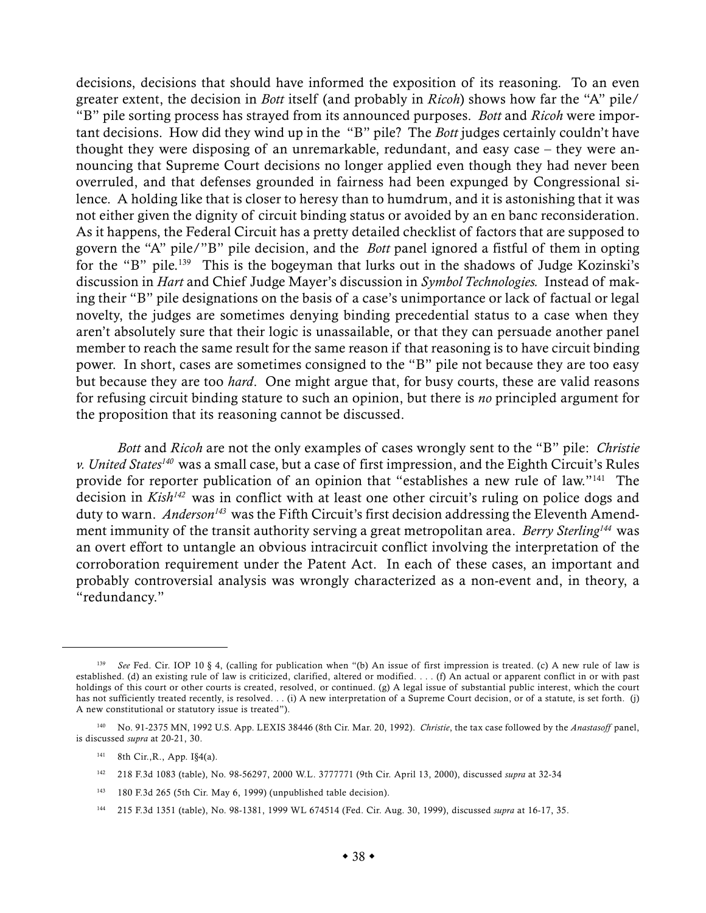decisions, decisions that should have informed the exposition of its reasoning. To an even greater extent, the decision in *Bott* itself (and probably in *Ricoh*) shows how far the "A" pile/ "B" pile sorting process has strayed from its announced purposes. *Bott* and *Ricoh* were important decisions. How did they wind up in the "B" pile? The *Bott* judges certainly couldn't have thought they were disposing of an unremarkable, redundant, and easy case – they were announcing that Supreme Court decisions no longer applied even though they had never been overruled, and that defenses grounded in fairness had been expunged by Congressional silence. A holding like that is closer to heresy than to humdrum, and it is astonishing that it was not either given the dignity of circuit binding status or avoided by an en banc reconsideration. As it happens, the Federal Circuit has a pretty detailed checklist of factors that are supposed to govern the "A" pile/"B" pile decision, and the *Bott* panel ignored a fistful of them in opting for the "B" pile.[139] This is the bogeyman that lurks out in the shadows of Judge Kozinski's discussion in *Hart* and Chief Judge Mayer's discussion in *Symbol Technologies.* Instead of making their "B" pile designations on the basis of a case's unimportance or lack of factual or legal novelty, the judges are sometimes denying binding precedential status to a case when they aren't absolutely sure that their logic is unassailable, or that they can persuade another panel member to reach the same result for the same reason if that reasoning is to have circuit binding power. In short, cases are sometimes consigned to the "B" pile not because they are too easy but because they are too *hard*. One might argue that, for busy courts, these are valid reasons for refusing circuit binding stature to such an opinion, but there is *no* principled argument for the proposition that its reasoning cannot be discussed.

*Bott* and *Ricoh* are not the only examples of cases wrongly sent to the "B" pile: *Christie v. United States*[140] was a small case, but a case of first impression, and the Eighth Circuit's Rules provide for reporter publication of an opinion that "establishes a new rule of law."[141] The decision in *Kish*[142] was in conflict with at least one other circuit's ruling on police dogs and duty to warn. *Anderson*[143] was the Fifth Circuit's first decision addressing the Eleventh Amendment immunity of the transit authority serving a great metropolitan area. *Berry Sterling*[144] was an overt effort to untangle an obvious intracircuit conflict involving the interpretation of the corroboration requirement under the Patent Act. In each of these cases, an important and probably controversial analysis was wrongly characterized as a non-event and, in theory, a "redundancy."

---

[139] *See* Fed. Cir. IOP 10 § 4, (calling for publication when "(b) An issue of first impression is treated. (c) A new rule of law is established. (d) an existing rule of law is criticized, clarified, altered or modified. . . . (f) An actual or apparent conflict in or with past holdings of this court or other courts is created, resolved, or continued. (g) A legal issue of substantial public interest, which the court has not sufficiently treated recently, is resolved. . . (i) A new interpretation of a Supreme Court decision, or of a statute, is set forth. (j) A new constitutional or statutory issue is treated").

[140] No. 91-2375 MN, 1992 U.S. App. LEXIS 38446 (8th Cir. Mar. 20, 1992). *Christie*, the tax case followed by the *Anastasoff* panel, is discussed *supra* at 20-21, 30.

[141] 8th Cir.,R., App. I§4(a).

[142] 218 F.3d 1083 (table), No. 98-56297, 2000 W.L. 3777771 (9th Cir. April 13, 2000), discussed *supra* at 32-34

[143] 180 F.3d 265 (5th Cir. May 6, 1999) (unpublished table decision).

[144] 215 F.3d 1351 (table), No. 98-1381, 1999 WL 674514 (Fed. Cir. Aug. 30, 1999), discussed *supra* at 16-17, 35.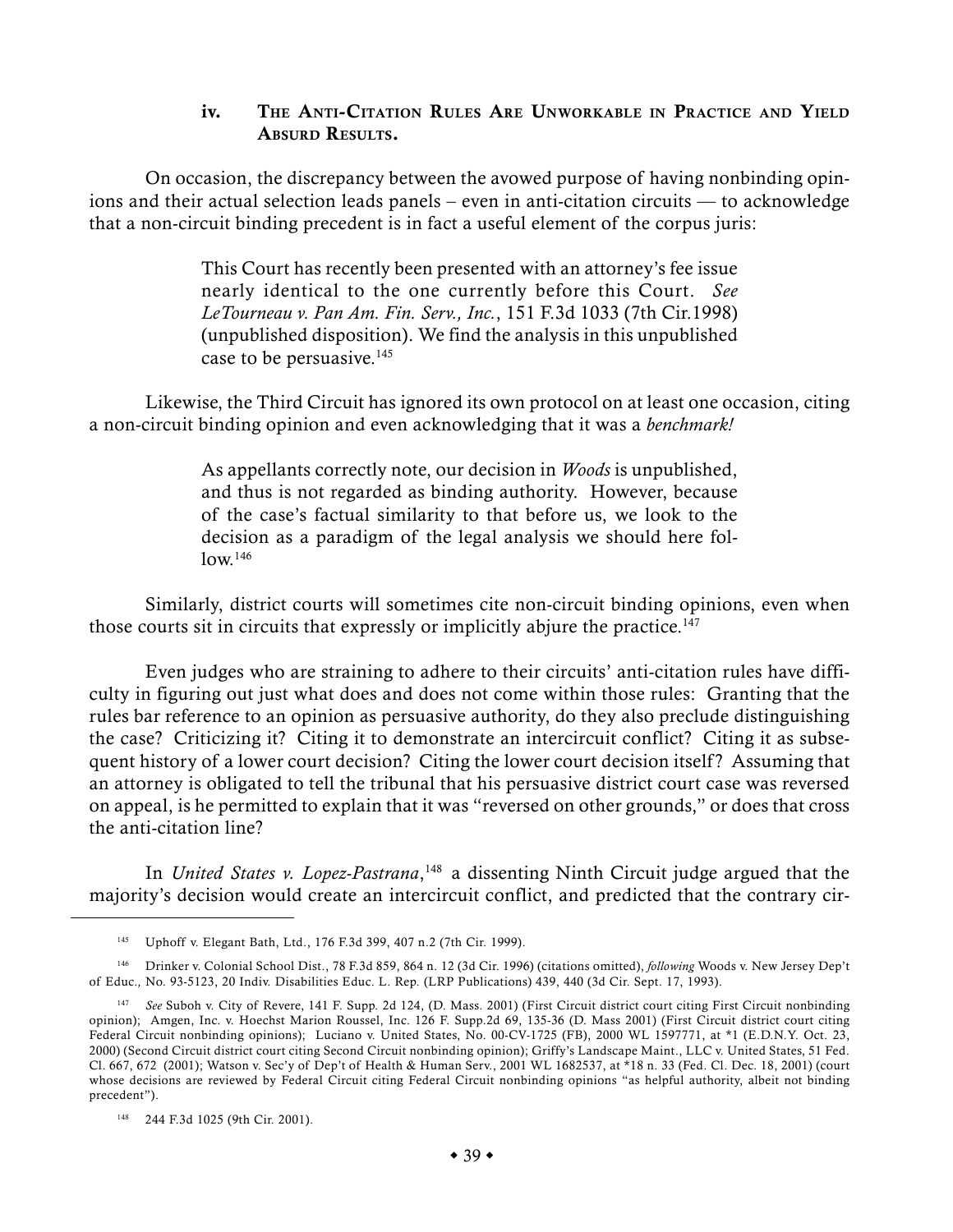### iv. The Anti-Citation Rules Are Unworkable in Practice and Yield Absurd Results.

On occasion, the discrepancy between the avowed purpose of having nonbinding opinions and their actual selection leads panels – even in anti-citation circuits — to acknowledge that a non-circuit binding precedent is in fact a useful element of the corpus juris:

> This Court has recently been presented with an attorney's fee issue nearly identical to the one currently before this Court. *See LeTourneau v. Pan Am. Fin. Serv., Inc.*, 151 F.3d 1033 (7th Cir.1998) (unpublished disposition). We find the analysis in this unpublished case to be persuasive.[145]

Likewise, the Third Circuit has ignored its own protocol on at least one occasion, citing a non-circuit binding opinion and even acknowledging that it was a *benchmark!*

> As appellants correctly note, our decision in *Woods* is unpublished, and thus is not regarded as binding authority. However, because of the case's factual similarity to that before us, we look to the decision as a paradigm of the legal analysis we should here follow.[146]

Similarly, district courts will sometimes cite non-circuit binding opinions, even when those courts sit in circuits that expressly or implicitly abjure the practice.[147]

Even judges who are straining to adhere to their circuits' anti-citation rules have difficulty in figuring out just what does and does not come within those rules: Granting that the rules bar reference to an opinion as persuasive authority, do they also preclude distinguishing the case? Criticizing it? Citing it to demonstrate an intercircuit conflict? Citing it as subsequent history of a lower court decision? Citing the lower court decision itself? Assuming that an attorney is obligated to tell the tribunal that his persuasive district court case was reversed on appeal, is he permitted to explain that it was "reversed on other grounds," or does that cross the anti-citation line?

In *United States v. Lopez-Pastrana*,[148] a dissenting Ninth Circuit judge argued that the majority's decision would create an intercircuit conflict, and predicted that the contrary cir-

---

[145] Uphoff v. Elegant Bath, Ltd., 176 F.3d 399, 407 n.2 (7th Cir. 1999).

[146] Drinker v. Colonial School Dist., 78 F.3d 859, 864 n. 12 (3d Cir. 1996) (citations omitted), *following* Woods v. New Jersey Dep't of Educ., No. 93-5123, 20 Indiv. Disabilities Educ. L. Rep. (LRP Publications) 439, 440 (3d Cir. Sept. 17, 1993).

[147] *See* Suboh v. City of Revere, 141 F. Supp. 2d 124, (D. Mass. 2001) (First Circuit district court citing First Circuit nonbinding opinion); Amgen, Inc. v. Hoechst Marion Roussel, Inc. 126 F. Supp.2d 69, 135-36 (D. Mass 2001) (First Circuit district court citing Federal Circuit nonbinding opinions); Luciano v. United States, No. 00-CV-1725 (FB), 2000 WL 1597771, at *1 (E.D.N.Y. Oct. 23, 2000) (Second Circuit district court citing Second Circuit nonbinding opinion); Griffy's Landscape Maint., LLC v. United States, 51 Fed. Cl. 667, 672 (2001); Watson v. Sec'y of Dep't of Health & Human Serv., 2001 WL 1682537, at *18 n. 33 (Fed. Cl. Dec. 18, 2001) (court whose decisions are reviewed by Federal Circuit citing Federal Circuit nonbinding opinions "as helpful authority, albeit not binding precedent").

[148] 244 F.3d 1025 (9th Cir. 2001).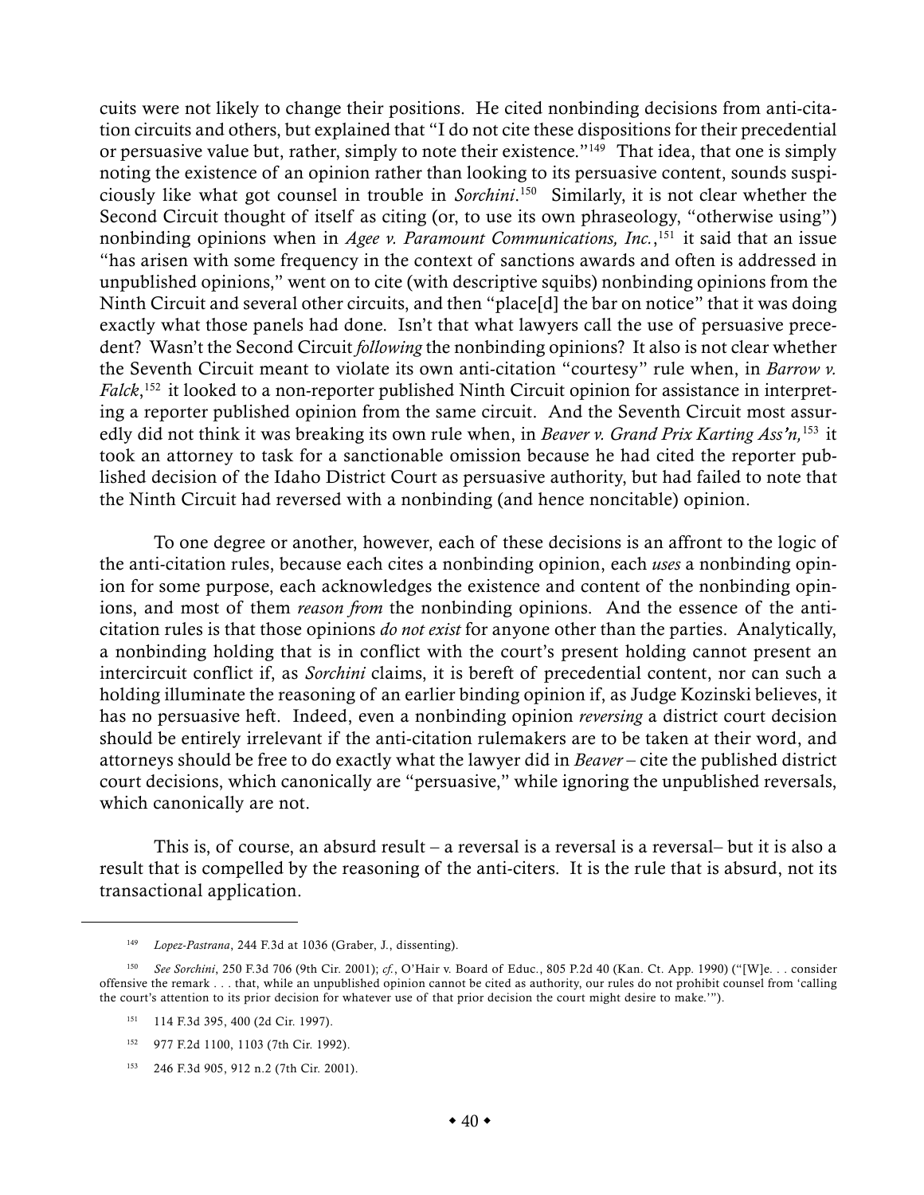cuits were not likely to change their positions. He cited nonbinding decisions from anti-citation circuits and others, but explained that "I do not cite these dispositions for their precedential or persuasive value but, rather, simply to note their existence."[149] That idea, that one is simply noting the existence of an opinion rather than looking to its persuasive content, sounds suspiciously like what got counsel in trouble in *Sorchini*.[150] Similarly, it is not clear whether the Second Circuit thought of itself as citing (or, to use its own phraseology, "otherwise using") nonbinding opinions when in *Agee v. Paramount Communications, Inc.*,[151] it said that an issue "has arisen with some frequency in the context of sanctions awards and often is addressed in unpublished opinions," went on to cite (with descriptive squibs) nonbinding opinions from the Ninth Circuit and several other circuits, and then "place[d] the bar on notice" that it was doing exactly what those panels had done. Isn't that what lawyers call the use of persuasive precedent? Wasn't the Second Circuit *following* the nonbinding opinions? It also is not clear whether the Seventh Circuit meant to violate its own anti-citation "courtesy" rule when, in *Barrow v. Falck*,[152] it looked to a non-reporter published Ninth Circuit opinion for assistance in interpreting a reporter published opinion from the same circuit. And the Seventh Circuit most assuredly did not think it was breaking its own rule when, in *Beaver v. Grand Prix Karting Ass'n,*[153] it took an attorney to task for a sanctionable omission because he had cited the reporter published decision of the Idaho District Court as persuasive authority, but had failed to note that the Ninth Circuit had reversed with a nonbinding (and hence noncitable) opinion.

To one degree or another, however, each of these decisions is an affront to the logic of the anti-citation rules, because each cites a nonbinding opinion, each *uses* a nonbinding opinion for some purpose, each acknowledges the existence and content of the nonbinding opinions, and most of them *reason from* the nonbinding opinions. And the essence of the anti-citation rules is that those opinions *do not exist* for anyone other than the parties. Analytically, a nonbinding holding that is in conflict with the court's present holding cannot present an intercircuit conflict if, as *Sorchini* claims, it is bereft of precedential content, nor can such a holding illuminate the reasoning of an earlier binding opinion if, as Judge Kozinski believes, it has no persuasive heft. Indeed, even a nonbinding opinion *reversing* a district court decision should be entirely irrelevant if the anti-citation rulemakers are to be taken at their word, and attorneys should be free to do exactly what the lawyer did in *Beaver* – cite the published district court decisions, which canonically are "persuasive," while ignoring the unpublished reversals, which canonically are not.

This is, of course, an absurd result – a reversal is a reversal is a reversal– but it is also a result that is compelled by the reasoning of the anti-citers. It is the rule that is absurd, not its transactional application.

---

[149] *Lopez-Pastrana*, 244 F.3d at 1036 (Graber, J., dissenting).

[150] *See Sorchini*, 250 F.3d 706 (9th Cir. 2001); *cf.*, O'Hair v. Board of Educ., 805 P.2d 40 (Kan. Ct. App. 1990) ("[W]e. . . consider offensive the remark . . . that, while an unpublished opinion cannot be cited as authority, our rules do not prohibit counsel from 'calling the court's attention to its prior decision for whatever use of that prior decision the court might desire to make.'").

[151] 114 F.3d 395, 400 (2d Cir. 1997).

[152] 977 F.2d 1100, 1103 (7th Cir. 1992).

[153] 246 F.3d 905, 912 n.2 (7th Cir. 2001).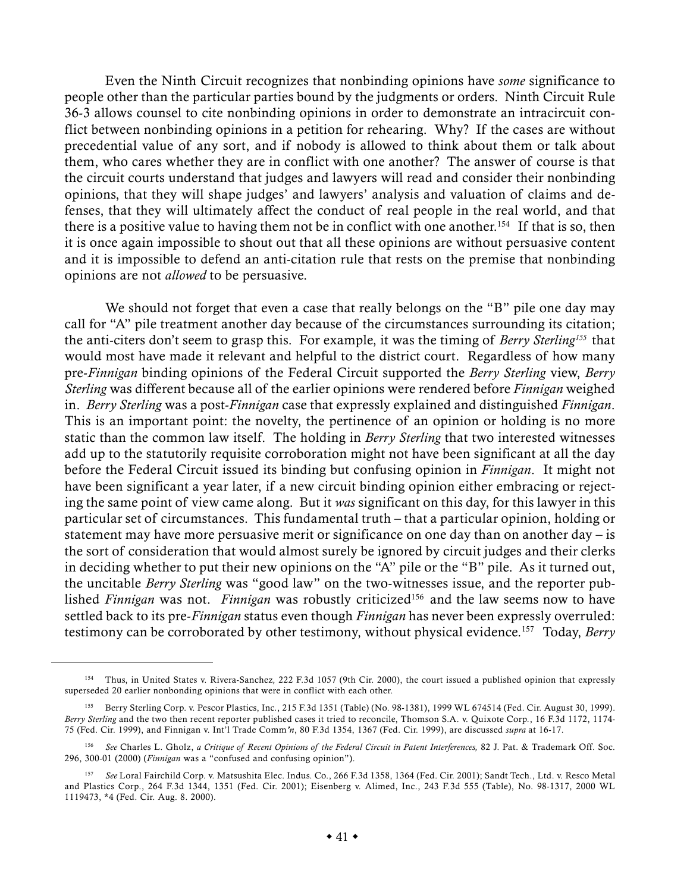Even the Ninth Circuit recognizes that nonbinding opinions have *some* significance to people other than the particular parties bound by the judgments or orders. Ninth Circuit Rule 36-3 allows counsel to cite nonbinding opinions in order to demonstrate an intracircuit conflict between nonbinding opinions in a petition for rehearing. Why? If the cases are without precedential value of any sort, and if nobody is allowed to think about them or talk about them, who cares whether they are in conflict with one another? The answer of course is that the circuit courts understand that judges and lawyers will read and consider their nonbinding opinions, that they will shape judges' and lawyers' analysis and valuation of claims and defenses, that they will ultimately affect the conduct of real people in the real world, and that there is a positive value to having them not be in conflict with one another.[154] If that is so, then it is once again impossible to shout out that all these opinions are without persuasive content and it is impossible to defend an anti-citation rule that rests on the premise that nonbinding opinions are not *allowed* to be persuasive.

We should not forget that even a case that really belongs on the "B" pile one day may call for "A" pile treatment another day because of the circumstances surrounding its citation; the anti-citers don't seem to grasp this. For example, it was the timing of *Berry Sterling*[155] that would most have made it relevant and helpful to the district court. Regardless of how many pre-*Finnigan* binding opinions of the Federal Circuit supported the *Berry Sterling* view, *Berry Sterling* was different because all of the earlier opinions were rendered before *Finnigan* weighed in. *Berry Sterling* was a post-*Finnigan* case that expressly explained and distinguished *Finnigan*. This is an important point: the novelty, the pertinence of an opinion or holding is no more static than the common law itself. The holding in *Berry Sterling* that two interested witnesses add up to the statutorily requisite corroboration might not have been significant at all the day before the Federal Circuit issued its binding but confusing opinion in *Finnigan*. It might not have been significant a year later, if a new circuit binding opinion either embracing or rejecting the same point of view came along. But it *was* significant on this day, for this lawyer in this particular set of circumstances. This fundamental truth – that a particular opinion, holding or statement may have more persuasive merit or significance on one day than on another day – is the sort of consideration that would almost surely be ignored by circuit judges and their clerks in deciding whether to put their new opinions on the "A" pile or the "B" pile. As it turned out, the uncitable *Berry Sterling* was "good law" on the two-witnesses issue, and the reporter published *Finnigan* was not. *Finnigan* was robustly criticized[156] and the law seems now to have settled back to its pre-*Finnigan* status even though *Finnigan* has never been expressly overruled: testimony can be corroborated by other testimony, without physical evidence.[157] Today, *Berry*

---

[154] Thus, in United States v. Rivera-Sanchez, 222 F.3d 1057 (9th Cir. 2000), the court issued a published opinion that expressly superseded 20 earlier nonbonding opinions that were in conflict with each other.

[155] Berry Sterling Corp. v. Pescor Plastics, Inc., 215 F.3d 1351 (Table) (No. 98-1381), 1999 WL 674514 (Fed. Cir. August 30, 1999). *Berry Sterling* and the two then recent reporter published cases it tried to reconcile, Thomson S.A. v. Quixote Corp., 16 F.3d 1172, 1174-75 (Fed. Cir. 1999), and Finnigan v. Int'l Trade Comm'n, 80 F.3d 1354, 1367 (Fed. Cir. 1999), are discussed *supra* at 16-17.

[156] *See* Charles L. Gholz, *a Critique of Recent Opinions of the Federal Circuit in Patent Interferences,* 82 J. Pat. & Trademark Off. Soc. 296, 300-01 (2000) (*Finnigan* was a "confused and confusing opinion").

[157] *See* Loral Fairchild Corp. v. Matsushita Elec. Indus. Co., 266 F.3d 1358, 1364 (Fed. Cir. 2001); Sandt Tech., Ltd. v. Resco Metal and Plastics Corp., 264 F.3d 1344, 1351 (Fed. Cir. 2001); Eisenberg v. Alimed, Inc., 243 F.3d 555 (Table), No. 98-1317, 2000 WL 1119473, *4 (Fed. Cir. Aug. 8. 2000).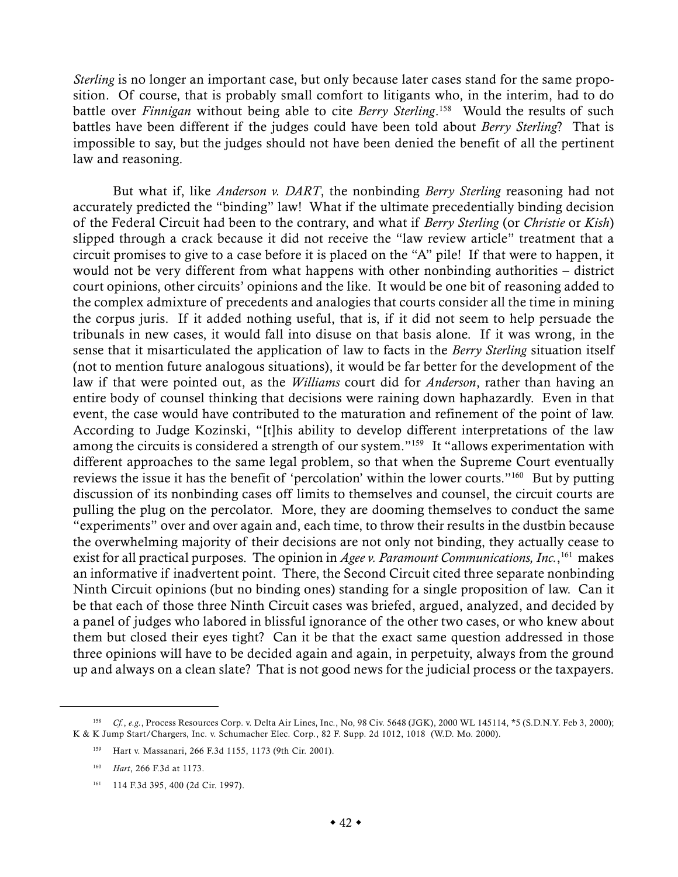*Sterling* is no longer an important case, but only because later cases stand for the same proposition. Of course, that is probably small comfort to litigants who, in the interim, had to do battle over *Finnigan* without being able to cite *Berry Sterling*.[158] Would the results of such battles have been different if the judges could have been told about *Berry Sterling*? That is impossible to say, but the judges should not have been denied the benefit of all the pertinent law and reasoning.

But what if, like *Anderson v. DART*, the nonbinding *Berry Sterling* reasoning had not accurately predicted the "binding" law! What if the ultimate precedentially binding decision of the Federal Circuit had been to the contrary, and what if *Berry Sterling* (or *Christie* or *Kish*) slipped through a crack because it did not receive the "law review article" treatment that a circuit promises to give to a case before it is placed on the "A" pile! If that were to happen, it would not be very different from what happens with other nonbinding authorities – district court opinions, other circuits' opinions and the like. It would be one bit of reasoning added to the complex admixture of precedents and analogies that courts consider all the time in mining the corpus juris. If it added nothing useful, that is, if it did not seem to help persuade the tribunals in new cases, it would fall into disuse on that basis alone. If it was wrong, in the sense that it misarticulated the application of law to facts in the *Berry Sterling* situation itself (not to mention future analogous situations), it would be far better for the development of the law if that were pointed out, as the *Williams* court did for *Anderson*, rather than having an entire body of counsel thinking that decisions were raining down haphazardly. Even in that event, the case would have contributed to the maturation and refinement of the point of law. According to Judge Kozinski, "[t]his ability to develop different interpretations of the law among the circuits is considered a strength of our system."[159] It "allows experimentation with different approaches to the same legal problem, so that when the Supreme Court eventually reviews the issue it has the benefit of 'percolation' within the lower courts."[160] But by putting discussion of its nonbinding cases off limits to themselves and counsel, the circuit courts are pulling the plug on the percolator. More, they are dooming themselves to conduct the same "experiments" over and over again and, each time, to throw their results in the dustbin because the overwhelming majority of their decisions are not only not binding, they actually cease to exist for all practical purposes. The opinion in *Agee v. Paramount Communications, Inc.*,[161] makes an informative if inadvertent point. There, the Second Circuit cited three separate nonbinding Ninth Circuit opinions (but no binding ones) standing for a single proposition of law. Can it be that each of those three Ninth Circuit cases was briefed, argued, analyzed, and decided by a panel of judges who labored in blissful ignorance of the other two cases, or who knew about them but closed their eyes tight? Can it be that the exact same question addressed in those three opinions will have to be decided again and again, in perpetuity, always from the ground up and always on a clean slate? That is not good news for the judicial process or the taxpayers.

---

[158] *Cf.*, *e.g.*, Process Resources Corp. v. Delta Air Lines, Inc., No, 98 Civ. 5648 (JGK), 2000 WL 145114, *5 (S.D.N.Y. Feb 3, 2000); K & K Jump Start/Chargers, Inc. v. Schumacher Elec. Corp., 82 F. Supp. 2d 1012, 1018 (W.D. Mo. 2000).

[159] Hart v. Massanari, 266 F.3d 1155, 1173 (9th Cir. 2001).

[160] *Hart*, 266 F.3d at 1173.

[161] 114 F.3d 395, 400 (2d Cir. 1997).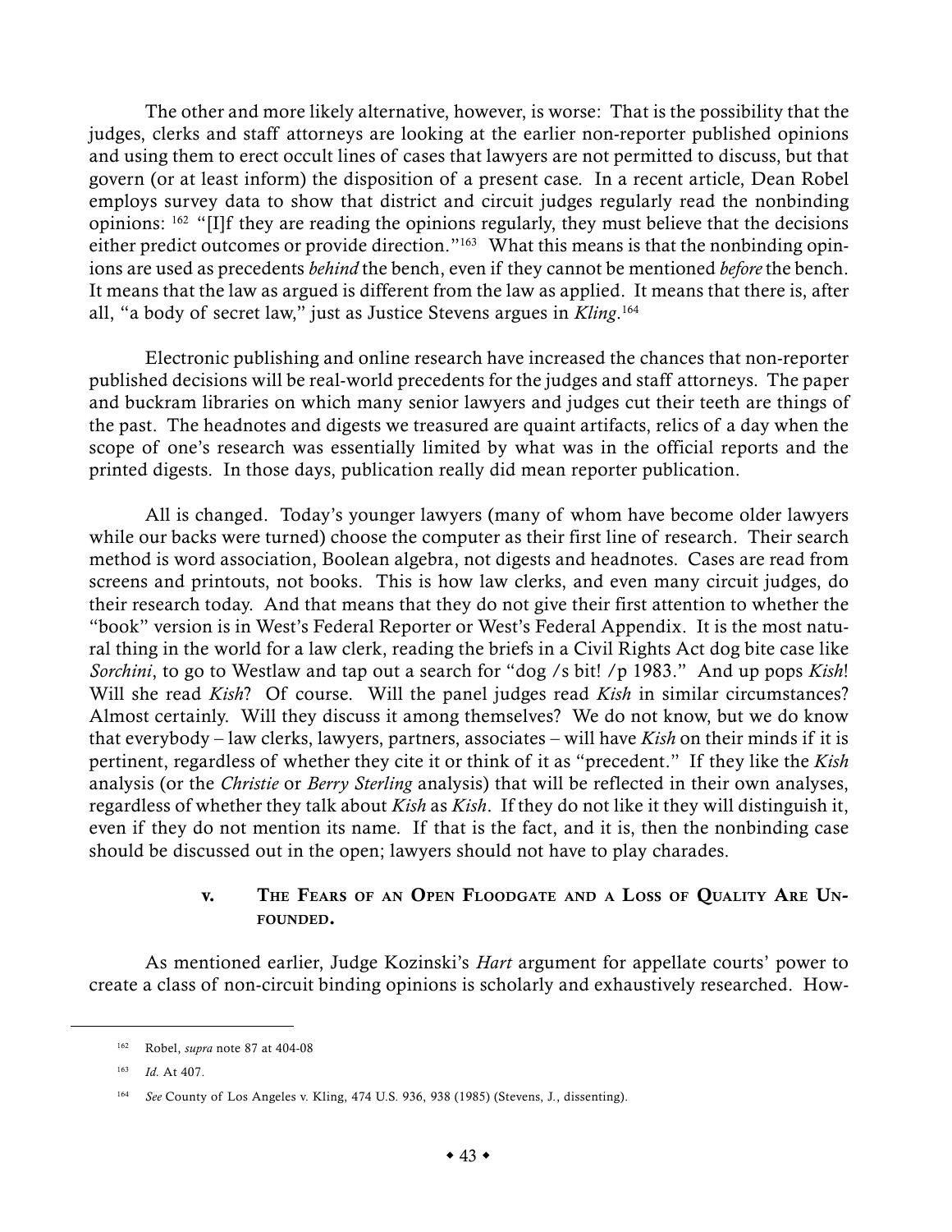The other and more likely alternative, however, is worse: That is the possibility that the judges, clerks and staff attorneys are looking at the earlier non-reporter published opinions and using them to erect occult lines of cases that lawyers are not permitted to discuss, but that govern (or at least inform) the disposition of a present case. In a recent article, Dean Robel employs survey data to show that district and circuit judges regularly read the nonbinding opinions: [162] "[I]f they are reading the opinions regularly, they must believe that the decisions either predict outcomes or provide direction."[163] What this means is that the nonbinding opinions are used as precedents *behind* the bench, even if they cannot be mentioned *before* the bench. It means that the law as argued is different from the law as applied. It means that there is, after all, "a body of secret law," just as Justice Stevens argues in *Kling*.[164]

Electronic publishing and online research have increased the chances that non-reporter published decisions will be real-world precedents for the judges and staff attorneys. The paper and buckram libraries on which many senior lawyers and judges cut their teeth are things of the past. The headnotes and digests we treasured are quaint artifacts, relics of a day when the scope of one's research was essentially limited by what was in the official reports and the printed digests. In those days, publication really did mean reporter publication.

All is changed. Today's younger lawyers (many of whom have become older lawyers while our backs were turned) choose the computer as their first line of research. Their search method is word association, Boolean algebra, not digests and headnotes. Cases are read from screens and printouts, not books. This is how law clerks, and even many circuit judges, do their research today. And that means that they do not give their first attention to whether the "book" version is in West's Federal Reporter or West's Federal Appendix. It is the most natural thing in the world for a law clerk, reading the briefs in a Civil Rights Act dog bite case like *Sorchini*, to go to Westlaw and tap out a search for "dog /s bit! /p 1983." And up pops *Kish*! Will she read *Kish*? Of course. Will the panel judges read *Kish* in similar circumstances? Almost certainly. Will they discuss it among themselves? We do not know, but we do know that everybody – law clerks, lawyers, partners, associates – will have *Kish* on their minds if it is pertinent, regardless of whether they cite it or think of it as "precedent." If they like the *Kish* analysis (or the *Christie* or *Berry Sterling* analysis) that will be reflected in their own analyses, regardless of whether they talk about *Kish* as *Kish*. If they do not like it they will distinguish it, even if they do not mention its name. If that is the fact, and it is, then the nonbinding case should be discussed out in the open; lawyers should not have to play charades.

### v. The Fears of an Open Floodgate and a Loss of Quality Are Unfounded.

As mentioned earlier, Judge Kozinski's *Hart* argument for appellate courts' power to create a class of non-circuit binding opinions is scholarly and exhaustively researched. How-

---

[162] Robel, *supra* note 87 at 404-08

[163] *Id.* At 407.

[164] *See* County of Los Angeles v. Kling, 474 U.S. 936, 938 (1985) (Stevens, J., dissenting).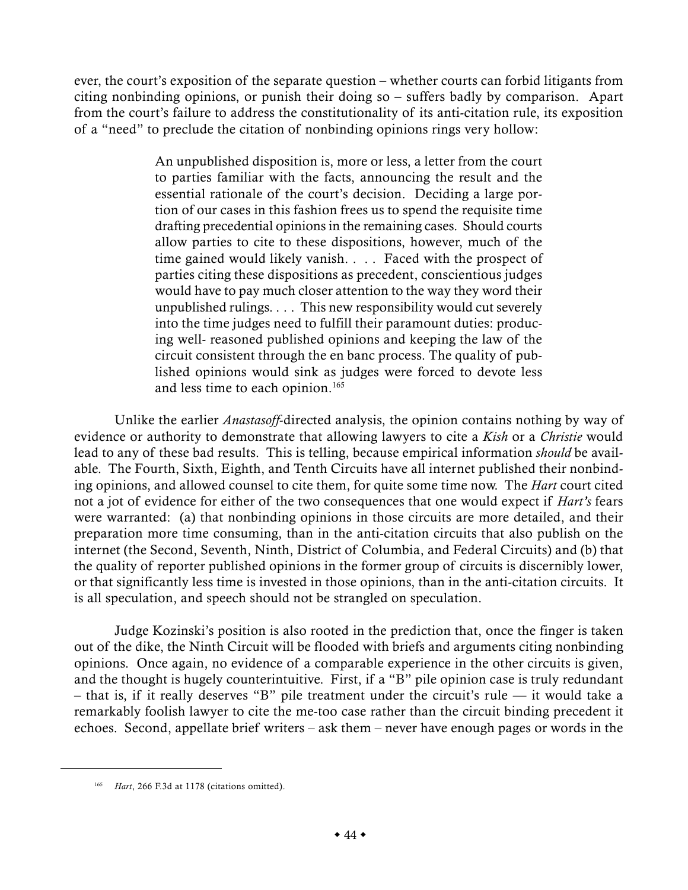ever, the court's exposition of the separate question – whether courts can forbid litigants from citing nonbinding opinions, or punish their doing so – suffers badly by comparison. Apart from the court's failure to address the constitutionality of its anti-citation rule, its exposition of a "need" to preclude the citation of nonbinding opinions rings very hollow:

> An unpublished disposition is, more or less, a letter from the court to parties familiar with the facts, announcing the result and the essential rationale of the court's decision. Deciding a large portion of our cases in this fashion frees us to spend the requisite time drafting precedential opinions in the remaining cases. Should courts allow parties to cite to these dispositions, however, much of the time gained would likely vanish. . . . Faced with the prospect of parties citing these dispositions as precedent, conscientious judges would have to pay much closer attention to the way they word their unpublished rulings. . . . This new responsibility would cut severely into the time judges need to fulfill their paramount duties: producing well- reasoned published opinions and keeping the law of the circuit consistent through the en banc process. The quality of published opinions would sink as judges were forced to devote less and less time to each opinion.[165]

Unlike the earlier *Anastasoff*-directed analysis, the opinion contains nothing by way of evidence or authority to demonstrate that allowing lawyers to cite a *Kish* or a *Christie* would lead to any of these bad results. This is telling, because empirical information *should* be available. The Fourth, Sixth, Eighth, and Tenth Circuits have all internet published their nonbinding opinions, and allowed counsel to cite them, for quite some time now. The *Hart* court cited not a jot of evidence for either of the two consequences that one would expect if *Hart's* fears were warranted: (a) that nonbinding opinions in those circuits are more detailed, and their preparation more time consuming, than in the anti-citation circuits that also publish on the internet (the Second, Seventh, Ninth, District of Columbia, and Federal Circuits) and (b) that the quality of reporter published opinions in the former group of circuits is discernibly lower, or that significantly less time is invested in those opinions, than in the anti-citation circuits. It is all speculation, and speech should not be strangled on speculation.

Judge Kozinski's position is also rooted in the prediction that, once the finger is taken out of the dike, the Ninth Circuit will be flooded with briefs and arguments citing nonbinding opinions. Once again, no evidence of a comparable experience in the other circuits is given, and the thought is hugely counterintuitive. First, if a "B" pile opinion case is truly redundant – that is, if it really deserves "B" pile treatment under the circuit's rule — it would take a remarkably foolish lawyer to cite the me-too case rather than the circuit binding precedent it echoes. Second, appellate brief writers – ask them – never have enough pages or words in the

[165] *Hart*, 266 F.3d at 1178 (citations omitted).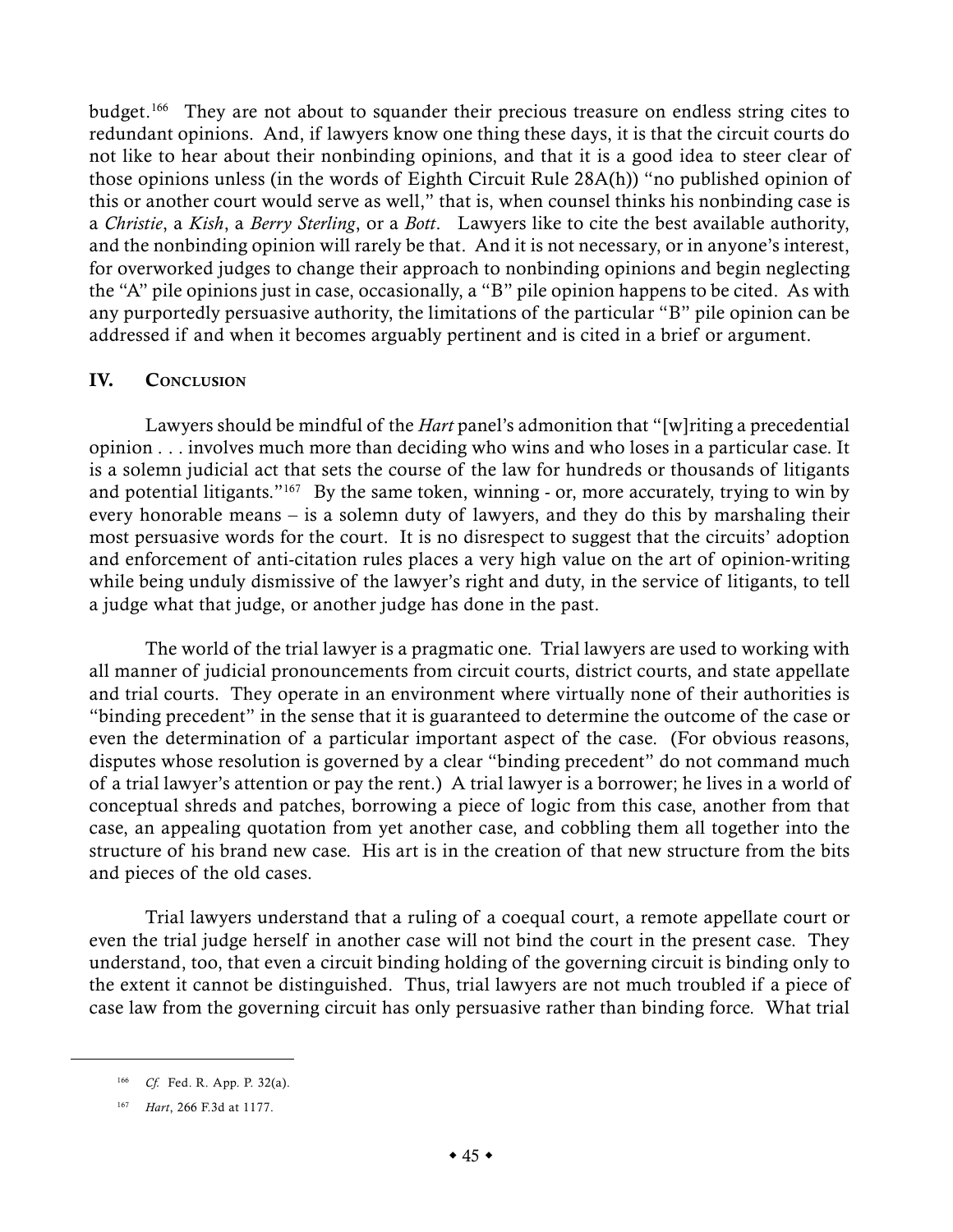budget.[166] They are not about to squander their precious treasure on endless string cites to redundant opinions. And, if lawyers know one thing these days, it is that the circuit courts do not like to hear about their nonbinding opinions, and that it is a good idea to steer clear of those opinions unless (in the words of Eighth Circuit Rule 28A(h)) "no published opinion of this or another court would serve as well," that is, when counsel thinks his nonbinding case is a *Christie*, a *Kish*, a *Berry Sterling*, or a *Bott*. Lawyers like to cite the best available authority, and the nonbinding opinion will rarely be that. And it is not necessary, or in anyone's interest, for overworked judges to change their approach to nonbinding opinions and begin neglecting the "A" pile opinions just in case, occasionally, a "B" pile opinion happens to be cited. As with any purportedly persuasive authority, the limitations of the particular "B" pile opinion can be addressed if and when it becomes arguably pertinent and is cited in a brief or argument.

## IV. Conclusion

Lawyers should be mindful of the *Hart* panel's admonition that "[w]riting a precedential opinion . . . involves much more than deciding who wins and who loses in a particular case. It is a solemn judicial act that sets the course of the law for hundreds or thousands of litigants and potential litigants."[167] By the same token, winning - or, more accurately, trying to win by every honorable means – is a solemn duty of lawyers, and they do this by marshaling their most persuasive words for the court. It is no disrespect to suggest that the circuits' adoption and enforcement of anti-citation rules places a very high value on the art of opinion-writing while being unduly dismissive of the lawyer's right and duty, in the service of litigants, to tell a judge what that judge, or another judge has done in the past.

The world of the trial lawyer is a pragmatic one. Trial lawyers are used to working with all manner of judicial pronouncements from circuit courts, district courts, and state appellate and trial courts. They operate in an environment where virtually none of their authorities is "binding precedent" in the sense that it is guaranteed to determine the outcome of the case or even the determination of a particular important aspect of the case. (For obvious reasons, disputes whose resolution is governed by a clear "binding precedent" do not command much of a trial lawyer's attention or pay the rent.) A trial lawyer is a borrower; he lives in a world of conceptual shreds and patches, borrowing a piece of logic from this case, another from that case, an appealing quotation from yet another case, and cobbling them all together into the structure of his brand new case. His art is in the creation of that new structure from the bits and pieces of the old cases.

Trial lawyers understand that a ruling of a coequal court, a remote appellate court or even the trial judge herself in another case will not bind the court in the present case. They understand, too, that even a circuit binding holding of the governing circuit is binding only to the extent it cannot be distinguished. Thus, trial lawyers are not much troubled if a piece of case law from the governing circuit has only persuasive rather than binding force. What trial

---

[166] *Cf.* Fed. R. App. P. 32(a).

[167] *Hart*, 266 F.3d at 1177.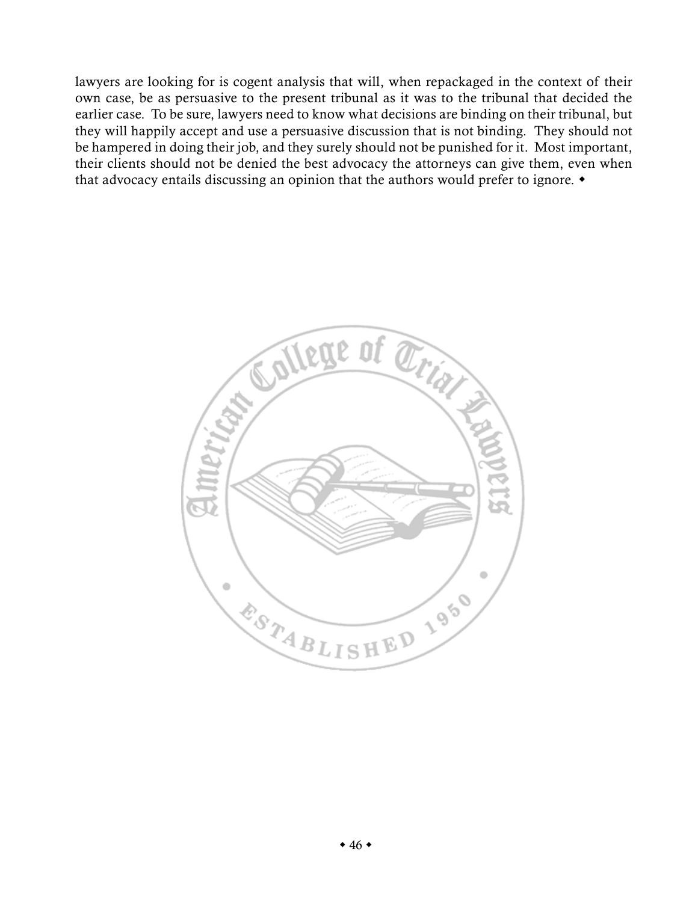lawyers are looking for is cogent analysis that will, when repackaged in the context of their own case, be as persuasive to the present tribunal as it was to the tribunal that decided the earlier case. To be sure, lawyers need to know what decisions are binding on their tribunal, but they will happily accept and use a persuasive discussion that is not binding. They should not be hampered in doing their job, and they surely should not be punished for it. Most important, their clients should not be denied the best advocacy the attorneys can give them, even when that advocacy entails discussing an opinion that the authors would prefer to ignore. ◆